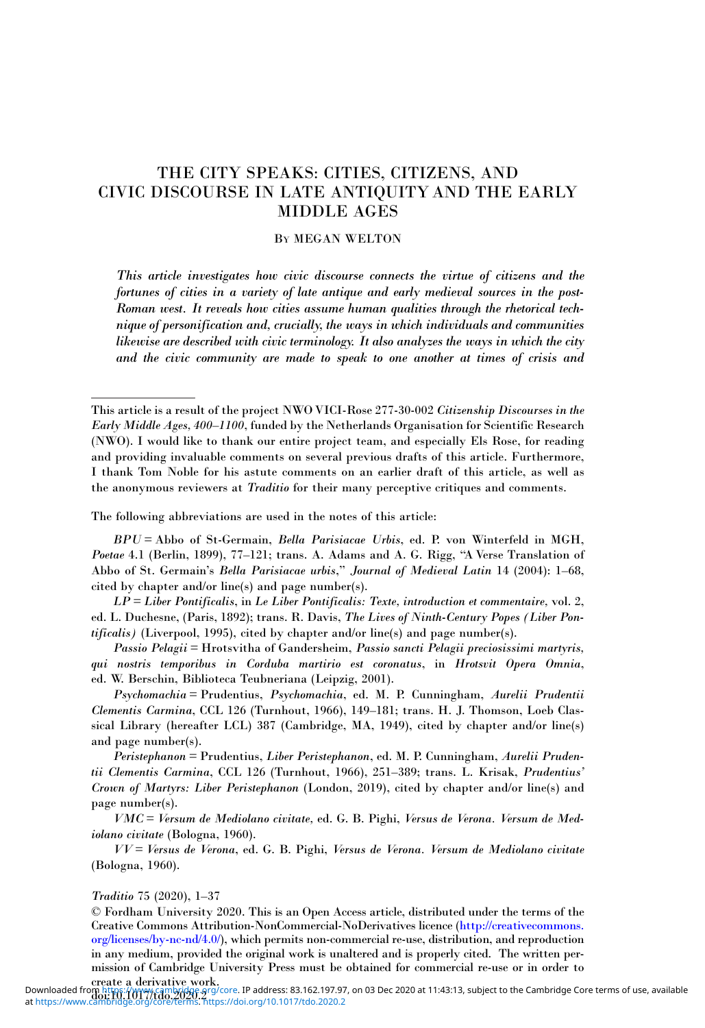# THE CITY SPEAKS: CITIES, CITIZENS, AND CIVIC DISCOURSE IN LATE ANTIQUITY AND THE EARLY MIDDLE AGES

By MEGAN WELTON

***This article investigates how civic discourse connects the virtue of citizens and the fortunes of cities in a variety of late antique and early medieval sources in the post-Roman west. It reveals how cities assume human qualities through the rhetorical technique of personification and, crucially, the ways in which individuals and communities likewise are described with civic terminology. It also analyzes the ways in which the city and the civic community are made to speak to one another at times of crisis and***

---

This article is a result of the project NWO VICI-Rose 277-30-002 *Citizenship Discourses in the Early Middle Ages, 400–1100*, funded by the Netherlands Organisation for Scientific Research (NWO). I would like to thank our entire project team, and especially Els Rose, for reading and providing invaluable comments on several previous drafts of this article. Furthermore, I thank Tom Noble for his astute comments on an earlier draft of this article, as well as the anonymous reviewers at *Traditio* for their many perceptive critiques and comments.

The following abbreviations are used in the notes of this article:

*BPU* = Abbo of St-Germain, *Bella Parisiacae Urbis*, ed. P. von Winterfeld in MGH, *Poetae* 4.1 (Berlin, 1899), 77–121; trans. A. Adams and A. G. Rigg, "A Verse Translation of Abbo of St. Germain's *Bella Parisiacae urbis*," *Journal of Medieval Latin* 14 (2004): 1–68, cited by chapter and/or line(s) and page number(s).

*LP* = *Liber Pontificalis*, in *Le Liber Pontificalis: Texte, introduction et commentaire*, vol. 2, ed. L. Duchesne, (Paris, 1892); trans. R. Davis, *The Lives of Ninth-Century Popes (Liber Pontificalis)* (Liverpool, 1995), cited by chapter and/or line(s) and page number(s).

*Passio Pelagii* = Hrotsvitha of Gandersheim, *Passio sancti Pelagii preciosissimi martyris, qui nostris temporibus in Corduba martirio est coronatus*, in *Hrotsvit Opera Omnia*, ed. W. Berschin, Biblioteca Teubneriana (Leipzig, 2001).

*Psychomachia* = Prudentius, *Psychomachia*, ed. M. P. Cunningham, *Aurelii Prudentii Clementis Carmina*, CCL 126 (Turnhout, 1966), 149–181; trans. H. J. Thomson, Loeb Classical Library (hereafter LCL) 387 (Cambridge, MA, 1949), cited by chapter and/or line(s) and page number(s).

*Peristephanon* = Prudentius, *Liber Peristephanon*, ed. M. P. Cunningham, *Aurelii Prudentii Clementis Carmina*, CCL 126 (Turnhout, 1966), 251–389; trans. L. Krisak, *Prudentius' Crown of Martyrs: Liber Peristephanon* (London, 2019), cited by chapter and/or line(s) and page number(s).

*VMC* = *Versum de Mediolano civitate*, ed. G. B. Pighi, *Versus de Verona. Versum de Mediolano civitate* (Bologna, 1960).

*VV* = *Versus de Verona*, ed. G. B. Pighi, *Versus de Verona. Versum de Mediolano civitate* (Bologna, 1960).

© Fordham University 2020. This is an Open Access article, distributed under the terms of the Creative Commons Attribution-NonCommercial-NoDerivatives licence (http://creativecommons.org/licenses/by-nc-nd/4.0/), which permits non-commercial re-use, distribution, and reproduction in any medium, provided the original work is unaltered and is properly cited. The written permission of Cambridge University Press must be obtained for commercial re-use or in order to create a derivative work.
doi:10.1017/tdo.2020.2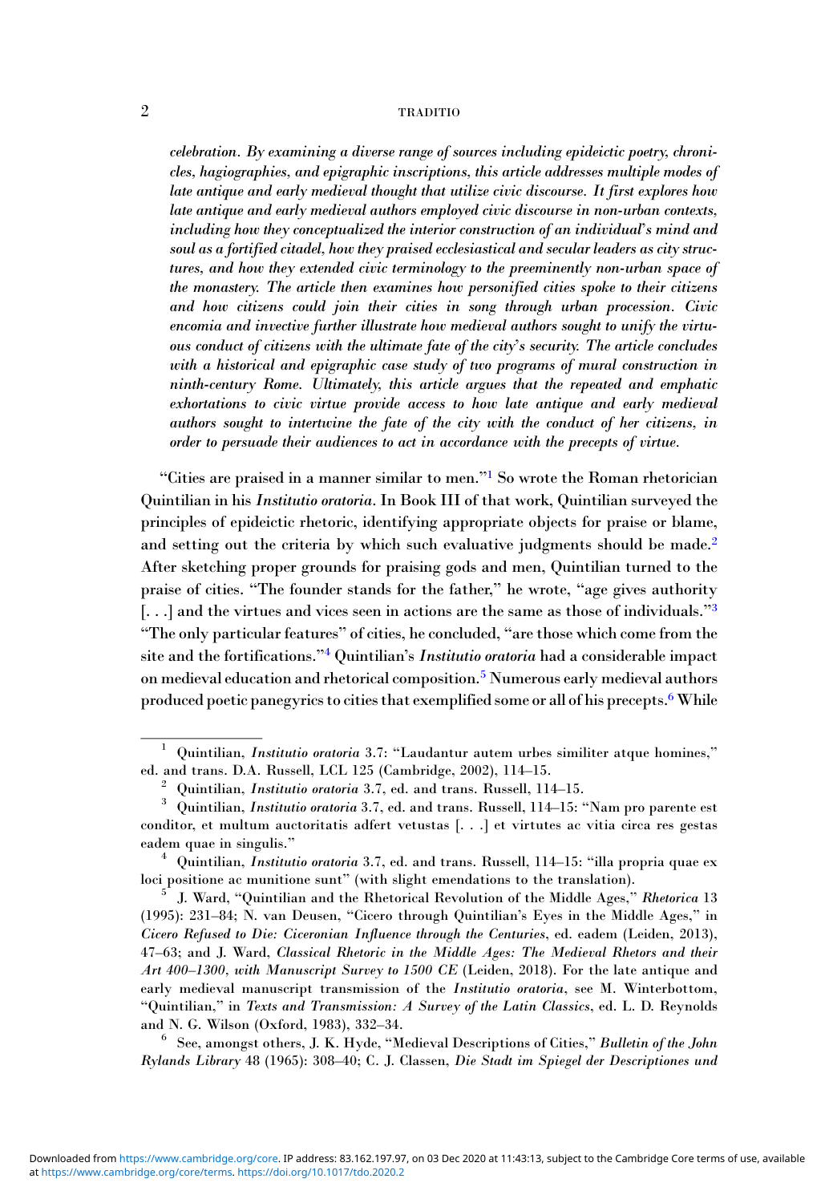*celebration. By examining a diverse range of sources including epideictic poetry, chronicles, hagiographies, and epigraphic inscriptions, this article addresses multiple modes of late antique and early medieval thought that utilize civic discourse. It first explores how late antique and early medieval authors employed civic discourse in non-urban contexts, including how they conceptualized the interior construction of an individual's mind and soul as a fortified citadel, how they praised ecclesiastical and secular leaders as city structures, and how they extended civic terminology to the preeminently non-urban space of the monastery. The article then examines how personified cities spoke to their citizens and how citizens could join their cities in song through urban procession. Civic encomia and invective further illustrate how medieval authors sought to unify the virtuous conduct of citizens with the ultimate fate of the city's security. The article concludes with a historical and epigraphic case study of two programs of mural construction in ninth-century Rome. Ultimately, this article argues that the repeated and emphatic exhortations to civic virtue provide access to how late antique and early medieval authors sought to intertwine the fate of the city with the conduct of her citizens, in order to persuade their audiences to act in accordance with the precepts of virtue.*

"Cities are praised in a manner similar to men."[1] So wrote the Roman rhetorician Quintilian in his *Institutio oratoria*. In Book III of that work, Quintilian surveyed the principles of epideictic rhetoric, identifying appropriate objects for praise or blame, and setting out the criteria by which such evaluative judgments should be made.[2] After sketching proper grounds for praising gods and men, Quintilian turned to the praise of cities. "The founder stands for the father," he wrote, "age gives authority [. . .] and the virtues and vices seen in actions are the same as those of individuals."[3] "The only particular features" of cities, he concluded, "are those which come from the site and the fortifications."[4] Quintilian's *Institutio oratoria* had a considerable impact on medieval education and rhetorical composition.[5] Numerous early medieval authors produced poetic panegyrics to cities that exemplified some or all of his precepts.[6] While

---

[1] Quintilian, *Institutio oratoria* 3.7: "Laudantur autem urbes similiter atque homines," ed. and trans. D.A. Russell, LCL 125 (Cambridge, 2002), 114–15.

[2] Quintilian, *Institutio oratoria* 3.7, ed. and trans. Russell, 114–15.

[3] Quintilian, *Institutio oratoria* 3.7, ed. and trans. Russell, 114–15: "Nam pro parente est conditor, et multum auctoritatis adfert vetustas [. . .] et virtutes ac vitia circa res gestas eadem quae in singulis."

[4] Quintilian, *Institutio oratoria* 3.7, ed. and trans. Russell, 114–15: "illa propria quae ex loci positione ac munitione sunt" (with slight emendations to the translation).

[5] J. Ward, "Quintilian and the Rhetorical Revolution of the Middle Ages," *Rhetorica* 13 (1995): 231–84; N. van Deusen, "Cicero through Quintilian's Eyes in the Middle Ages," in *Cicero Refused to Die: Ciceronian Influence through the Centuries*, ed. eadem (Leiden, 2013), 47–63; and J. Ward, *Classical Rhetoric in the Middle Ages: The Medieval Rhetors and their Art 400–1300, with Manuscript Survey to 1500 CE* (Leiden, 2018). For the late antique and early medieval manuscript transmission of the *Institutio oratoria*, see M. Winterbottom, "Quintilian," in *Texts and Transmission: A Survey of the Latin Classics*, ed. L. D. Reynolds and N. G. Wilson (Oxford, 1983), 332–34.

[6] See, amongst others, J. K. Hyde, "Medieval Descriptions of Cities," *Bulletin of the John Rylands Library* 48 (1965): 308–40; C. J. Classen, *Die Stadt im Spiegel der Descriptiones und*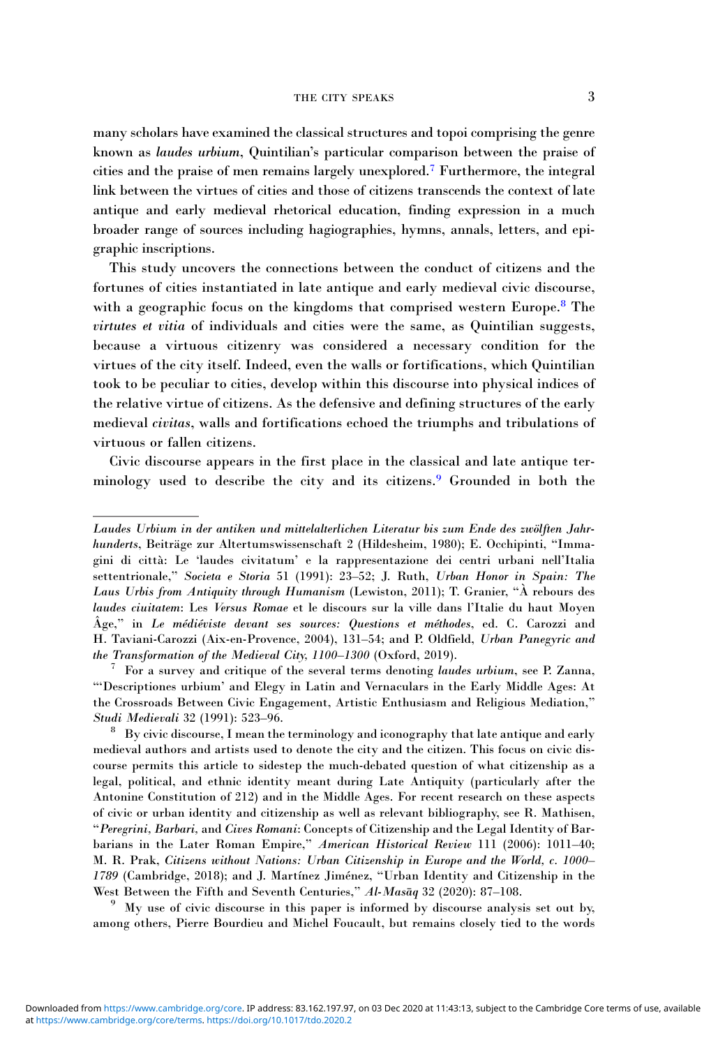many scholars have examined the classical structures and topoi comprising the genre known as *laudes urbium*, Quintilian's particular comparison between the praise of cities and the praise of men remains largely unexplored.[7] Furthermore, the integral link between the virtues of cities and those of citizens transcends the context of late antique and early medieval rhetorical education, finding expression in a much broader range of sources including hagiographies, hymns, annals, letters, and epigraphic inscriptions.

This study uncovers the connections between the conduct of citizens and the fortunes of cities instantiated in late antique and early medieval civic discourse, with a geographic focus on the kingdoms that comprised western Europe.[8] The *virtutes et vitia* of individuals and cities were the same, as Quintilian suggests, because a virtuous citizenry was considered a necessary condition for the virtues of the city itself. Indeed, even the walls or fortifications, which Quintilian took to be peculiar to cities, develop within this discourse into physical indices of the relative virtue of citizens. As the defensive and defining structures of the early medieval *civitas*, walls and fortifications echoed the triumphs and tribulations of virtuous or fallen citizens.

Civic discourse appears in the first place in the classical and late antique terminology used to describe the city and its citizens.[9] Grounded in both the

---

*Laudes Urbium in der antiken und mittelalterlichen Literatur bis zum Ende des zwölften Jahrhunderts*, Beiträge zur Altertumswissenschaft 2 (Hildesheim, 1980); E. Occhipinti, "Immagini di città: Le 'laudes civitatum' e la rappresentazione dei centri urbani nell'Italia settentrionale," *Societa e Storia* 51 (1991): 23–52; J. Ruth, *Urban Honor in Spain: The Laus Urbis from Antiquity through Humanism* (Lewiston, 2011); T. Granier, "À rebours des *laudes ciuitatem*: Les *Versus Romae* et le discours sur la ville dans l'Italie du haut Moyen Âge," in *Le médiéviste devant ses sources: Questions et méthodes*, ed. C. Carozzi and H. Taviani-Carozzi (Aix-en-Provence, 2004), 131–54; and P. Oldfield, *Urban Panegyric and the Transformation of the Medieval City, 1100–1300* (Oxford, 2019).

[7] For a survey and critique of the several terms denoting *laudes urbium*, see P. Zanna, "'Descriptiones urbium' and Elegy in Latin and Vernaculars in the Early Middle Ages: At the Crossroads Between Civic Engagement, Artistic Enthusiasm and Religious Mediation," *Studi Medievali* 32 (1991): 523–96.

[8] By civic discourse, I mean the terminology and iconography that late antique and early medieval authors and artists used to denote the city and the citizen. This focus on civic discourse permits this article to sidestep the much-debated question of what citizenship as a legal, political, and ethnic identity meant during Late Antiquity (particularly after the Antonine Constitution of 212) and in the Middle Ages. For recent research on these aspects of civic or urban identity and citizenship as well as relevant bibliography, see R. Mathisen, "*Peregrini*, *Barbari*, and *Cives Romani*: Concepts of Citizenship and the Legal Identity of Barbarians in the Later Roman Empire," *American Historical Review* 111 (2006): 1011–40; M. R. Prak, *Citizens without Nations: Urban Citizenship in Europe and the World, c. 1000–1789* (Cambridge, 2018); and J. Martínez Jiménez, "Urban Identity and Citizenship in the West Between the Fifth and Seventh Centuries," *Al-Masāq* 32 (2020): 87–108.

[9] My use of civic discourse in this paper is informed by discourse analysis set out by, among others, Pierre Bourdieu and Michel Foucault, but remains closely tied to the words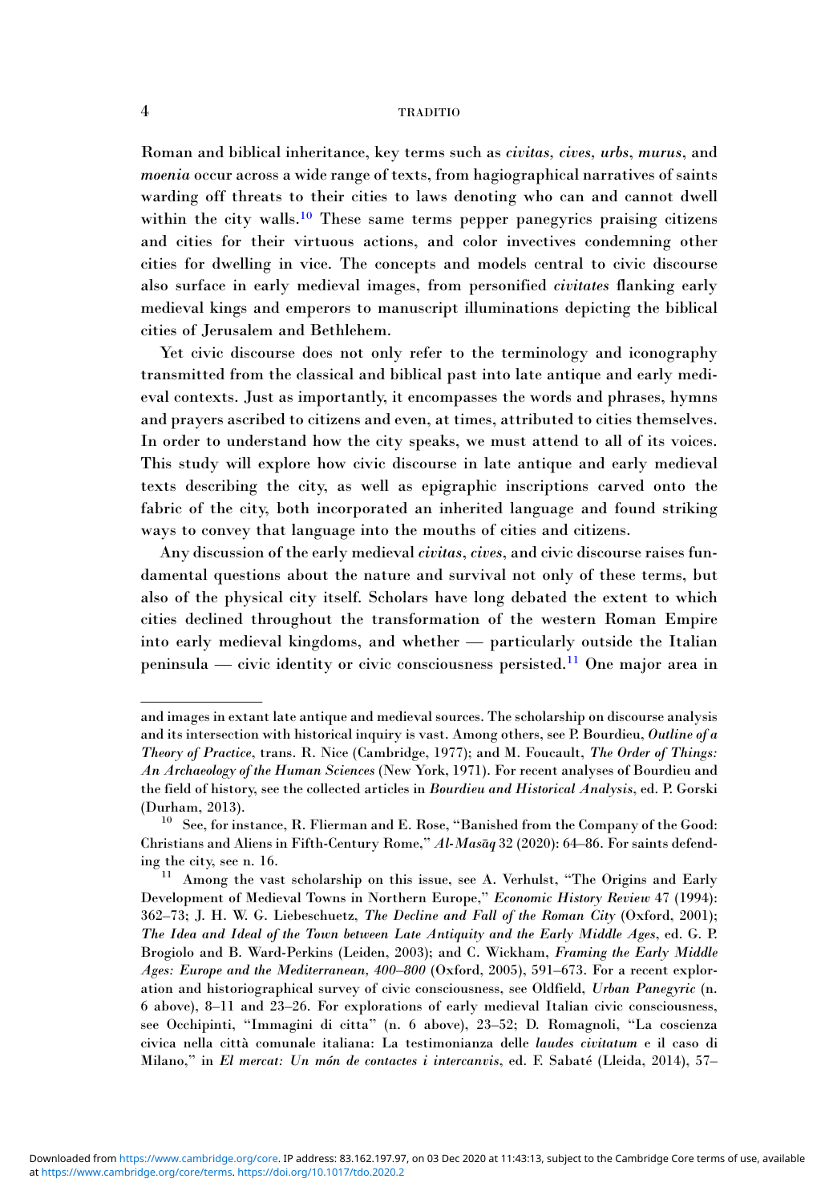Roman and biblical inheritance, key terms such as *civitas*, *cives*, *urbs*, *murus*, and *moenia* occur across a wide range of texts, from hagiographical narratives of saints warding off threats to their cities to laws denoting who can and cannot dwell within the city walls.[10] These same terms pepper panegyrics praising citizens and cities for their virtuous actions, and color invectives condemning other cities for dwelling in vice. The concepts and models central to civic discourse also surface in early medieval images, from personified *civitates* flanking early medieval kings and emperors to manuscript illuminations depicting the biblical cities of Jerusalem and Bethlehem.

Yet civic discourse does not only refer to the terminology and iconography transmitted from the classical and biblical past into late antique and early medieval contexts. Just as importantly, it encompasses the words and phrases, hymns and prayers ascribed to citizens and even, at times, attributed to cities themselves. In order to understand how the city speaks, we must attend to all of its voices. This study will explore how civic discourse in late antique and early medieval texts describing the city, as well as epigraphic inscriptions carved onto the fabric of the city, both incorporated an inherited language and found striking ways to convey that language into the mouths of cities and citizens.

Any discussion of the early medieval *civitas*, *cives*, and civic discourse raises fundamental questions about the nature and survival not only of these terms, but also of the physical city itself. Scholars have long debated the extent to which cities declined throughout the transformation of the western Roman Empire into early medieval kingdoms, and whether — particularly outside the Italian peninsula — civic identity or civic consciousness persisted.[11] One major area in

---

and images in extant late antique and medieval sources. The scholarship on discourse analysis and its intersection with historical inquiry is vast. Among others, see P. Bourdieu, *Outline of a Theory of Practice*, trans. R. Nice (Cambridge, 1977); and M. Foucault, *The Order of Things: An Archaeology of the Human Sciences* (New York, 1971). For recent analyses of Bourdieu and the field of history, see the collected articles in *Bourdieu and Historical Analysis*, ed. P. Gorski (Durham, 2013).

[10] See, for instance, R. Flierman and E. Rose, "Banished from the Company of the Good: Christians and Aliens in Fifth-Century Rome," *Al-Masāq* 32 (2020): 64–86. For saints defending the city, see n. 16.

[11] Among the vast scholarship on this issue, see A. Verhulst, "The Origins and Early Development of Medieval Towns in Northern Europe," *Economic History Review* 47 (1994): 362–73; J. H. W. G. Liebeschuetz, *The Decline and Fall of the Roman City* (Oxford, 2001); *The Idea and Ideal of the Town between Late Antiquity and the Early Middle Ages*, ed. G. P. Brogiolo and B. Ward-Perkins (Leiden, 2003); and C. Wickham, *Framing the Early Middle Ages: Europe and the Mediterranean, 400–800* (Oxford, 2005), 591–673. For a recent exploration and historiographical survey of civic consciousness, see Oldfield, *Urban Panegyric* (n. 6 above), 8–11 and 23–26. For explorations of early medieval Italian civic consciousness, see Occhipinti, "Immagini di citta" (n. 6 above), 23–52; D. Romagnoli, "La coscienza civica nella città comunale italiana: La testimonianza delle *laudes civitatum* e il caso di Milano," in *El mercat: Un món de contactes i intercanvis*, ed. F. Sabaté (Lleida, 2014), 57–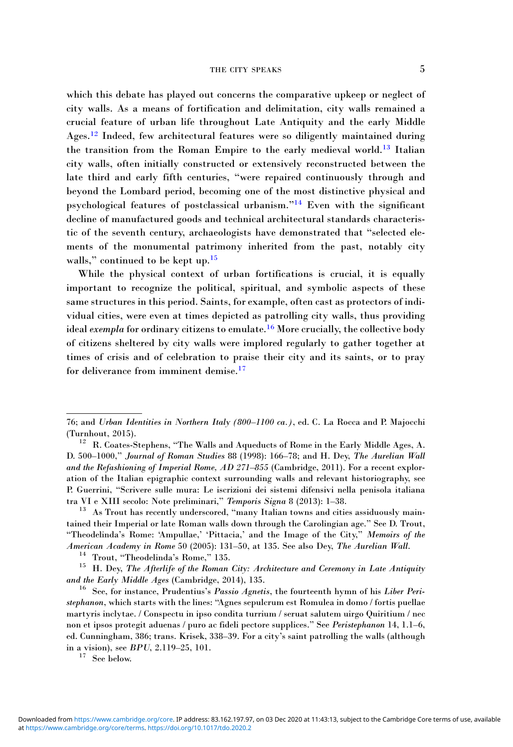which this debate has played out concerns the comparative upkeep or neglect of city walls. As a means of fortification and delimitation, city walls remained a crucial feature of urban life throughout Late Antiquity and the early Middle Ages.[12] Indeed, few architectural features were so diligently maintained during the transition from the Roman Empire to the early medieval world.[13] Italian city walls, often initially constructed or extensively reconstructed between the late third and early fifth centuries, "were repaired continuously through and beyond the Lombard period, becoming one of the most distinctive physical and psychological features of postclassical urbanism."[14] Even with the significant decline of manufactured goods and technical architectural standards characteristic of the seventh century, archaeologists have demonstrated that "selected elements of the monumental patrimony inherited from the past, notably city walls," continued to be kept up.[15]

While the physical context of urban fortifications is crucial, it is equally important to recognize the political, spiritual, and symbolic aspects of these same structures in this period. Saints, for example, often cast as protectors of individual cities, were even at times depicted as patrolling city walls, thus providing ideal *exempla* for ordinary citizens to emulate.[16] More crucially, the collective body of citizens sheltered by city walls were implored regularly to gather together at times of crisis and of celebration to praise their city and its saints, or to pray for deliverance from imminent demise.[17]

---

76; and *Urban Identities in Northern Italy (800–1100 ca.)*, ed. C. La Rocca and P. Majocchi (Turnhout, 2015).

[12] R. Coates-Stephens, "The Walls and Aqueducts of Rome in the Early Middle Ages, A. D. 500–1000," *Journal of Roman Studies* 88 (1998): 166–78; and H. Dey, *The Aurelian Wall and the Refashioning of Imperial Rome, AD 271–855* (Cambridge, 2011). For a recent exploration of the Italian epigraphic context surrounding walls and relevant historiography, see P. Guerrini, "Scrivere sulle mura: Le iscrizioni dei sistemi difensivi nella penisola italiana tra VI e XIII secolo: Note preliminari," *Temporis Signa* 8 (2013): 1–38.

[13] As Trout has recently underscored, "many Italian towns and cities assiduously maintained their Imperial or late Roman walls down through the Carolingian age." See D. Trout, "Theodelinda's Rome: 'Ampullae,' 'Pittacia,' and the Image of the City," *Memoirs of the American Academy in Rome* 50 (2005): 131–50, at 135. See also Dey, *The Aurelian Wall*.

[14] Trout, "Theodelinda's Rome," 135.

[15] H. Dey, *The Afterlife of the Roman City: Architecture and Ceremony in Late Antiquity and the Early Middle Ages* (Cambridge, 2014), 135.

[16] See, for instance, Prudentius's *Passio Agnetis*, the fourteenth hymn of his *Liber Peristephanon*, which starts with the lines: "Agnes sepulcrum est Romulea in domo / fortis puellae martyris inclytae. / Conspectu in ipso condita turrium / seruat salutem uirgo Quiritium / nec non et ipsos protegit aduenas / puro ac fideli pectore supplices." See *Peristephanon* 14, 1.1–6, ed. Cunningham, 386; trans. Krisek, 338–39. For a city's saint patrolling the walls (although in a vision), see *BPU*, 2.119–25, 101.

[17] See below.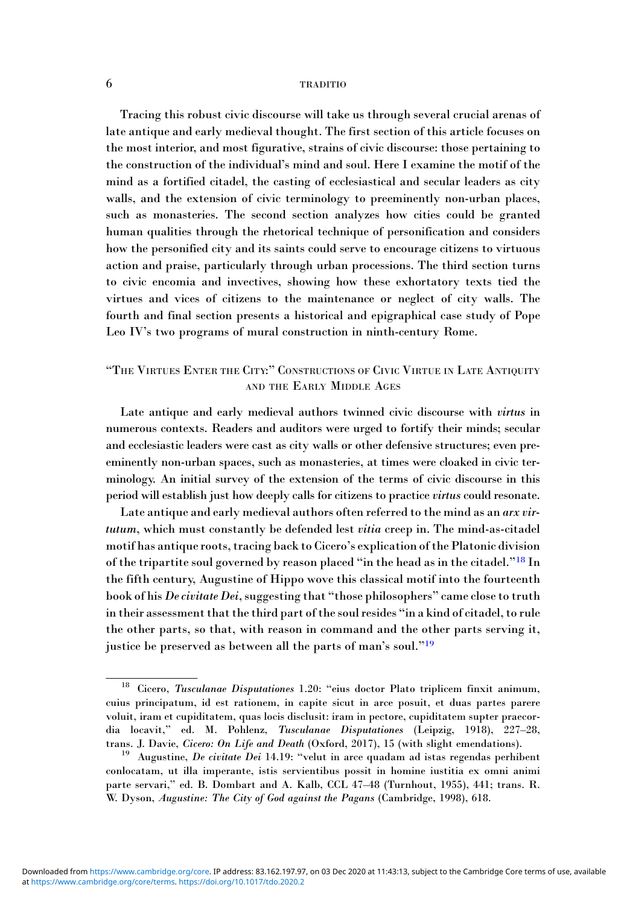Tracing this robust civic discourse will take us through several crucial arenas of late antique and early medieval thought. The first section of this article focuses on the most interior, and most figurative, strains of civic discourse: those pertaining to the construction of the individual's mind and soul. Here I examine the motif of the mind as a fortified citadel, the casting of ecclesiastical and secular leaders as city walls, and the extension of civic terminology to preeminently non-urban places, such as monasteries. The second section analyzes how cities could be granted human qualities through the rhetorical technique of personification and considers how the personified city and its saints could serve to encourage citizens to virtuous action and praise, particularly through urban processions. The third section turns to civic encomia and invectives, showing how these exhortatory texts tied the virtues and vices of citizens to the maintenance or neglect of city walls. The fourth and final section presents a historical and epigraphical case study of Pope Leo IV's two programs of mural construction in ninth-century Rome.

## "The Virtues Enter the City:" Constructions of Civic Virtue in Late Antiquity and the Early Middle Ages

Late antique and early medieval authors twinned civic discourse with *virtus* in numerous contexts. Readers and auditors were urged to fortify their minds; secular and ecclesiastic leaders were cast as city walls or other defensive structures; even preeminently non-urban spaces, such as monasteries, at times were cloaked in civic terminology. An initial survey of the extension of the terms of civic discourse in this period will establish just how deeply calls for citizens to practice *virtus* could resonate.

Late antique and early medieval authors often referred to the mind as an *arx virtutum*, which must constantly be defended lest *vitia* creep in. The mind-as-citadel motif has antique roots, tracing back to Cicero's explication of the Platonic division of the tripartite soul governed by reason placed "in the head as in the citadel."[18] In the fifth century, Augustine of Hippo wove this classical motif into the fourteenth book of his *De civitate Dei*, suggesting that "those philosophers" came close to truth in their assessment that the third part of the soul resides "in a kind of citadel, to rule the other parts, so that, with reason in command and the other parts serving it, justice be preserved as between all the parts of man's soul."[19]

---

[18] Cicero, *Tusculanae Disputationes* 1.20: "eius doctor Plato triplicem finxit animum, cuius principatum, id est rationem, in capite sicut in arce posuit, et duas partes parere voluit, iram et cupiditatem, quas locis disclusit: iram in pectore, cupiditatem supter praecordia locavit," ed. M. Pohlenz, *Tusculanae Disputationes* (Leipzig, 1918), 227–28, trans. J. Davie, *Cicero: On Life and Death* (Oxford, 2017), 15 (with slight emendations).

[19] Augustine, *De civitate Dei* 14.19: "velut in arce quadam ad istas regendas perhibent conlocatam, ut illa imperante, istis servientibus possit in homine iustitia ex omni animi parte servari," ed. B. Dombart and A. Kalb, CCL 47–48 (Turnhout, 1955), 441; trans. R. W. Dyson, *Augustine: The City of God against the Pagans* (Cambridge, 1998), 618.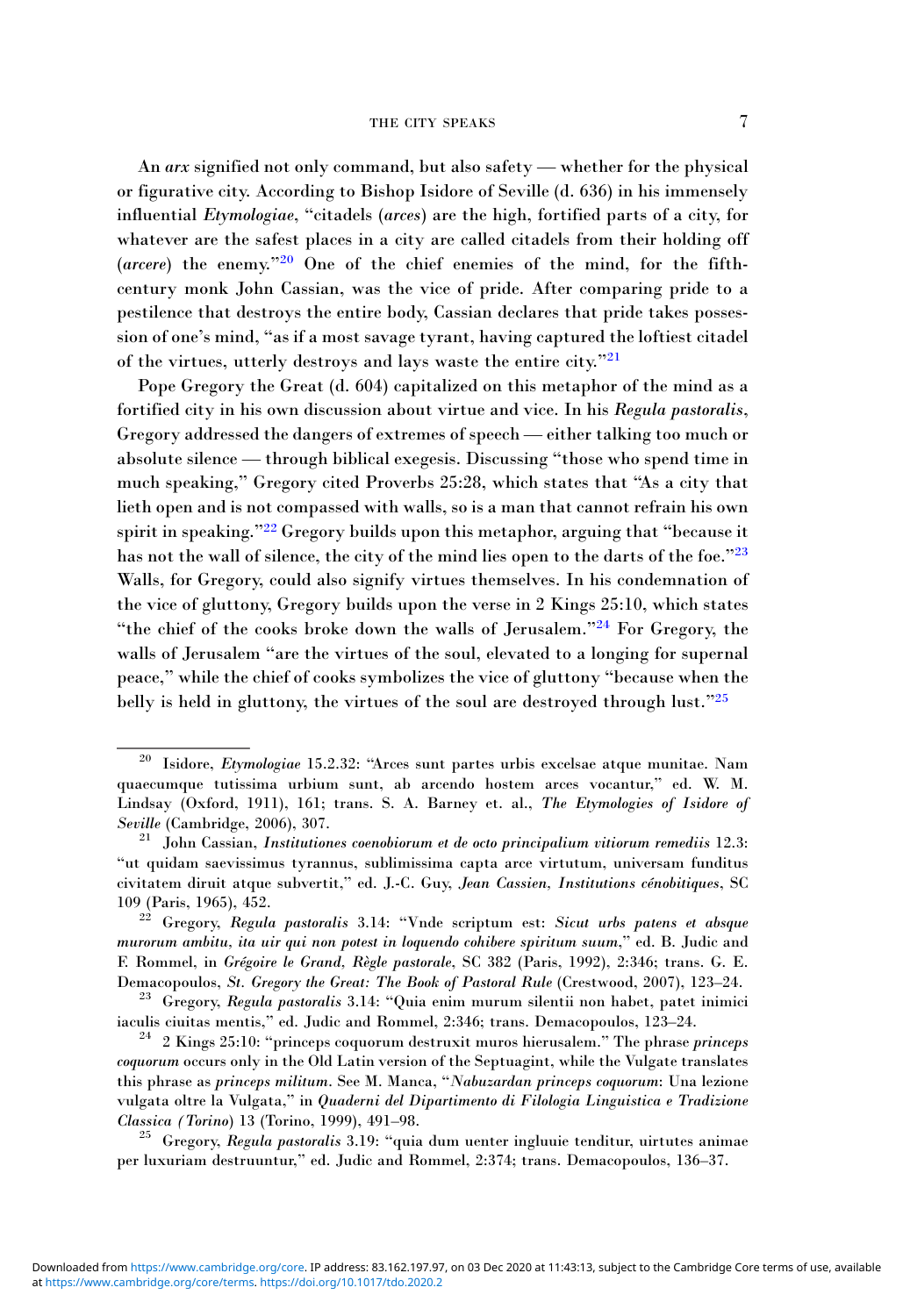An *arx* signified not only command, but also safety — whether for the physical or figurative city. According to Bishop Isidore of Seville (d. 636) in his immensely influential *Etymologiae*, "citadels (*arces*) are the high, fortified parts of a city, for whatever are the safest places in a city are called citadels from their holding off (*arcere*) the enemy."[20] One of the chief enemies of the mind, for the fifth-century monk John Cassian, was the vice of pride. After comparing pride to a pestilence that destroys the entire body, Cassian declares that pride takes possession of one's mind, "as if a most savage tyrant, having captured the loftiest citadel of the virtues, utterly destroys and lays waste the entire city."[21]

Pope Gregory the Great (d. 604) capitalized on this metaphor of the mind as a fortified city in his own discussion about virtue and vice. In his *Regula pastoralis*, Gregory addressed the dangers of extremes of speech — either talking too much or absolute silence — through biblical exegesis. Discussing "those who spend time in much speaking," Gregory cited Proverbs 25:28, which states that "As a city that lieth open and is not compassed with walls, so is a man that cannot refrain his own spirit in speaking."[22] Gregory builds upon this metaphor, arguing that "because it has not the wall of silence, the city of the mind lies open to the darts of the foe."[23] Walls, for Gregory, could also signify virtues themselves. In his condemnation of the vice of gluttony, Gregory builds upon the verse in 2 Kings 25:10, which states "the chief of the cooks broke down the walls of Jerusalem."[24] For Gregory, the walls of Jerusalem "are the virtues of the soul, elevated to a longing for supernal peace," while the chief of cooks symbolizes the vice of gluttony "because when the belly is held in gluttony, the virtues of the soul are destroyed through lust."[25]

---

[20] Isidore, *Etymologiae* 15.2.32: "Arces sunt partes urbis excelsae atque munitae. Nam quaecumque tutissima urbium sunt, ab arcendo hostem arces vocantur," ed. W. M. Lindsay (Oxford, 1911), 161; trans. S. A. Barney et. al., *The Etymologies of Isidore of Seville* (Cambridge, 2006), 307.

[21] John Cassian, *Institutiones coenobiorum et de octo principalium vitiorum remediis* 12.3: "ut quidam saevissimus tyrannus, sublimissima capta arce virtutum, universam funditus civitatem diruit atque subvertit," ed. J.-C. Guy, *Jean Cassien, Institutions cénobitiques*, SC 109 (Paris, 1965), 452.

[22] Gregory, *Regula pastoralis* 3.14: "Vnde scriptum est: *Sicut urbs patens et absque murorum ambitu, ita uir qui non potest in loquendo cohibere spiritum suum*," ed. B. Judic and F. Rommel, in *Grégoire le Grand, Règle pastorale*, SC 382 (Paris, 1992), 2:346; trans. G. E. Demacopoulos, *St. Gregory the Great: The Book of Pastoral Rule* (Crestwood, 2007), 123–24.

[23] Gregory, *Regula pastoralis* 3.14: "Quia enim murum silentii non habet, patet inimici iaculis ciuitas mentis," ed. Judic and Rommel, 2:346; trans. Demacopoulos, 123–24.

[24] 2 Kings 25:10: "princeps coquorum destruxit muros hierusalem." The phrase *princeps coquorum* occurs only in the Old Latin version of the Septuagint, while the Vulgate translates this phrase as *princeps militum*. See M. Manca, "*Nabuzardan princeps coquorum*: Una lezione vulgata oltre la Vulgata," in *Quaderni del Dipartimento di Filologia Linguistica e Tradizione Classica (Torino)* 13 (Torino, 1999), 491–98.

[25] Gregory, *Regula pastoralis* 3.19: "quia dum uenter ingluuie tenditur, uirtutes animae per luxuriam destruuntur," ed. Judic and Rommel, 2:374; trans. Demacopoulos, 136–37.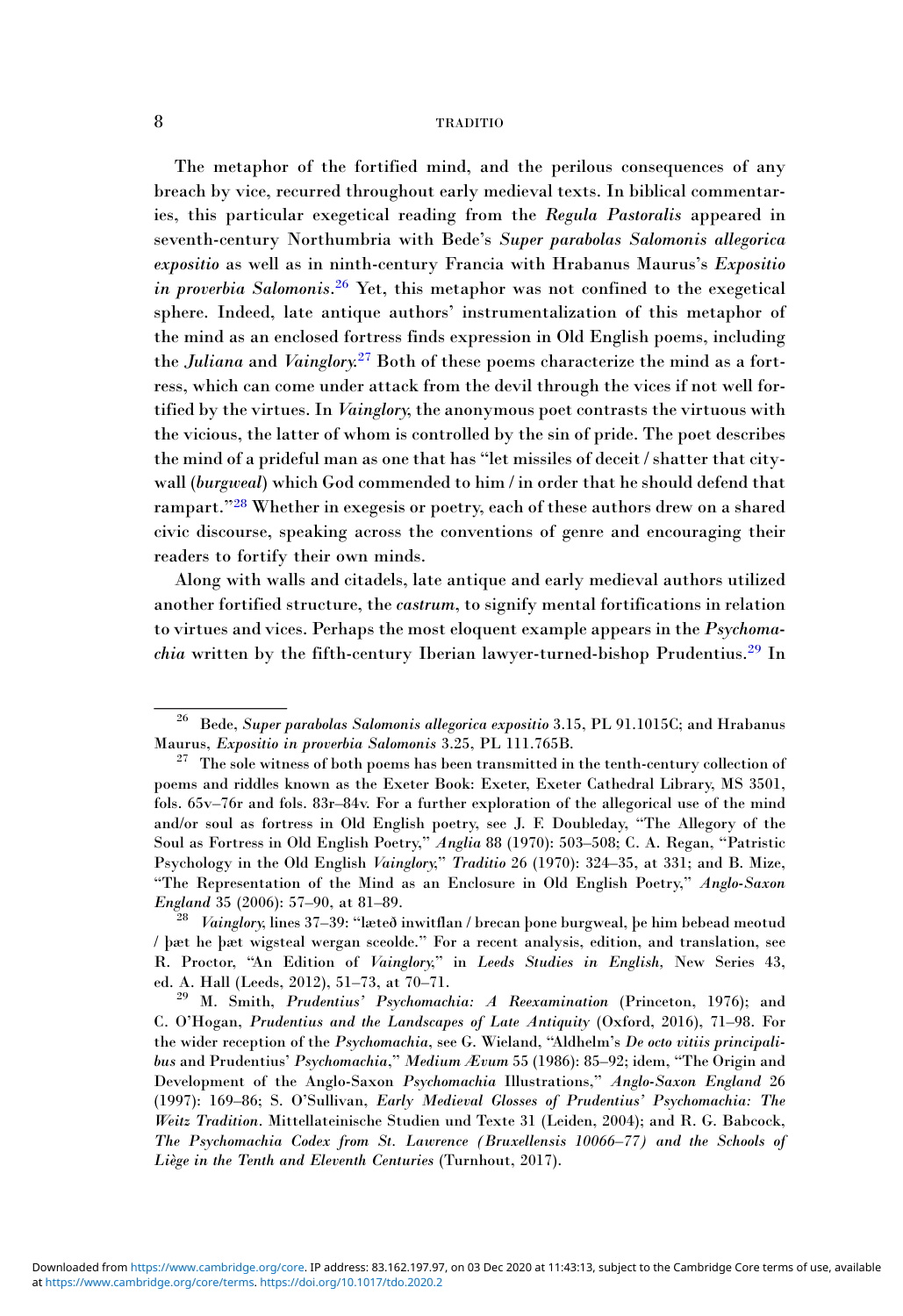The metaphor of the fortified mind, and the perilous consequences of any breach by vice, recurred throughout early medieval texts. In biblical commentaries, this particular exegetical reading from the *Regula Pastoralis* appeared in seventh-century Northumbria with Bede's *Super parabolas Salomonis allegorica expositio* as well as in ninth-century Francia with Hrabanus Maurus's *Expositio in proverbia Salomonis*.[26] Yet, this metaphor was not confined to the exegetical sphere. Indeed, late antique authors' instrumentalization of this metaphor of the mind as an enclosed fortress finds expression in Old English poems, including the *Juliana* and *Vainglory*.[27] Both of these poems characterize the mind as a fortress, which can come under attack from the devil through the vices if not well fortified by the virtues. In *Vainglory*, the anonymous poet contrasts the virtuous with the vicious, the latter of whom is controlled by the sin of pride. The poet describes the mind of a prideful man as one that has "let missiles of deceit / shatter that city-wall (*burgweal*) which God commended to him / in order that he should defend that rampart."[28] Whether in exegesis or poetry, each of these authors drew on a shared civic discourse, speaking across the conventions of genre and encouraging their readers to fortify their own minds.

Along with walls and citadels, late antique and early medieval authors utilized another fortified structure, the *castrum*, to signify mental fortifications in relation to virtues and vices. Perhaps the most eloquent example appears in the *Psychomachia* written by the fifth-century Iberian lawyer-turned-bishop Prudentius.[29] In

---

[26] Bede, *Super parabolas Salomonis allegorica expositio* 3.15, PL 91.1015C; and Hrabanus Maurus, *Expositio in proverbia Salomonis* 3.25, PL 111.765B.

[27] The sole witness of both poems has been transmitted in the tenth-century collection of poems and riddles known as the Exeter Book: Exeter, Exeter Cathedral Library, MS 3501, fols. 65v–76r and fols. 83r–84v. For a further exploration of the allegorical use of the mind and/or soul as fortress in Old English poetry, see J. F. Doubleday, "The Allegory of the Soul as Fortress in Old English Poetry," *Anglia* 88 (1970): 503–508; C. A. Regan, "Patristic Psychology in the Old English *Vainglory*," *Traditio* 26 (1970): 324–35, at 331; and B. Mize, "The Representation of the Mind as an Enclosure in Old English Poetry," *Anglo-Saxon England* 35 (2006): 57–90, at 81–89.

[28] *Vainglory*, lines 37–39: "læteð inwitflan / brecan þone burgweal, þe him bebead meotud / þæt he þæt wigsteal wergan sceolde." For a recent analysis, edition, and translation, see R. Proctor, "An Edition of *Vainglory*," in *Leeds Studies in English*, New Series 43, ed. A. Hall (Leeds, 2012), 51–73, at 70–71.

[29] M. Smith, *Prudentius' Psychomachia: A Reexamination* (Princeton, 1976); and C. O'Hogan, *Prudentius and the Landscapes of Late Antiquity* (Oxford, 2016), 71–98. For the wider reception of the *Psychomachia*, see G. Wieland, "Aldhelm's *De octo vitiis principalibus* and Prudentius' *Psychomachia*," *Medium Ævum* 55 (1986): 85–92; idem, "The Origin and Development of the Anglo-Saxon *Psychomachia* Illustrations," *Anglo-Saxon England* 26 (1997): 169–86; S. O'Sullivan, *Early Medieval Glosses of Prudentius' Psychomachia: The Weitz Tradition*. Mittellateinische Studien und Texte 31 (Leiden, 2004); and R. G. Babcock, *The Psychomachia Codex from St. Lawrence (Bruxellensis 10066–77) and the Schools of Liège in the Tenth and Eleventh Centuries* (Turnhout, 2017).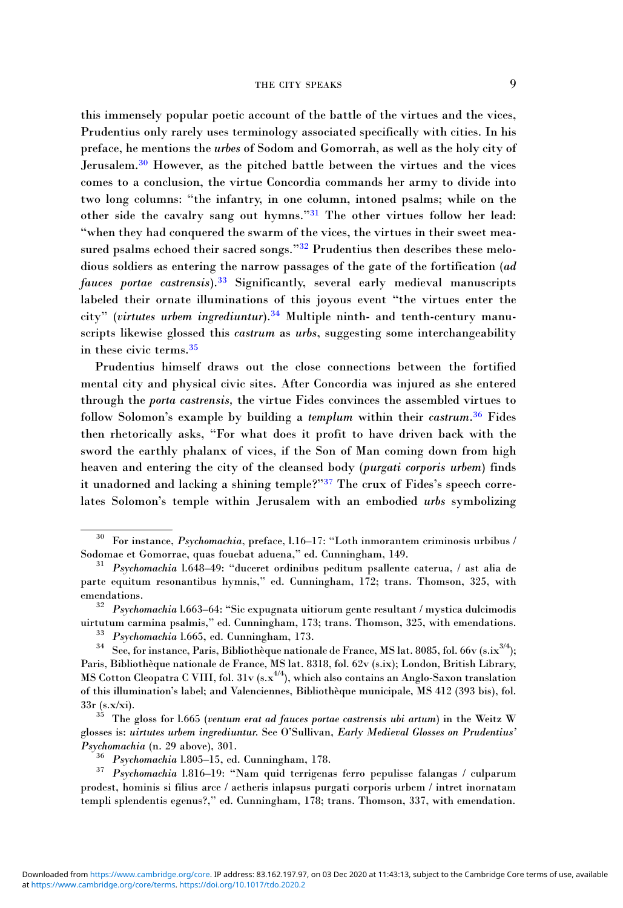this immensely popular poetic account of the battle of the virtues and the vices, Prudentius only rarely uses terminology associated specifically with cities. In his preface, he mentions the *urbes* of Sodom and Gomorrah, as well as the holy city of Jerusalem.[30] However, as the pitched battle between the virtues and the vices comes to a conclusion, the virtue Concordia commands her army to divide into two long columns: "the infantry, in one column, intoned psalms; while on the other side the cavalry sang out hymns."[31] The other virtues follow her lead: "when they had conquered the swarm of the vices, the virtues in their sweet measured psalms echoed their sacred songs."[32] Prudentius then describes these melodious soldiers as entering the narrow passages of the gate of the fortification (*ad fauces portae castrensis*).[33] Significantly, several early medieval manuscripts labeled their ornate illuminations of this joyous event "the virtues enter the city" (*virtutes urbem ingrediuntur*).[34] Multiple ninth- and tenth-century manuscripts likewise glossed this *castrum* as *urbs*, suggesting some interchangeability in these civic terms.[35]

Prudentius himself draws out the close connections between the fortified mental city and physical civic sites. After Concordia was injured as she entered through the *porta castrensis*, the virtue Fides convinces the assembled virtues to follow Solomon's example by building a *templum* within their *castrum*.[36] Fides then rhetorically asks, "For what does it profit to have driven back with the sword the earthly phalanx of vices, if the Son of Man coming down from high heaven and entering the city of the cleansed body (*purgati corporis urbem*) finds it unadorned and lacking a shining temple?"[37] The crux of Fides's speech correlates Solomon's temple within Jerusalem with an embodied *urbs* symbolizing

---

[30] For instance, *Psychomachia*, preface, l.16–17: "Loth inmorantem criminosis urbibus / Sodomae et Gomorrae, quas fouebat aduena," ed. Cunningham, 149.

[31] *Psychomachia* l.648–49: "duceret ordinibus peditum psallente caterua, / ast alia de parte equitum resonantibus hymnis," ed. Cunningham, 172; trans. Thomson, 325, with emendations.

[32] *Psychomachia* l.663–64: "Sic expugnata uitiorum gente resultant / mystica dulcimodis uirtutum carmina psalmis," ed. Cunningham, 173; trans. Thomson, 325, with emendations.

[33] *Psychomachia* l.665, ed. Cunningham, 173.

[34] See, for instance, Paris, Bibliothèque nationale de France, MS lat. 8085, fol. 66v (s.ix$^{3/4}$); Paris, Bibliothèque nationale de France, MS lat. 8318, fol. 62v (s.ix); London, British Library, MS Cotton Cleopatra C VIII, fol. 31v (s.x$^{4/4}$), which also contains an Anglo-Saxon translation of this illumination's label; and Valenciennes, Bibliothèque municipale, MS 412 (393 bis), fol. 33r (s.x/xi).

[35] The gloss for l.665 (*ventum erat ad fauces portae castrensis ubi artum*) in the Weitz W glosses is: *uirtutes urbem ingrediuntur*. See O'Sullivan, *Early Medieval Glosses on Prudentius' Psychomachia* (n. 29 above), 301.

[36] *Psychomachia* l.805–15, ed. Cunningham, 178.

[37] *Psychomachia* l.816–19: "Nam quid terrigenas ferro pepulisse falangas / culparum prodest, hominis si filius arce / aetheris inlapsus purgati corporis urbem / intret inornatam templi splendentis egenus?," ed. Cunningham, 178; trans. Thomson, 337, with emendation.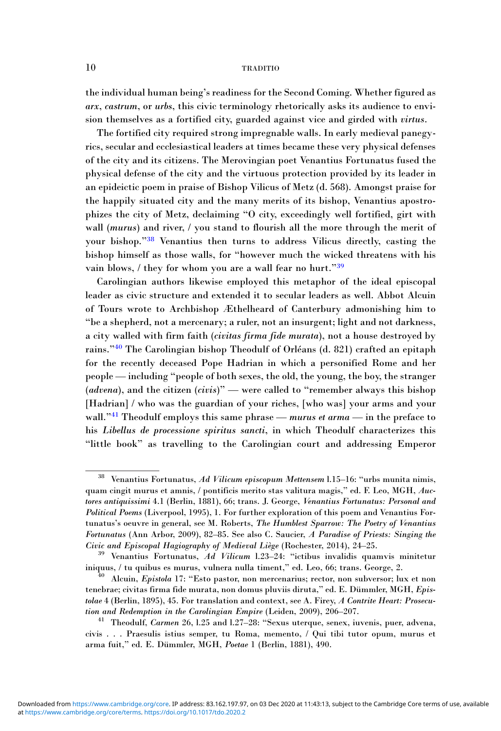the individual human being's readiness for the Second Coming. Whether figured as *arx*, *castrum*, or *urbs*, this civic terminology rhetorically asks its audience to envision themselves as a fortified city, guarded against vice and girded with *virtus*.

The fortified city required strong impregnable walls. In early medieval panegyrics, secular and ecclesiastical leaders at times became these very physical defenses of the city and its citizens. The Merovingian poet Venantius Fortunatus fused the physical defense of the city and the virtuous protection provided by its leader in an epideictic poem in praise of Bishop Vilicus of Metz (d. 568). Amongst praise for the happily situated city and the many merits of its bishop, Venantius apostrophizes the city of Metz, declaiming "O city, exceedingly well fortified, girt with wall (*murus*) and river, / you stand to flourish all the more through the merit of your bishop."[38] Venantius then turns to address Vilicus directly, casting the bishop himself as those walls, for "however much the wicked threatens with his vain blows, / they for whom you are a wall fear no hurt."[39]

Carolingian authors likewise employed this metaphor of the ideal episcopal leader as civic structure and extended it to secular leaders as well. Abbot Alcuin of Tours wrote to Archbishop Æthelheard of Canterbury admonishing him to "be a shepherd, not a mercenary; a ruler, not an insurgent; light and not darkness, a city walled with firm faith (*civitas firma fide murata*), not a house destroyed by rains."[40] The Carolingian bishop Theodulf of Orléans (d. 821) crafted an epitaph for the recently deceased Pope Hadrian in which a personified Rome and her people — including "people of both sexes, the old, the young, the boy, the stranger (*advena*), and the citizen (*civis*)" — were called to "remember always this bishop [Hadrian] / who was the guardian of your riches, [who was] your arms and your wall."[41] Theodulf employs this same phrase — *murus et arma* — in the preface to his *Libellus de processione spiritus sancti*, in which Theodulf characterizes this "little book" as travelling to the Carolingian court and addressing Emperor

---

[38] Venantius Fortunatus, *Ad Vilicum episcopum Mettensem* l.15–16: "urbs munita nimis, quam cingit murus et amnis, / pontificis merito stas valitura magis," ed. F. Leo, MGH, *Auctores antiquissimi* 4.1 (Berlin, 1881), 66; trans. J. George, *Venantius Fortunatus: Personal and Political Poems* (Liverpool, 1995), 1. For further exploration of this poem and Venantius Fortunatus's oeuvre in general, see M. Roberts, *The Humblest Sparrow: The Poetry of Venantius Fortunatus* (Ann Arbor, 2009), 82–85. See also C. Saucier, *A Paradise of Priests: Singing the Civic and Episcopal Hagiography of Medieval Liège* (Rochester, 2014), 24–25.

[39] Venantius Fortunatus, *Ad Vilicum* l.23–24: "ictibus invalidis quamvis minitetur iniquus, / tu quibus es murus, vulnera nulla timent," ed. Leo, 66; trans. George, 2.

[40] Alcuin, *Epistola* 17: "Esto pastor, non mercenarius; rector, non subversor; lux et non tenebrae; civitas firma fide murata, non domus pluviis diruta," ed. E. Dümmler, MGH, *Epistolae* 4 (Berlin, 1895), 45. For translation and context, see A. Firey, *A Contrite Heart: Prosecution and Redemption in the Carolingian Empire* (Leiden, 2009), 206–207.

[41] Theodulf, *Carmen* 26, l.25 and l.27–28: "Sexus uterque, senex, iuvenis, puer, advena, civis . . . Praesulis istius semper, tu Roma, memento, / Qui tibi tutor opum, murus et arma fuit," ed. E. Dümmler, MGH, *Poetae* 1 (Berlin, 1881), 490.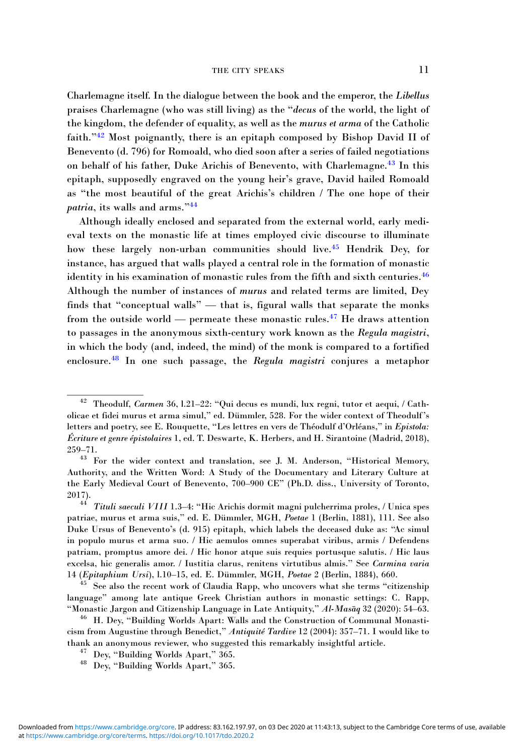Charlemagne itself. In the dialogue between the book and the emperor, the *Libellus* praises Charlemagne (who was still living) as the "*decus* of the world, the light of the kingdom, the defender of equality, as well as the *murus et arma* of the Catholic faith."[42] Most poignantly, there is an epitaph composed by Bishop David II of Benevento (d. 796) for Romoald, who died soon after a series of failed negotiations on behalf of his father, Duke Arichis of Benevento, with Charlemagne.[43] In this epitaph, supposedly engraved on the young heir's grave, David hailed Romoald as "the most beautiful of the great Arichis's children / The one hope of their *patria*, its walls and arms."[44]

Although ideally enclosed and separated from the external world, early medieval texts on the monastic life at times employed civic discourse to illuminate how these largely non-urban communities should live.[45] Hendrik Dey, for instance, has argued that walls played a central role in the formation of monastic identity in his examination of monastic rules from the fifth and sixth centuries.[46] Although the number of instances of *murus* and related terms are limited, Dey finds that "conceptual walls" — that is, figural walls that separate the monks from the outside world — permeate these monastic rules.[47] He draws attention to passages in the anonymous sixth-century work known as the *Regula magistri*, in which the body (and, indeed, the mind) of the monk is compared to a fortified enclosure.[48] In one such passage, the *Regula magistri* conjures a metaphor

---

[42] Theodulf, *Carmen* 36, l.21–22: "Qui decus es mundi, lux regni, tutor et aequi, / Catholicae et fidei murus et arma simul," ed. Dümmler, 528. For the wider context of Theodulf's letters and poetry, see E. Rouquette, "Les lettres en vers de Théodulf d'Orléans," in *Epistola: Écriture et genre épistolaires* 1, ed. T. Deswarte, K. Herbers, and H. Sirantoine (Madrid, 2018), 259–71.

[43] For the wider context and translation, see J. M. Anderson, "Historical Memory, Authority, and the Written Word: A Study of the Documentary and Literary Culture at the Early Medieval Court of Benevento, 700–900 CE" (Ph.D. diss., University of Toronto, 2017).

[44] *Tituli saeculi VIII* 1.3–4: "Hic Arichis dormit magni pulcherrima proles, / Unica spes patriae, murus et arma suis," ed. E. Dümmler, MGH, *Poetae* 1 (Berlin, 1881), 111. See also Duke Ursus of Benevento's (d. 915) epitaph, which labels the deceased duke as: "Ac simul in populo murus et arma suo. / Hic aemulos omnes superabat viribus, armis / Defendens patriam, promptus amore dei. / Hic honor atque suis requies portusque salutis. / Hic laus excelsa, hic generalis amor. / Iustitia clarus, renitens virtutibus almis." See *Carmina varia* 14 (*Epitaphium Ursi*), l.10–15, ed. E. Dümmler, MGH, *Poetae* 2 (Berlin, 1884), 660.

[45] See also the recent work of Claudia Rapp, who uncovers what she terms "citizenship language" among late antique Greek Christian authors in monastic settings: C. Rapp, "Monastic Jargon and Citizenship Language in Late Antiquity," *Al-Masāq* 32 (2020): 54–63.

[46] H. Dey, "Building Worlds Apart: Walls and the Construction of Communal Monasticism from Augustine through Benedict," *Antiquité Tardive* 12 (2004): 357–71. I would like to thank an anonymous reviewer, who suggested this remarkably insightful article.

[47] Dey, "Building Worlds Apart," 365.

[48] Dey, "Building Worlds Apart," 365.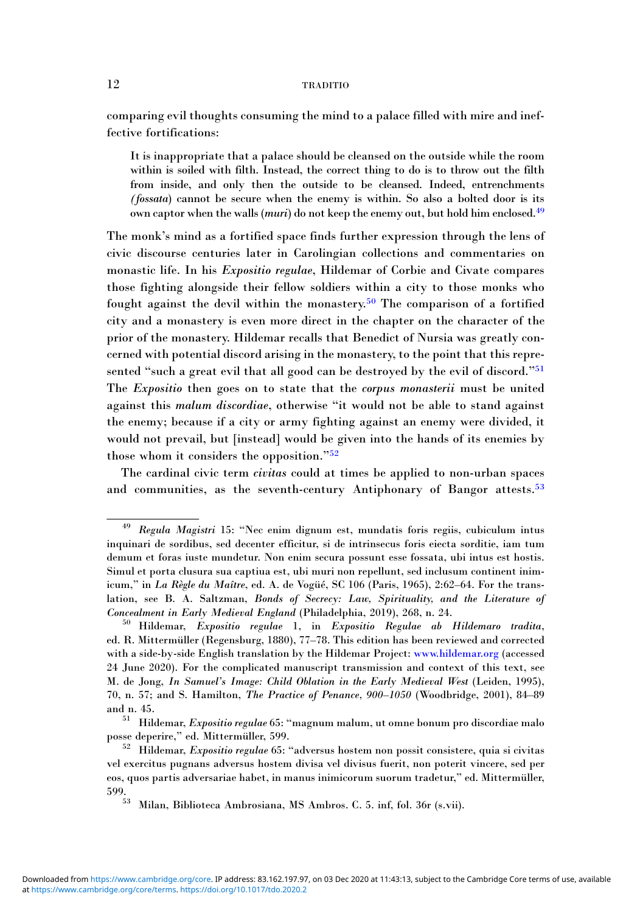comparing evil thoughts consuming the mind to a palace filled with mire and ineffective fortifications:

> It is inappropriate that a palace should be cleansed on the outside while the room within is soiled with filth. Instead, the correct thing to do is to throw out the filth from inside, and only then the outside to be cleansed. Indeed, entrenchments (*fossata*) cannot be secure when the enemy is within. So also a bolted door is its own captor when the walls (*muri*) do not keep the enemy out, but hold him enclosed.[49]

The monk's mind as a fortified space finds further expression through the lens of civic discourse centuries later in Carolingian collections and commentaries on monastic life. In his *Expositio regulae*, Hildemar of Corbie and Civate compares those fighting alongside their fellow soldiers within a city to those monks who fought against the devil within the monastery.[50] The comparison of a fortified city and a monastery is even more direct in the chapter on the character of the prior of the monastery. Hildemar recalls that Benedict of Nursia was greatly concerned with potential discord arising in the monastery, to the point that this represented "such a great evil that all good can be destroyed by the evil of discord."[51] The *Expositio* then goes on to state that the *corpus monasterii* must be united against this *malum discordiae*, otherwise "it would not be able to stand against the enemy; because if a city or army fighting against an enemy were divided, it would not prevail, but [instead] would be given into the hands of its enemies by those whom it considers the opposition."[52]

The cardinal civic term *civitas* could at times be applied to non-urban spaces and communities, as the seventh-century Antiphonary of Bangor attests.[53]

---

[49] *Regula Magistri* 15: "Nec enim dignum est, mundatis foris regiis, cubiculum intus inquinari de sordibus, sed decenter efficitur, si de intrinsecus foris eiecta sorditie, iam tum demum et foras iuste mundetur. Non enim secura possunt esse fossata, ubi intus est hostis. Simul et porta clusura sua captiua est, ubi muri non repellunt, sed inclusum continent inimicum," in *La Règle du Maître*, ed. A. de Vogüé, SC 106 (Paris, 1965), 2:62–64. For the translation, see B. A. Saltzman, *Bonds of Secrecy: Law, Spirituality, and the Literature of Concealment in Early Medieval England* (Philadelphia, 2019), 268, n. 24.

[50] Hildemar, *Expositio regulae* 1, in *Expositio Regulae ab Hildemaro tradita*, ed. R. Mittermüller (Regensburg, 1880), 77–78. This edition has been reviewed and corrected with a side-by-side English translation by the Hildemar Project: www.hildemar.org (accessed 24 June 2020). For the complicated manuscript transmission and context of this text, see M. de Jong, *In Samuel's Image: Child Oblation in the Early Medieval West* (Leiden, 1995), 70, n. 57; and S. Hamilton, *The Practice of Penance, 900–1050* (Woodbridge, 2001), 84–89 and n. 45.

[51] Hildemar, *Expositio regulae* 65: "magnum malum, ut omne bonum pro discordiae malo posse deperire," ed. Mittermüller, 599.

[52] Hildemar, *Expositio regulae* 65: "adversus hostem non possit consistere, quia si civitas vel exercitus pugnans adversus hostem divisa vel divisus fuerit, non poterit vincere, sed per eos, quos partis adversariae habet, in manus inimicorum suorum tradetur," ed. Mittermüller, 599.

[53] Milan, Biblioteca Ambrosiana, MS Ambros. C. 5. inf, fol. 36r (s.vii).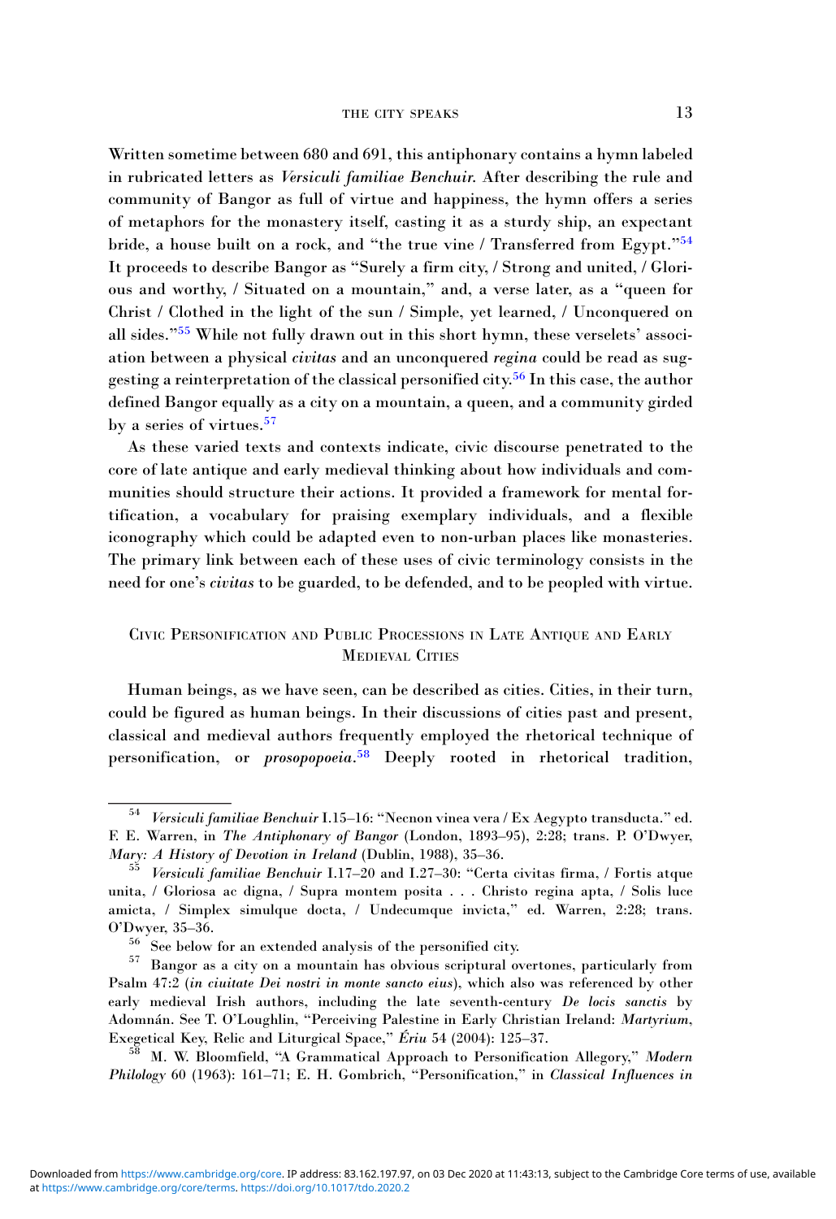Written sometime between 680 and 691, this antiphonary contains a hymn labeled in rubricated letters as *Versiculi familiae Benchuir.* After describing the rule and community of Bangor as full of virtue and happiness, the hymn offers a series of metaphors for the monastery itself, casting it as a sturdy ship, an expectant bride, a house built on a rock, and "the true vine / Transferred from Egypt."[54] It proceeds to describe Bangor as "Surely a firm city, / Strong and united, / Glorious and worthy, / Situated on a mountain," and, a verse later, as a "queen for Christ / Clothed in the light of the sun / Simple, yet learned, / Unconquered on all sides."[55] While not fully drawn out in this short hymn, these verselets' association between a physical *civitas* and an unconquered *regina* could be read as suggesting a reinterpretation of the classical personified city.[56] In this case, the author defined Bangor equally as a city on a mountain, a queen, and a community girded by a series of virtues.[57]

As these varied texts and contexts indicate, civic discourse penetrated to the core of late antique and early medieval thinking about how individuals and communities should structure their actions. It provided a framework for mental fortification, a vocabulary for praising exemplary individuals, and a flexible iconography which could be adapted even to non-urban places like monasteries. The primary link between each of these uses of civic terminology consists in the need for one's *civitas* to be guarded, to be defended, and to be peopled with virtue.

## Civic Personification and Public Processions in Late Antique and Early Medieval Cities

Human beings, as we have seen, can be described as cities. Cities, in their turn, could be figured as human beings. In their discussions of cities past and present, classical and medieval authors frequently employed the rhetorical technique of personification, or *prosopopoeia*.[58] Deeply rooted in rhetorical tradition,

---

[54] *Versiculi familiae Benchuir* I.15–16: "Necnon vinea vera / Ex Aegypto transducta." ed. F. E. Warren, in *The Antiphonary of Bangor* (London, 1893–95), 2:28; trans. P. O'Dwyer, *Mary: A History of Devotion in Ireland* (Dublin, 1988), 35–36.

[55] *Versiculi familiae Benchuir* I.17–20 and I.27–30: "Certa civitas firma, / Fortis atque unita, / Gloriosa ac digna, / Supra montem posita . . . Christo regina apta, / Solis luce amicta, / Simplex simulque docta, / Undecumque invicta," ed. Warren, 2:28; trans. O'Dwyer, 35–36.

[56] See below for an extended analysis of the personified city.

[57] Bangor as a city on a mountain has obvious scriptural overtones, particularly from Psalm 47:2 (*in ciuitate Dei nostri in monte sancto eius*), which also was referenced by other early medieval Irish authors, including the late seventh-century *De locis sanctis* by Adomnán. See T. O'Loughlin, "Perceiving Palestine in Early Christian Ireland: *Martyrium*, Exegetical Key, Relic and Liturgical Space," *Ériu* 54 (2004): 125–37.

[58] M. W. Bloomfield, "A Grammatical Approach to Personification Allegory," *Modern Philology* 60 (1963): 161–71; E. H. Gombrich, "Personification," in *Classical Influences in*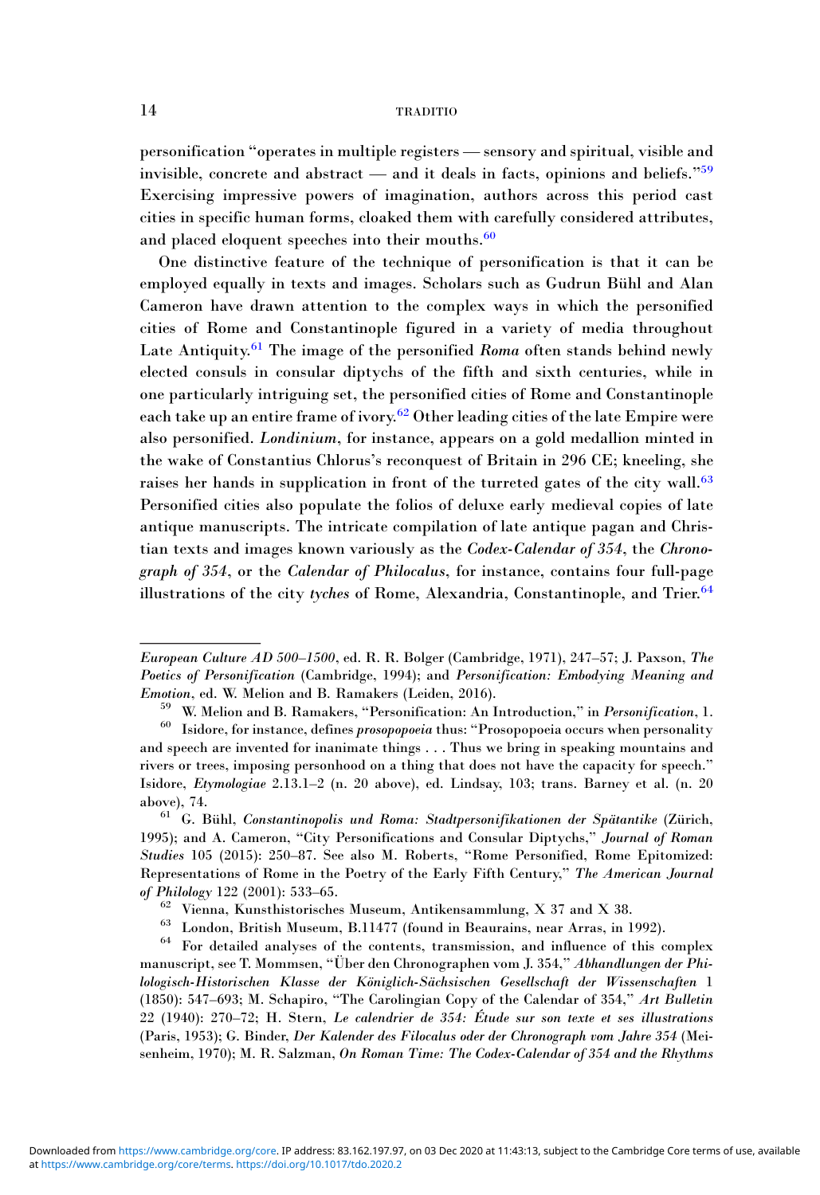personification "operates in multiple registers — sensory and spiritual, visible and invisible, concrete and abstract — and it deals in facts, opinions and beliefs."[59] Exercising impressive powers of imagination, authors across this period cast cities in specific human forms, cloaked them with carefully considered attributes, and placed eloquent speeches into their mouths.[60]

One distinctive feature of the technique of personification is that it can be employed equally in texts and images. Scholars such as Gudrun Bühl and Alan Cameron have drawn attention to the complex ways in which the personified cities of Rome and Constantinople figured in a variety of media throughout Late Antiquity.[61] The image of the personified *Roma* often stands behind newly elected consuls in consular diptychs of the fifth and sixth centuries, while in one particularly intriguing set, the personified cities of Rome and Constantinople each take up an entire frame of ivory.[62] Other leading cities of the late Empire were also personified. *Londinium*, for instance, appears on a gold medallion minted in the wake of Constantius Chlorus's reconquest of Britain in 296 CE; kneeling, she raises her hands in supplication in front of the turreted gates of the city wall.[63] Personified cities also populate the folios of deluxe early medieval copies of late antique manuscripts. The intricate compilation of late antique pagan and Christian texts and images known variously as the *Codex-Calendar of 354*, the *Chronograph of 354*, or the *Calendar of Philocalus*, for instance, contains four full-page illustrations of the city *tyches* of Rome, Alexandria, Constantinople, and Trier.[64]

---

*European Culture AD 500–1500*, ed. R. R. Bolger (Cambridge, 1971), 247–57; J. Paxson, *The Poetics of Personification* (Cambridge, 1994); and *Personification: Embodying Meaning and Emotion*, ed. W. Melion and B. Ramakers (Leiden, 2016).

[59] W. Melion and B. Ramakers, "Personification: An Introduction," in *Personification*, 1.

[60] Isidore, for instance, defines *prosopopoeia* thus: "Prosopopoeia occurs when personality and speech are invented for inanimate things . . . Thus we bring in speaking mountains and rivers or trees, imposing personhood on a thing that does not have the capacity for speech." Isidore, *Etymologiae* 2.13.1–2 (n. 20 above), ed. Lindsay, 103; trans. Barney et al. (n. 20 above), 74.

[61] G. Bühl, *Constantinopolis und Roma: Stadtpersonifikationen der Spätantike* (Zürich, 1995); and A. Cameron, "City Personifications and Consular Diptychs," *Journal of Roman Studies* 105 (2015): 250–87. See also M. Roberts, "Rome Personified, Rome Epitomized: Representations of Rome in the Poetry of the Early Fifth Century," *The American Journal of Philology* 122 (2001): 533–65.

[62] Vienna, Kunsthistorisches Museum, Antikensammlung, X 37 and X 38.

[63] London, British Museum, B.11477 (found in Beaurains, near Arras, in 1992).

[64] For detailed analyses of the contents, transmission, and influence of this complex manuscript, see T. Mommsen, "Über den Chronographen vom J. 354," *Abhandlungen der Philologisch-Historischen Klasse der Königlich-Sächsischen Gesellschaft der Wissenschaften* 1 (1850): 547–693; M. Schapiro, "The Carolingian Copy of the Calendar of 354," *Art Bulletin* 22 (1940): 270–72; H. Stern, *Le calendrier de 354: Étude sur son texte et ses illustrations* (Paris, 1953); G. Binder, *Der Kalender des Filocalus oder der Chronograph vom Jahre 354* (Meisenheim, 1970); M. R. Salzman, *On Roman Time: The Codex-Calendar of 354 and the Rhythms*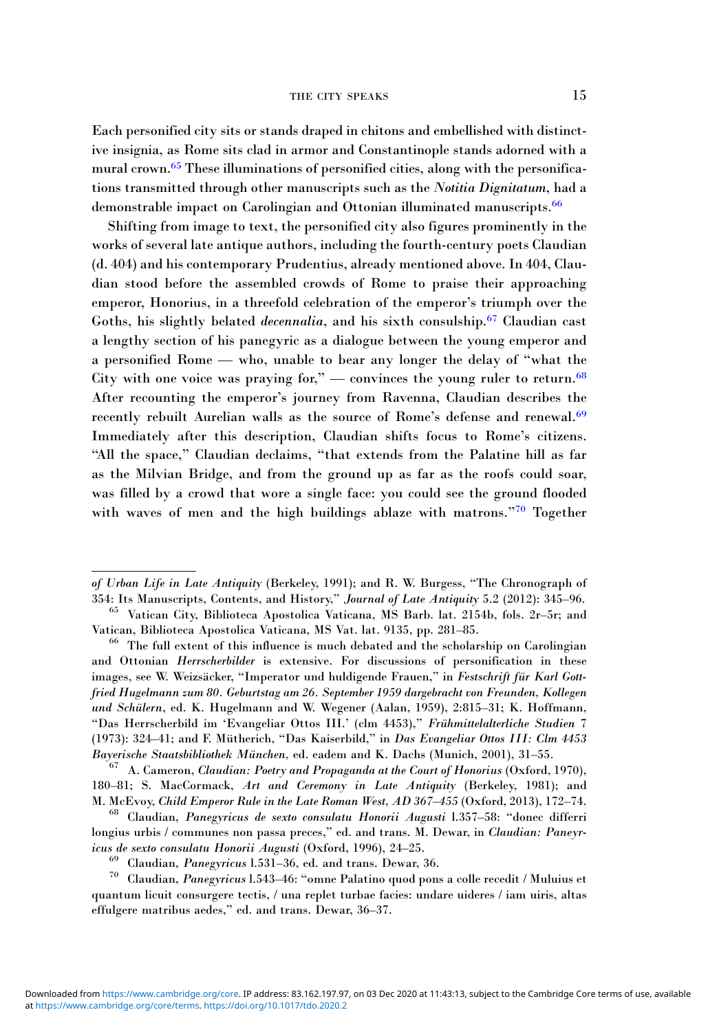Each personified city sits or stands draped in chitons and embellished with distinctive insignia, as Rome sits clad in armor and Constantinople stands adorned with a mural crown.[65] These illuminations of personified cities, along with the personifications transmitted through other manuscripts such as the *Notitia Dignitatum*, had a demonstrable impact on Carolingian and Ottonian illuminated manuscripts.[66]

Shifting from image to text, the personified city also figures prominently in the works of several late antique authors, including the fourth-century poets Claudian (d. 404) and his contemporary Prudentius, already mentioned above. In 404, Claudian stood before the assembled crowds of Rome to praise their approaching emperor, Honorius, in a threefold celebration of the emperor's triumph over the Goths, his slightly belated *decennalia*, and his sixth consulship.[67] Claudian cast a lengthy section of his panegyric as a dialogue between the young emperor and a personified Rome — who, unable to bear any longer the delay of "what the City with one voice was praying for," — convinces the young ruler to return.[68] After recounting the emperor's journey from Ravenna, Claudian describes the recently rebuilt Aurelian walls as the source of Rome's defense and renewal.[69] Immediately after this description, Claudian shifts focus to Rome's citizens. "All the space," Claudian declaims, "that extends from the Palatine hill as far as the Milvian Bridge, and from the ground up as far as the roofs could soar, was filled by a crowd that wore a single face: you could see the ground flooded with waves of men and the high buildings ablaze with matrons."[70] Together

---

*of Urban Life in Late Antiquity* (Berkeley, 1991); and R. W. Burgess, "The Chronograph of 354: Its Manuscripts, Contents, and History," *Journal of Late Antiquity* 5.2 (2012): 345–96.

[65] Vatican City, Biblioteca Apostolica Vaticana, MS Barb. lat. 2154b, fols. 2r–5r; and Vatican, Biblioteca Apostolica Vaticana, MS Vat. lat. 9135, pp. 281–85.

[66] The full extent of this influence is much debated and the scholarship on Carolingian and Ottonian *Herrscherbilder* is extensive. For discussions of personification in these images, see W. Weizsäcker, "Imperator und huldigende Frauen," in *Festschrift für Karl Gottfried Hugelmann zum 80. Geburtstag am 26. September 1959 dargebracht von Freunden, Kollegen und Schülern*, ed. K. Hugelmann and W. Wegener (Aalan, 1959), 2:815–31; K. Hoffmann, "Das Herrscherbild im 'Evangeliar Ottos III.' (clm 4453)," *Frühmittelalterliche Studien* 7 (1973): 324–41; and F. Mütherich, "Das Kaiserbild," in *Das Evangeliar Ottos III: Clm 4453 Bayerische Staatsbibliothek München*, ed. eadem and K. Dachs (Munich, 2001), 31–55.

[67] A. Cameron, *Claudian: Poetry and Propaganda at the Court of Honorius* (Oxford, 1970), 180–81; S. MacCormack, *Art and Ceremony in Late Antiquity* (Berkeley, 1981); and M. McEvoy, *Child Emperor Rule in the Late Roman West, AD 367–455* (Oxford, 2013), 172–74.

[68] Claudian, *Panegyricus de sexto consulatu Honorii Augusti* l.357–58: "donec differri longius urbis / communes non passa preces," ed. and trans. M. Dewar, in *Claudian: Paneyricus de sexto consulatu Honorii Augusti* (Oxford, 1996), 24–25.

[69] Claudian, *Panegyricus* l.531–36, ed. and trans. Dewar, 36.

[70] Claudian, *Panegyricus* l.543–46: "omne Palatino quod pons a colle recedit / Muluius et quantum licuit consurgere tectis, / una replet turbae facies: undare uideres / iam uiris, altas effulgere matribus aedes," ed. and trans. Dewar, 36–37.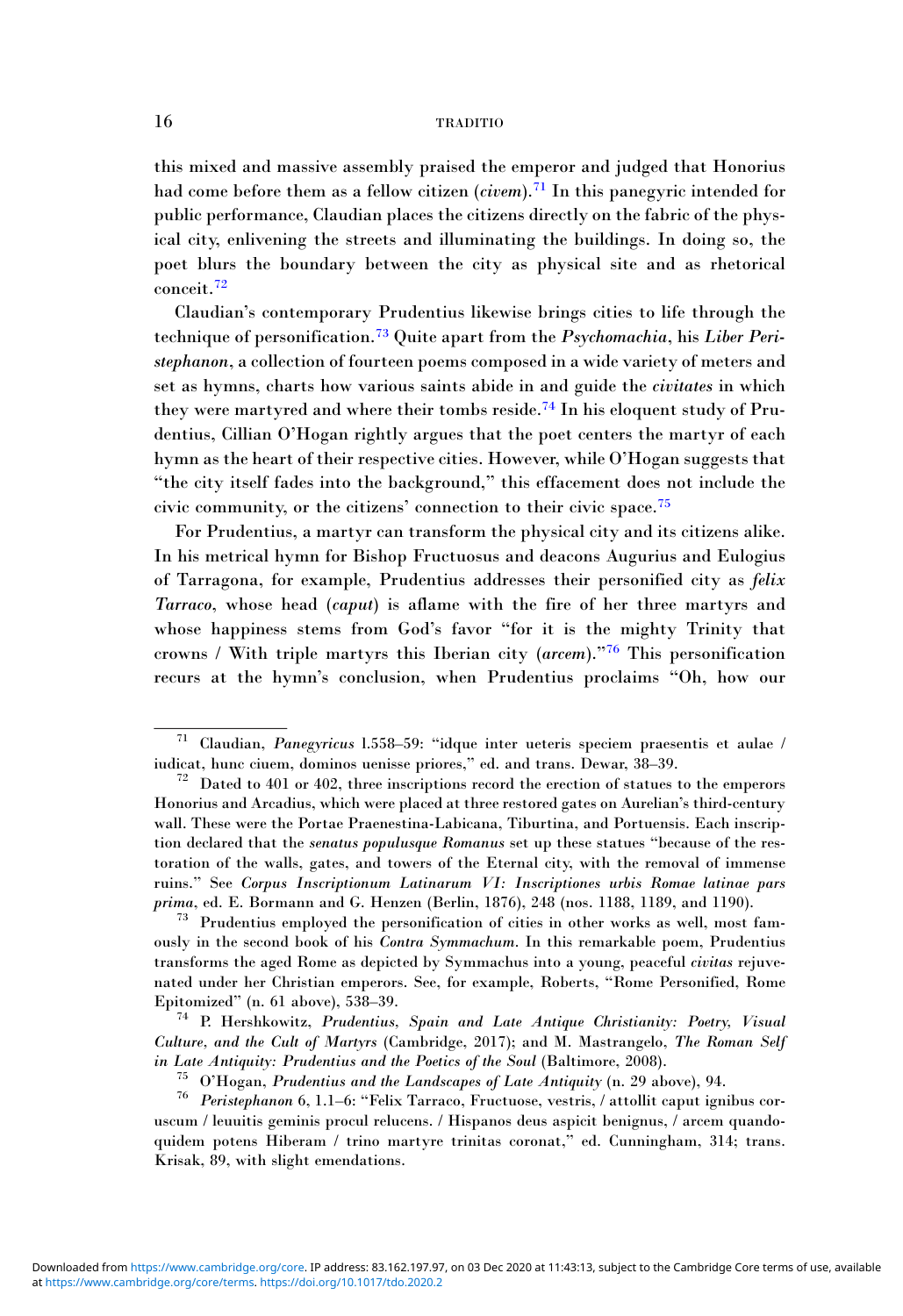this mixed and massive assembly praised the emperor and judged that Honorius had come before them as a fellow citizen (*civem*).[71] In this panegyric intended for public performance, Claudian places the citizens directly on the fabric of the physical city, enlivening the streets and illuminating the buildings. In doing so, the poet blurs the boundary between the city as physical site and as rhetorical conceit.[72]

Claudian's contemporary Prudentius likewise brings cities to life through the technique of personification.[73] Quite apart from the *Psychomachia*, his *Liber Peristephanon*, a collection of fourteen poems composed in a wide variety of meters and set as hymns, charts how various saints abide in and guide the *civitates* in which they were martyred and where their tombs reside.[74] In his eloquent study of Prudentius, Cillian O'Hogan rightly argues that the poet centers the martyr of each hymn as the heart of their respective cities. However, while O'Hogan suggests that "the city itself fades into the background," this effacement does not include the civic community, or the citizens' connection to their civic space.[75]

For Prudentius, a martyr can transform the physical city and its citizens alike. In his metrical hymn for Bishop Fructuosus and deacons Augurius and Eulogius of Tarragona, for example, Prudentius addresses their personified city as *felix Tarraco*, whose head (*caput*) is aflame with the fire of her three martyrs and whose happiness stems from God's favor "for it is the mighty Trinity that crowns / With triple martyrs this Iberian city (*arcem*)."[76] This personification recurs at the hymn's conclusion, when Prudentius proclaims "Oh, how our

---

[71] Claudian, *Panegyricus* l.558–59: "idque inter ueteris speciem praesentis et aulae / iudicat, hunc ciuem, dominos uenisse priores," ed. and trans. Dewar, 38–39.

[72] Dated to 401 or 402, three inscriptions record the erection of statues to the emperors Honorius and Arcadius, which were placed at three restored gates on Aurelian's third-century wall. These were the Portae Praenestina-Labicana, Tiburtina, and Portuensis. Each inscription declared that the *senatus populusque Romanus* set up these statues "because of the restoration of the walls, gates, and towers of the Eternal city, with the removal of immense ruins." See *Corpus Inscriptionum Latinarum VI: Inscriptiones urbis Romae latinae pars prima*, ed. E. Bormann and G. Henzen (Berlin, 1876), 248 (nos. 1188, 1189, and 1190).

[73] Prudentius employed the personification of cities in other works as well, most famously in the second book of his *Contra Symmachum*. In this remarkable poem, Prudentius transforms the aged Rome as depicted by Symmachus into a young, peaceful *civitas* rejuvenated under her Christian emperors. See, for example, Roberts, "Rome Personified, Rome Epitomized" (n. 61 above), 538–39.

[74] P. Hershkowitz, *Prudentius, Spain and Late Antique Christianity: Poetry, Visual Culture, and the Cult of Martyrs* (Cambridge, 2017); and M. Mastrangelo, *The Roman Self in Late Antiquity: Prudentius and the Poetics of the Soul* (Baltimore, 2008).

[75] O'Hogan, *Prudentius and the Landscapes of Late Antiquity* (n. 29 above), 94.

[76] *Peristephanon* 6, 1.1–6: "Felix Tarraco, Fructuose, vestris, / attollit caput ignibus coruscum / leuuitis geminis procul relucens. / Hispanos deus aspicit benignus, / arcem quandoquidem potens Hiberam / trino martyre trinitas coronat," ed. Cunningham, 314; trans. Krisak, 89, with slight emendations.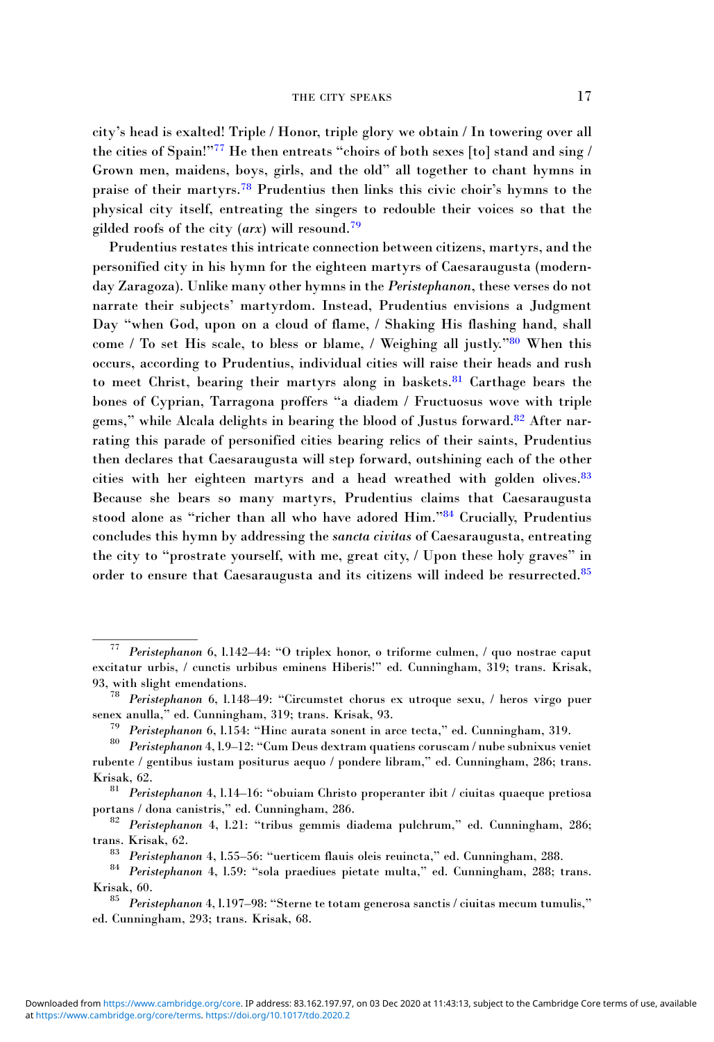city's head is exalted! Triple / Honor, triple glory we obtain / In towering over all the cities of Spain!"[77] He then entreats "choirs of both sexes [to] stand and sing / Grown men, maidens, boys, girls, and the old" all together to chant hymns in praise of their martyrs.[78] Prudentius then links this civic choir's hymns to the physical city itself, entreating the singers to redouble their voices so that the gilded roofs of the city (*arx*) will resound.[79]

Prudentius restates this intricate connection between citizens, martyrs, and the personified city in his hymn for the eighteen martyrs of Caesaraugusta (modern-day Zaragoza). Unlike many other hymns in the *Peristephanon*, these verses do not narrate their subjects' martyrdom. Instead, Prudentius envisions a Judgment Day "when God, upon on a cloud of flame, / Shaking His flashing hand, shall come / To set His scale, to bless or blame, / Weighing all justly."[80] When this occurs, according to Prudentius, individual cities will raise their heads and rush to meet Christ, bearing their martyrs along in baskets.[81] Carthage bears the bones of Cyprian, Tarragona proffers "a diadem / Fructuosus wove with triple gems," while Alcala delights in bearing the blood of Justus forward.[82] After narrating this parade of personified cities bearing relics of their saints, Prudentius then declares that Caesaraugusta will step forward, outshining each of the other cities with her eighteen martyrs and a head wreathed with golden olives.[83] Because she bears so many martyrs, Prudentius claims that Caesaraugusta stood alone as "richer than all who have adored Him."[84] Crucially, Prudentius concludes this hymn by addressing the *sancta civitas* of Caesaraugusta, entreating the city to "prostrate yourself, with me, great city, / Upon these holy graves" in order to ensure that Caesaraugusta and its citizens will indeed be resurrected.[85]

---

[77] *Peristephanon* 6, l.142–44: "O triplex honor, o triforme culmen, / quo nostrae caput excitatur urbis, / cunctis urbibus eminens Hiberis!" ed. Cunningham, 319; trans. Krisak, 93, with slight emendations.

[78] *Peristephanon* 6, l.148–49: "Circumstet chorus ex utroque sexu, / heros virgo puer senex anulla," ed. Cunningham, 319; trans. Krisak, 93.

[79] *Peristephanon* 6, l.154: "Hinc aurata sonent in arce tecta," ed. Cunningham, 319.

[80] *Peristephanon* 4, l.9–12: "Cum Deus dextram quatiens coruscam / nube subnixus veniet rubente / gentibus iustam positurus aequo / pondere libram," ed. Cunningham, 286; trans. Krisak, 62.

[81] *Peristephanon* 4, l.14–16: "obuiam Christo properanter ibit / ciuitas quaeque pretiosa portans / dona canistris," ed. Cunningham, 286.

[82] *Peristephanon* 4, l.21: "tribus gemmis diadema pulchrum," ed. Cunningham, 286; trans. Krisak, 62.

[83] *Peristephanon* 4, l.55–56: "uerticem flauis oleis reuincta," ed. Cunningham, 288.

[84] *Peristephanon* 4, l.59: "sola praediues pietate multa," ed. Cunningham, 288; trans. Krisak, 60.

[85] *Peristephanon* 4, l.197–98: "Sterne te totam generosa sanctis / ciuitas mecum tumulis," ed. Cunningham, 293; trans. Krisak, 68.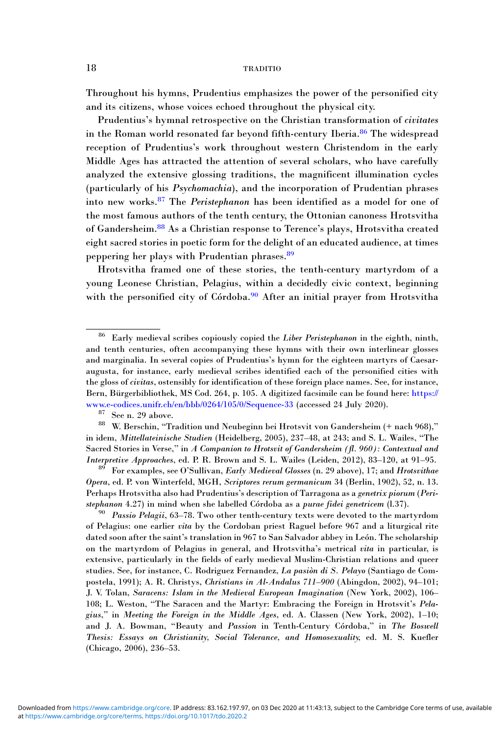Throughout his hymns, Prudentius emphasizes the power of the personified city and its citizens, whose voices echoed throughout the physical city.

Prudentius's hymnal retrospective on the Christian transformation of *civitates* in the Roman world resonated far beyond fifth-century Iberia.[86] The widespread reception of Prudentius's work throughout western Christendom in the early Middle Ages has attracted the attention of several scholars, who have carefully analyzed the extensive glossing traditions, the magnificent illumination cycles (particularly of his *Psychomachia*), and the incorporation of Prudentian phrases into new works.[87] The *Peristephanon* has been identified as a model for one of the most famous authors of the tenth century, the Ottonian canoness Hrotsvitha of Gandersheim.[88] As a Christian response to Terence's plays, Hrotsvitha created eight sacred stories in poetic form for the delight of an educated audience, at times peppering her plays with Prudentian phrases.[89]

Hrotsvitha framed one of these stories, the tenth-century martyrdom of a young Leonese Christian, Pelagius, within a decidedly civic context, beginning with the personified city of Córdoba.[90] After an initial prayer from Hrotsvitha

---

[86] Early medieval scribes copiously copied the *Liber Peristephanon* in the eighth, ninth, and tenth centuries, often accompanying these hymns with their own interlinear glosses and marginalia. In several copies of Prudentius's hymn for the eighteen martyrs of Caesaraugusta, for instance, early medieval scribes identified each of the personified cities with the gloss of *civitas*, ostensibly for identification of these foreign place names. See, for instance, Bern, Bürgerbibliothek, MS Cod. 264, p. 105. A digitized facsimile can be found here: https://www.e-codices.unifr.ch/en/bbb/0264/105/0/Sequence-33 (accessed 24 July 2020).

[87] See n. 29 above.

[88] W. Berschin, "Tradition und Neubeginn bei Hrotsvit von Gandersheim (+ nach 968)," in idem, *Mittellateinische Studien* (Heidelberg, 2005), 237–48, at 243; and S. L. Wailes, "The Sacred Stories in Verse," in *A Companion to Hrotsvit of Gandersheim (fl. 960): Contextual and Interpretive Approaches*, ed. P. R. Brown and S. L. Wailes (Leiden, 2012), 83–120, at 91–95.

[89] For examples, see O'Sullivan, *Early Medieval Glosses* (n. 29 above), 17; and *Hrotsvithae Opera*, ed. P. von Winterfeld, MGH, *Scriptores rerum germanicum* 34 (Berlin, 1902), 52, n. 13. Perhaps Hrotsvitha also had Prudentius's description of Tarragona as a *genetrix piorum* (*Peristephanon* 4.27) in mind when she labelled Córdoba as a *purae fidei genetricem* (l.37).

[90] *Passio Pelagii*, 63–78. Two other tenth-century texts were devoted to the martyrdom of Pelagius: one earlier *vita* by the Cordoban priest Raguel before 967 and a liturgical rite dated soon after the saint's translation in 967 to San Salvador abbey in León. The scholarship on the martyrdom of Pelagius in general, and Hrotsvitha's metrical *vita* in particular, is extensive, particularly in the fields of early medieval Muslim-Christian relations and queer studies. See, for instance, C. Rodriguez Fernandez, *La pasiòn di S. Pelayo* (Santiago de Compostela, 1991); A. R. Christys, *Christians in Al-Andalus 711–900* (Abingdon, 2002), 94–101; J. V. Tolan, *Saracens: Islam in the Medieval European Imagination* (New York, 2002), 106–108; L. Weston, "The Saracen and the Martyr: Embracing the Foreign in Hrotsvit's *Pelagius*," in *Meeting the Foreign in the Middle Ages*, ed. A. Classen (New York, 2002), 1–10; and J. A. Bowman, "Beauty and *Passion* in Tenth-Century Córdoba," in *The Boswell Thesis: Essays on Christianity, Social Tolerance, and Homosexuality*, ed. M. S. Kuefler (Chicago, 2006), 236–53.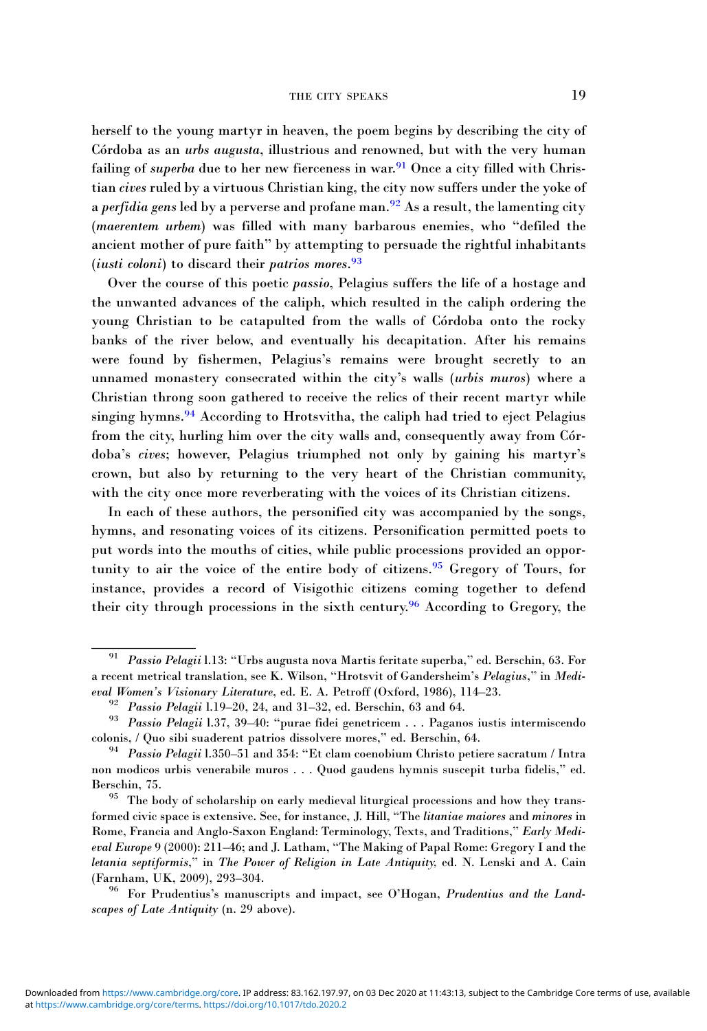herself to the young martyr in heaven, the poem begins by describing the city of Córdoba as an *urbs augusta*, illustrious and renowned, but with the very human failing of *superba* due to her new fierceness in war.[91] Once a city filled with Christian *cives* ruled by a virtuous Christian king, the city now suffers under the yoke of a *perfidia gens* led by a perverse and profane man.[92] As a result, the lamenting city (*maerentem urbem*) was filled with many barbarous enemies, who "defiled the ancient mother of pure faith" by attempting to persuade the rightful inhabitants (*iusti coloni*) to discard their *patrios mores*.[93]

Over the course of this poetic *passio*, Pelagius suffers the life of a hostage and the unwanted advances of the caliph, which resulted in the caliph ordering the young Christian to be catapulted from the walls of Córdoba onto the rocky banks of the river below, and eventually his decapitation. After his remains were found by fishermen, Pelagius's remains were brought secretly to an unnamed monastery consecrated within the city's walls (*urbis muros*) where a Christian throng soon gathered to receive the relics of their recent martyr while singing hymns.[94] According to Hrotsvitha, the caliph had tried to eject Pelagius from the city, hurling him over the city walls and, consequently away from Córdoba's *cives*; however, Pelagius triumphed not only by gaining his martyr's crown, but also by returning to the very heart of the Christian community, with the city once more reverberating with the voices of its Christian citizens.

In each of these authors, the personified city was accompanied by the songs, hymns, and resonating voices of its citizens. Personification permitted poets to put words into the mouths of cities, while public processions provided an opportunity to air the voice of the entire body of citizens.[95] Gregory of Tours, for instance, provides a record of Visigothic citizens coming together to defend their city through processions in the sixth century.[96] According to Gregory, the

---

[91] *Passio Pelagii* l.13: "Urbs augusta nova Martis feritate superba," ed. Berschin, 63. For a recent metrical translation, see K. Wilson, "Hrotsvit of Gandersheim's *Pelagius*," in *Medieval Women's Visionary Literature*, ed. E. A. Petroff (Oxford, 1986), 114–23.

[92] *Passio Pelagii* l.19–20, 24, and 31–32, ed. Berschin, 63 and 64.

[93] *Passio Pelagii* l.37, 39–40: "purae fidei genetricem . . . Paganos iustis intermiscendo colonis, / Quo sibi suaderent patrios dissolvere mores," ed. Berschin, 64.

[94] *Passio Pelagii* l.350–51 and 354: "Et clam coenobium Christo petiere sacratum / Intra non modicos urbis venerabile muros . . . Quod gaudens hymnis suscepit turba fidelis," ed. Berschin, 75.

[95] The body of scholarship on early medieval liturgical processions and how they transformed civic space is extensive. See, for instance, J. Hill, "The *litaniae maiores* and *minores* in Rome, Francia and Anglo-Saxon England: Terminology, Texts, and Traditions," *Early Medieval Europe* 9 (2000): 211–46; and J. Latham, "The Making of Papal Rome: Gregory I and the *letania septiformis*," in *The Power of Religion in Late Antiquity*, ed. N. Lenski and A. Cain (Farnham, UK, 2009), 293–304.

[96] For Prudentius's manuscripts and impact, see O'Hogan, *Prudentius and the Landscapes of Late Antiquity* (n. 29 above).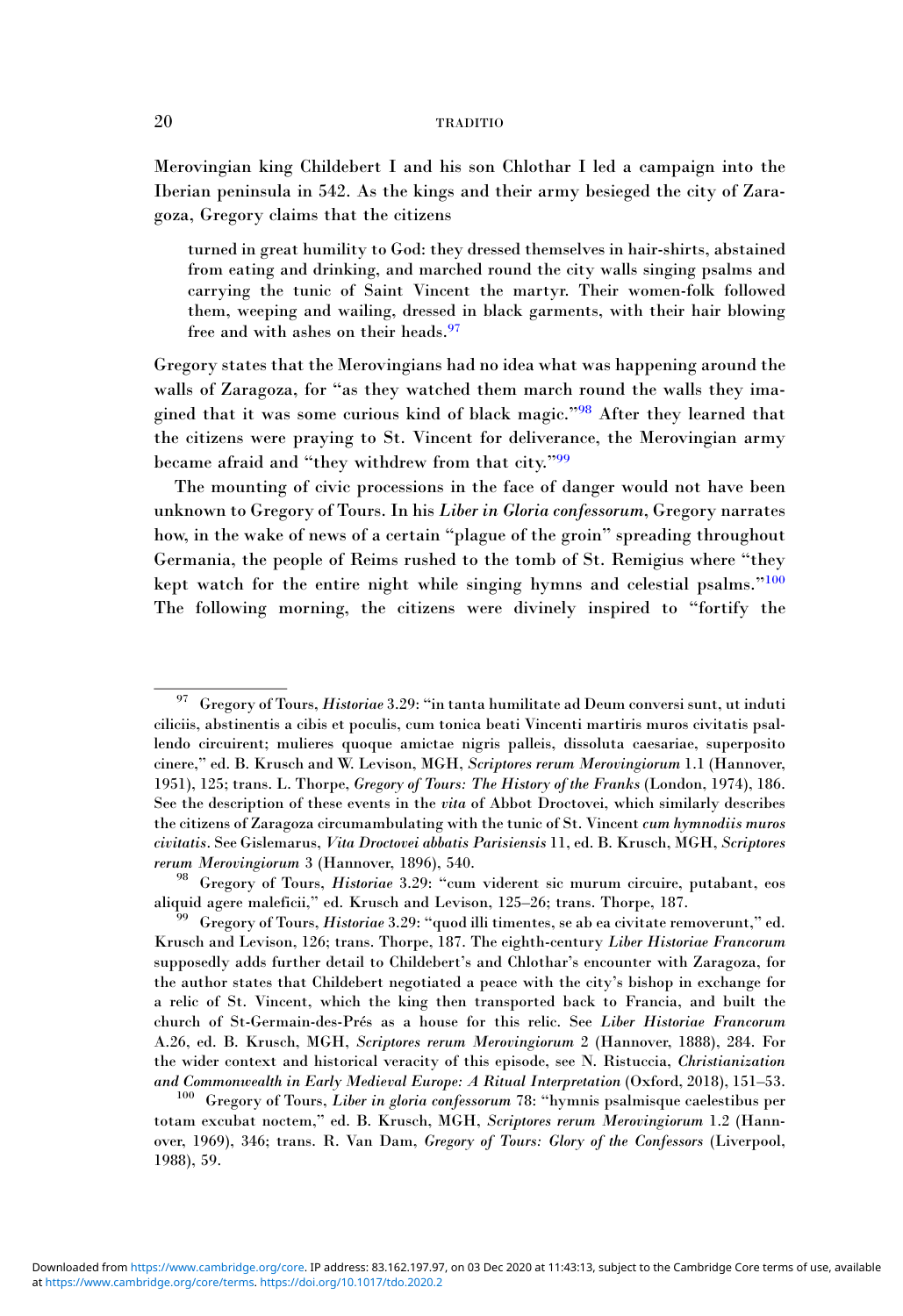Merovingian king Childebert I and his son Chlothar I led a campaign into the Iberian peninsula in 542. As the kings and their army besieged the city of Zaragoza, Gregory claims that the citizens

> turned in great humility to God: they dressed themselves in hair-shirts, abstained from eating and drinking, and marched round the city walls singing psalms and carrying the tunic of Saint Vincent the martyr. Their women-folk followed them, weeping and wailing, dressed in black garments, with their hair blowing free and with ashes on their heads.[97]

Gregory states that the Merovingians had no idea what was happening around the walls of Zaragoza, for "as they watched them march round the walls they imagined that it was some curious kind of black magic."[98] After they learned that the citizens were praying to St. Vincent for deliverance, the Merovingian army became afraid and "they withdrew from that city."[99]

The mounting of civic processions in the face of danger would not have been unknown to Gregory of Tours. In his *Liber in Gloria confessorum*, Gregory narrates how, in the wake of news of a certain "plague of the groin" spreading throughout Germania, the people of Reims rushed to the tomb of St. Remigius where "they kept watch for the entire night while singing hymns and celestial psalms."[100] The following morning, the citizens were divinely inspired to "fortify the

---

[97] Gregory of Tours, *Historiae* 3.29: "in tanta humilitate ad Deum conversi sunt, ut induti ciliciis, abstinentis a cibis et poculis, cum tonica beati Vincenti martiris muros civitatis psallendo circuirent; mulieres quoque amictae nigris palleis, dissoluta caesariae, superposito cinere," ed. B. Krusch and W. Levison, MGH, *Scriptores rerum Merovingiorum* 1.1 (Hannover, 1951), 125; trans. L. Thorpe, *Gregory of Tours: The History of the Franks* (London, 1974), 186. See the description of these events in the *vita* of Abbot Droctovei, which similarly describes the citizens of Zaragoza circumambulating with the tunic of St. Vincent *cum hymnodiis muros civitatis*. See Gislemarus, *Vita Droctovei abbatis Parisiensis* 11, ed. B. Krusch, MGH, *Scriptores rerum Merovingiorum* 3 (Hannover, 1896), 540.

[98] Gregory of Tours, *Historiae* 3.29: "cum viderent sic murum circuire, putabant, eos aliquid agere maleficii," ed. Krusch and Levison, 125–26; trans. Thorpe, 187.

[99] Gregory of Tours, *Historiae* 3.29: "quod illi timentes, se ab ea civitate removerunt," ed. Krusch and Levison, 126; trans. Thorpe, 187. The eighth-century *Liber Historiae Francorum* supposedly adds further detail to Childebert's and Chlothar's encounter with Zaragoza, for the author states that Childebert negotiated a peace with the city's bishop in exchange for a relic of St. Vincent, which the king then transported back to Francia, and built the church of St-Germain-des-Prés as a house for this relic. See *Liber Historiae Francorum* A.26, ed. B. Krusch, MGH, *Scriptores rerum Merovingiorum* 2 (Hannover, 1888), 284. For the wider context and historical veracity of this episode, see N. Ristuccia, *Christianization and Commonwealth in Early Medieval Europe: A Ritual Interpretation* (Oxford, 2018), 151–53.

[100] Gregory of Tours, *Liber in gloria confessorum* 78: "hymnis psalmisque caelestibus per totam excubat noctem," ed. B. Krusch, MGH, *Scriptores rerum Merovingiorum* 1.2 (Hannover, 1969), 346; trans. R. Van Dam, *Gregory of Tours: Glory of the Confessors* (Liverpool, 1988), 59.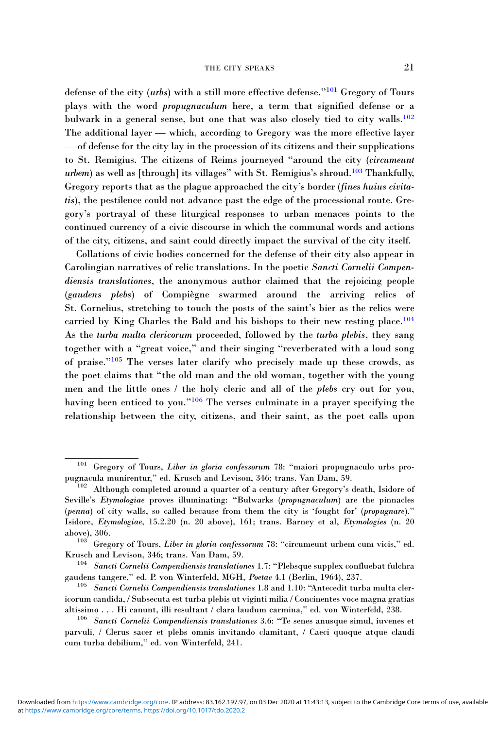defense of the city (*urbs*) with a still more effective defense."[101] Gregory of Tours plays with the word *propugnaculum* here, a term that signified defense or a bulwark in a general sense, but one that was also closely tied to city walls.[102] The additional layer — which, according to Gregory was the more effective layer — of defense for the city lay in the procession of its citizens and their supplications to St. Remigius. The citizens of Reims journeyed "around the city (*circumeunt urbem*) as well as [through] its villages" with St. Remigius's shroud.[103] Thankfully, Gregory reports that as the plague approached the city's border (*fines huius civitatis*), the pestilence could not advance past the edge of the processional route. Gregory's portrayal of these liturgical responses to urban menaces points to the continued currency of a civic discourse in which the communal words and actions of the city, citizens, and saint could directly impact the survival of the city itself.

Collations of civic bodies concerned for the defense of their city also appear in Carolingian narratives of relic translations. In the poetic *Sancti Cornelii Compendiensis translationes*, the anonymous author claimed that the rejoicing people (*gaudens plebs*) of Compiègne swarmed around the arriving relics of St. Cornelius, stretching to touch the posts of the saint's bier as the relics were carried by King Charles the Bald and his bishops to their new resting place.[104] As the *turba multa clericorum* proceeded, followed by the *turba plebis*, they sang together with a "great voice," and their singing "reverberated with a loud song of praise."[105] The verses later clarify who precisely made up these crowds, as the poet claims that "the old man and the old woman, together with the young men and the little ones / the holy cleric and all of the *plebs* cry out for you, having been enticed to you."[106] The verses culminate in a prayer specifying the relationship between the city, citizens, and their saint, as the poet calls upon

---

[101] Gregory of Tours, *Liber in gloria confessorum* 78: "maiori propugnaculo urbs propugnacula munirentur," ed. Krusch and Levison, 346; trans. Van Dam, 59.

[102] Although completed around a quarter of a century after Gregory's death, Isidore of Seville's *Etymologiae* proves illuminating: "Bulwarks (*propugnaculum*) are the pinnacles (*penna*) of city walls, so called because from them the city is 'fought for' (*propugnare*)." Isidore, *Etymologiae*, 15.2.20 (n. 20 above), 161; trans. Barney et al, *Etymologies* (n. 20 above), 306.

[103] Gregory of Tours, *Liber in gloria confessorum* 78: "circumeunt urbem cum vicis," ed. Krusch and Levison, 346; trans. Van Dam, 59.

[104] *Sancti Cornelii Compendiensis translationes* 1.7: "Plebsque supplex confluebat fulchra gaudens tangere," ed. P. von Winterfeld, MGH, *Poetae* 4.1 (Berlin, 1964), 237.

[105] *Sancti Cornelii Compendiensis translationes* 1.8 and 1.10: "Antecedit turba multa clericorum candida, / Subsecuta est turba plebis ut viginti milia / Concinentes voce magna gratias altissimo . . . Hi canunt, illi resultant / clara laudum carmina," ed. von Winterfeld, 238.

[106] *Sancti Cornelii Compendiensis translationes* 3.6: "Te senes anusque simul, iuvenes et parvuli, / Clerus sacer et plebs omnis invitando clamitant, / Caeci quoque atque claudi cum turba debilium," ed. von Winterfeld, 241.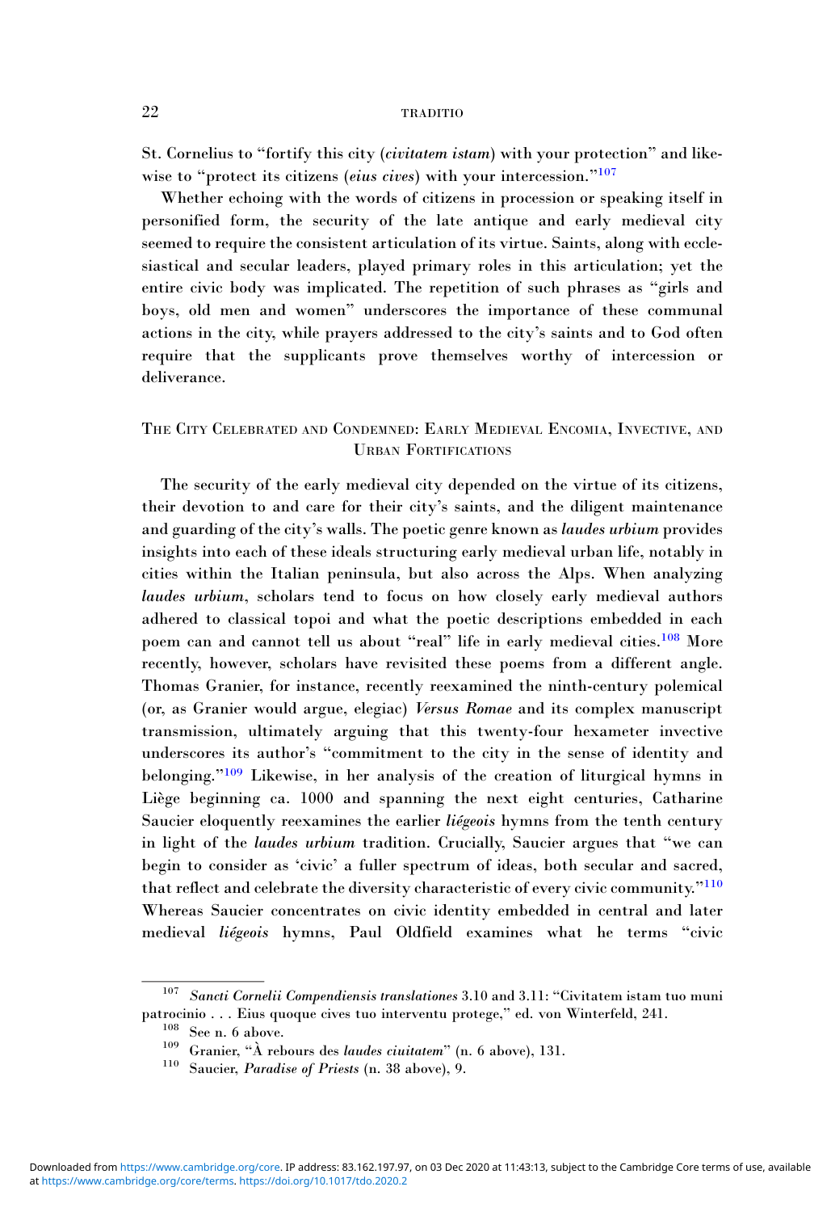St. Cornelius to "fortify this city (*civitatem istam*) with your protection" and likewise to "protect its citizens (*eius cives*) with your intercession."[107]

Whether echoing with the words of citizens in procession or speaking itself in personified form, the security of the late antique and early medieval city seemed to require the consistent articulation of its virtue. Saints, along with ecclesiastical and secular leaders, played primary roles in this articulation; yet the entire civic body was implicated. The repetition of such phrases as "girls and boys, old men and women" underscores the importance of these communal actions in the city, while prayers addressed to the city's saints and to God often require that the supplicants prove themselves worthy of intercession or deliverance.

## The City Celebrated and Condemned: Early Medieval Encomia, Invective, and Urban Fortifications

The security of the early medieval city depended on the virtue of its citizens, their devotion to and care for their city's saints, and the diligent maintenance and guarding of the city's walls. The poetic genre known as *laudes urbium* provides insights into each of these ideals structuring early medieval urban life, notably in cities within the Italian peninsula, but also across the Alps. When analyzing *laudes urbium*, scholars tend to focus on how closely early medieval authors adhered to classical topoi and what the poetic descriptions embedded in each poem can and cannot tell us about "real" life in early medieval cities.[108] More recently, however, scholars have revisited these poems from a different angle. Thomas Granier, for instance, recently reexamined the ninth-century polemical (or, as Granier would argue, elegiac) *Versus Romae* and its complex manuscript transmission, ultimately arguing that this twenty-four hexameter invective underscores its author's "commitment to the city in the sense of identity and belonging."[109] Likewise, in her analysis of the creation of liturgical hymns in Liège beginning ca. 1000 and spanning the next eight centuries, Catharine Saucier eloquently reexamines the earlier *liégeois* hymns from the tenth century in light of the *laudes urbium* tradition. Crucially, Saucier argues that "we can begin to consider as 'civic' a fuller spectrum of ideas, both secular and sacred, that reflect and celebrate the diversity characteristic of every civic community."[110] Whereas Saucier concentrates on civic identity embedded in central and later medieval *liégeois* hymns, Paul Oldfield examines what he terms "civic

---

[107] *Sancti Cornelii Compendiensis translationes* 3.10 and 3.11: "Civitatem istam tuo muni patrocinio . . . Eius quoque cives tuo interventu protege," ed. von Winterfeld, 241.

[108] See n. 6 above.

[109] Granier, "À rebours des *laudes ciuitatem*" (n. 6 above), 131.

[110] Saucier, *Paradise of Priests* (n. 38 above), 9.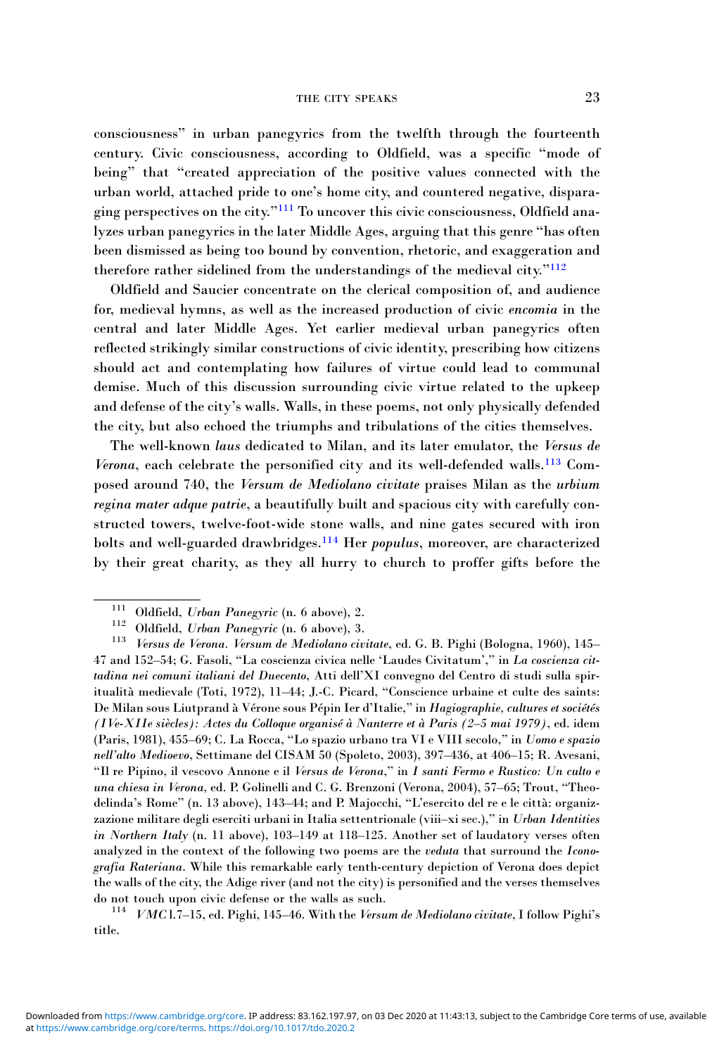consciousness" in urban panegyrics from the twelfth through the fourteenth century. Civic consciousness, according to Oldfield, was a specific "mode of being" that "created appreciation of the positive values connected with the urban world, attached pride to one's home city, and countered negative, disparaging perspectives on the city."[111] To uncover this civic consciousness, Oldfield analyzes urban panegyrics in the later Middle Ages, arguing that this genre "has often been dismissed as being too bound by convention, rhetoric, and exaggeration and therefore rather sidelined from the understandings of the medieval city."[112]

Oldfield and Saucier concentrate on the clerical composition of, and audience for, medieval hymns, as well as the increased production of civic *encomia* in the central and later Middle Ages. Yet earlier medieval urban panegyrics often reflected strikingly similar constructions of civic identity, prescribing how citizens should act and contemplating how failures of virtue could lead to communal demise. Much of this discussion surrounding civic virtue related to the upkeep and defense of the city's walls. Walls, in these poems, not only physically defended the city, but also echoed the triumphs and tribulations of the cities themselves.

The well-known *laus* dedicated to Milan, and its later emulator, the *Versus de Verona*, each celebrate the personified city and its well-defended walls.[113] Composed around 740, the *Versum de Mediolano civitate* praises Milan as the *urbium regina mater adque patrie*, a beautifully built and spacious city with carefully constructed towers, twelve-foot-wide stone walls, and nine gates secured with iron bolts and well-guarded drawbridges.[114] Her *populus*, moreover, are characterized by their great charity, as they all hurry to church to proffer gifts before the

---

[111] Oldfield, *Urban Panegyric* (n. 6 above), 2.

[112] Oldfield, *Urban Panegyric* (n. 6 above), 3.

[113] *Versus de Verona. Versum de Mediolano civitate*, ed. G. B. Pighi (Bologna, 1960), 145–47 and 152–54; G. Fasoli, "La coscienza civica nelle 'Laudes Civitatum'," in *La coscienza cittadina nei comuni italiani del Duecento*, Atti dell'XI convegno del Centro di studi sulla spiritualità medievale (Toti, 1972), 11–44; J.-C. Picard, "Conscience urbaine et culte des saints: De Milan sous Liutprand à Vérone sous Pépin Ier d'Italie," in *Hagiographie, cultures et sociétés (IVe-XIIe siècles): Actes du Colloque organisé à Nanterre et à Paris (2–5 mai 1979)*, ed. idem (Paris, 1981), 455–69; C. La Rocca, "Lo spazio urbano tra VI e VIII secolo," in *Uomo e spazio nell'alto Medioevo*, Settimane del CISAM 50 (Spoleto, 2003), 397–436, at 406–15; R. Avesani, "Il re Pipino, il vescovo Annone e il *Versus de Verona*," in *I santi Fermo e Rustico: Un culto e una chiesa in Verona*, ed. P. Golinelli and C. G. Brenzoni (Verona, 2004), 57–65; Trout, "Theodelinda's Rome" (n. 13 above), 143–44; and P. Majocchi, "L'esercito del re e le città: organizzazione militare degli eserciti urbani in Italia settentrionale (viii–xi sec.)," in *Urban Identities in Northern Italy* (n. 11 above), 103–149 at 118–125. Another set of laudatory verses often analyzed in the context of the following two poems are the *veduta* that surround the *Iconografia Rateriana*. While this remarkable early tenth-century depiction of Verona does depict the walls of the city, the Adige river (and not the city) is personified and the verses themselves do not touch upon civic defense or the walls as such.

[114] *VMC* 1.7–15, ed. Pighi, 145–46. With the *Versum de Mediolano civitate*, I follow Pighi's title.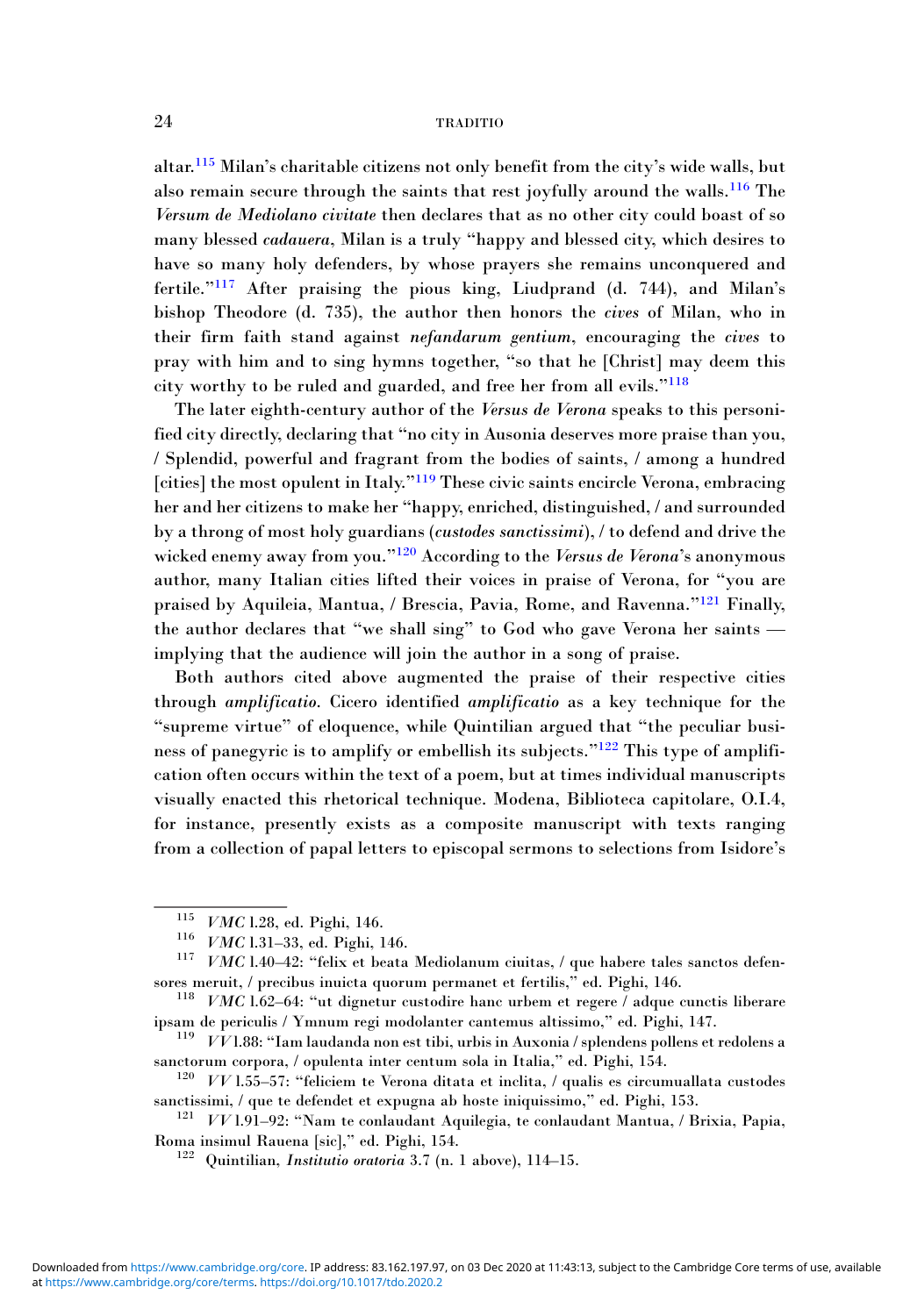altar.[115] Milan's charitable citizens not only benefit from the city's wide walls, but also remain secure through the saints that rest joyfully around the walls.[116] The *Versum de Mediolano civitate* then declares that as no other city could boast of so many blessed *cadauera*, Milan is a truly "happy and blessed city, which desires to have so many holy defenders, by whose prayers she remains unconquered and fertile."[117] After praising the pious king, Liudprand (d. 744), and Milan's bishop Theodore (d. 735), the author then honors the *cives* of Milan, who in their firm faith stand against *nefandarum gentium*, encouraging the *cives* to pray with him and to sing hymns together, "so that he [Christ] may deem this city worthy to be ruled and guarded, and free her from all evils."[118]

The later eighth-century author of the *Versus de Verona* speaks to this personified city directly, declaring that "no city in Ausonia deserves more praise than you, / Splendid, powerful and fragrant from the bodies of saints, / among a hundred [cities] the most opulent in Italy."[119] These civic saints encircle Verona, embracing her and her citizens to make her "happy, enriched, distinguished, / and surrounded by a throng of most holy guardians (*custodes sanctissimi*), / to defend and drive the wicked enemy away from you."[120] According to the *Versus de Verona*'s anonymous author, many Italian cities lifted their voices in praise of Verona, for "you are praised by Aquileia, Mantua, / Brescia, Pavia, Rome, and Ravenna."[121] Finally, the author declares that "we shall sing" to God who gave Verona her saints — implying that the audience will join the author in a song of praise.

Both authors cited above augmented the praise of their respective cities through *amplificatio*. Cicero identified *amplificatio* as a key technique for the "supreme virtue" of eloquence, while Quintilian argued that "the peculiar business of panegyric is to amplify or embellish its subjects."[122] This type of amplification often occurs within the text of a poem, but at times individual manuscripts visually enacted this rhetorical technique. Modena, Biblioteca capitolare, O.I.4, for instance, presently exists as a composite manuscript with texts ranging from a collection of papal letters to episcopal sermons to selections from Isidore's

---

[115] *VMC* l.28, ed. Pighi, 146.

[116] *VMC* l.31–33, ed. Pighi, 146.

[117] *VMC* l.40–42: "felix et beata Mediolanum ciuitas, / que habere tales sanctos defensores meruit, / precibus inuicta quorum permanet et fertilis," ed. Pighi, 146.

[118] *VMC* l.62–64: "ut dignetur custodire hanc urbem et regere / adque cunctis liberare ipsam de periculis / Ymnum regi modolanter cantemus altissimo," ed. Pighi, 147.

[119] *VV* l.88: "Iam laudanda non est tibi, urbis in Auxonia / splendens pollens et redolens a sanctorum corpora, / opulenta inter centum sola in Italia," ed. Pighi, 154.

[120] *VV* l.55–57: "feliciem te Verona ditata et inclita, / qualis es circumuallata custodes sanctissimi, / que te defendet et expugna ab hoste iniquissimo," ed. Pighi, 153.

[121] *VV* l.91–92: "Nam te conlaudant Aquilegia, te conlaudant Mantua, / Brixia, Papia, Roma insimul Rauena [sic]," ed. Pighi, 154.

[122] Quintilian, *Institutio oratoria* 3.7 (n. 1 above), 114–15.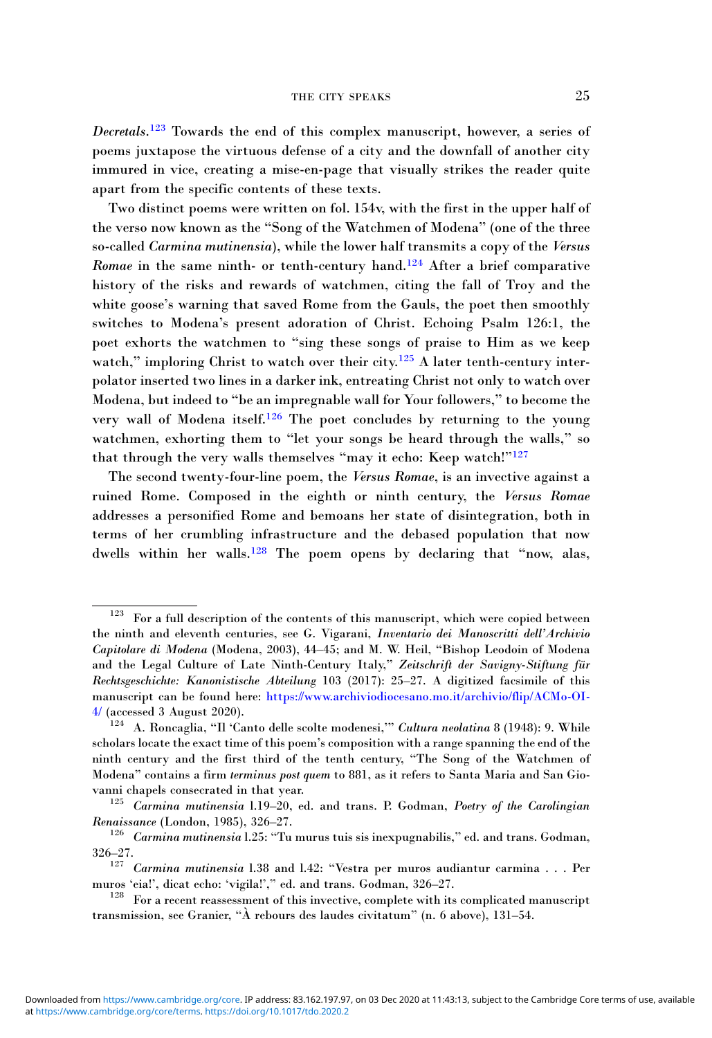*Decretals*.[123] Towards the end of this complex manuscript, however, a series of poems juxtapose the virtuous defense of a city and the downfall of another city immured in vice, creating a mise-en-page that visually strikes the reader quite apart from the specific contents of these texts.

Two distinct poems were written on fol. 154v, with the first in the upper half of the verso now known as the "Song of the Watchmen of Modena" (one of the three so-called *Carmina mutinensia*), while the lower half transmits a copy of the *Versus Romae* in the same ninth- or tenth-century hand.[124] After a brief comparative history of the risks and rewards of watchmen, citing the fall of Troy and the white goose's warning that saved Rome from the Gauls, the poet then smoothly switches to Modena's present adoration of Christ. Echoing Psalm 126:1, the poet exhorts the watchmen to "sing these songs of praise to Him as we keep watch," imploring Christ to watch over their city.[125] A later tenth-century interpolator inserted two lines in a darker ink, entreating Christ not only to watch over Modena, but indeed to "be an impregnable wall for Your followers," to become the very wall of Modena itself.[126] The poet concludes by returning to the young watchmen, exhorting them to "let your songs be heard through the walls," so that through the very walls themselves "may it echo: Keep watch!"[127]

The second twenty-four-line poem, the *Versus Romae*, is an invective against a ruined Rome. Composed in the eighth or ninth century, the *Versus Romae* addresses a personified Rome and bemoans her state of disintegration, both in terms of her crumbling infrastructure and the debased population that now dwells within her walls.[128] The poem opens by declaring that "now, alas,

---

[123] For a full description of the contents of this manuscript, which were copied between the ninth and eleventh centuries, see G. Vigarani, *Inventario dei Manoscritti dell'Archivio Capitolare di Modena* (Modena, 2003), 44–45; and M. W. Heil, "Bishop Leodoin of Modena and the Legal Culture of Late Ninth-Century Italy," *Zeitschrift der Savigny-Stiftung für Rechtsgeschichte: Kanonistische Abteilung* 103 (2017): 25–27. A digitized facsimile of this manuscript can be found here: https://www.archiviodiocesano.mo.it/archivio/flip/ACMo-OI-4/ (accessed 3 August 2020).

[124] A. Roncaglia, "Il 'Canto delle scolte modenesi,'" *Cultura neolatina* 8 (1948): 9. While scholars locate the exact time of this poem's composition with a range spanning the end of the ninth century and the first third of the tenth century, "The Song of the Watchmen of Modena" contains a firm *terminus post quem* to 881, as it refers to Santa Maria and San Giovanni chapels consecrated in that year.

[125] *Carmina mutinensia* l.19–20, ed. and trans. P. Godman, *Poetry of the Carolingian Renaissance* (London, 1985), 326–27.

[126] *Carmina mutinensia* l.25: "Tu murus tuis sis inexpugnabilis," ed. and trans. Godman, 326–27.

[127] *Carmina mutinensia* l.38 and l.42: "Vestra per muros audiantur carmina . . . Per muros 'eia!', dicat echo: 'vigila!'," ed. and trans. Godman, 326–27.

[128] For a recent reassessment of this invective, complete with its complicated manuscript transmission, see Granier, "À rebours des laudes civitatum" (n. 6 above), 131–54.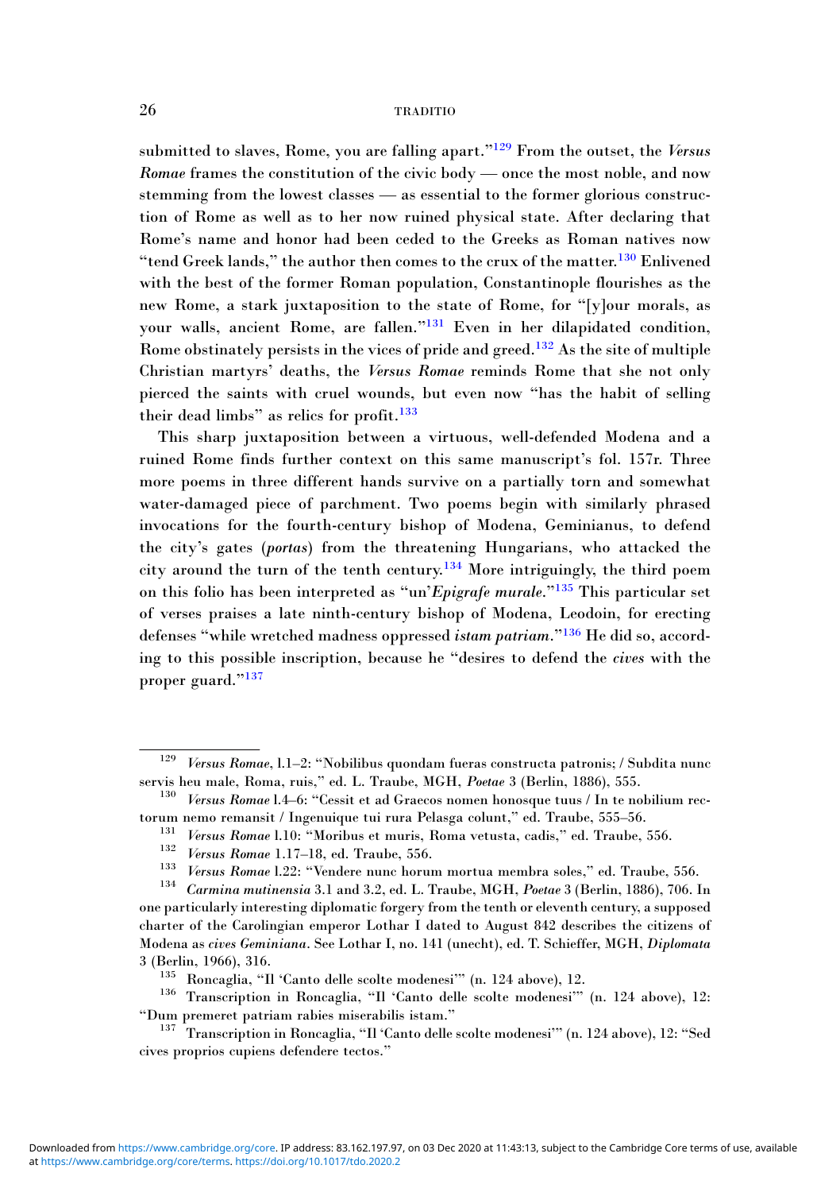submitted to slaves, Rome, you are falling apart."[129] From the outset, the *Versus Romae* frames the constitution of the civic body — once the most noble, and now stemming from the lowest classes — as essential to the former glorious construction of Rome as well as to her now ruined physical state. After declaring that Rome's name and honor had been ceded to the Greeks as Roman natives now "tend Greek lands," the author then comes to the crux of the matter.[130] Enlivened with the best of the former Roman population, Constantinople flourishes as the new Rome, a stark juxtaposition to the state of Rome, for "[y]our morals, as your walls, ancient Rome, are fallen."[131] Even in her dilapidated condition, Rome obstinately persists in the vices of pride and greed.[132] As the site of multiple Christian martyrs' deaths, the *Versus Romae* reminds Rome that she not only pierced the saints with cruel wounds, but even now "has the habit of selling their dead limbs" as relics for profit.[133]

This sharp juxtaposition between a virtuous, well-defended Modena and a ruined Rome finds further context on this same manuscript's fol. 157r. Three more poems in three different hands survive on a partially torn and somewhat water-damaged piece of parchment. Two poems begin with similarly phrased invocations for the fourth-century bishop of Modena, Geminianus, to defend the city's gates (*portas*) from the threatening Hungarians, who attacked the city around the turn of the tenth century.[134] More intriguingly, the third poem on this folio has been interpreted as "un'*Epigrafe murale*."[135] This particular set of verses praises a late ninth-century bishop of Modena, Leodoin, for erecting defenses "while wretched madness oppressed *istam patriam*."[136] He did so, according to this possible inscription, because he "desires to defend the *cives* with the proper guard."[137]

---

[129] *Versus Romae*, l.1–2: "Nobilibus quondam fueras constructa patronis; / Subdita nunc servis heu male, Roma, ruis," ed. L. Traube, MGH, *Poetae* 3 (Berlin, 1886), 555.

[130] *Versus Romae* l.4–6: "Cessit et ad Graecos nomen honosque tuus / In te nobilium rectorum nemo remansit / Ingenuique tui rura Pelasga colunt," ed. Traube, 555–56.

[131] *Versus Romae* l.10: "Moribus et muris, Roma vetusta, cadis," ed. Traube, 556.

[132] *Versus Romae* 1.17–18, ed. Traube, 556.

[133] *Versus Romae* l.22: "Vendere nunc horum mortua membra soles," ed. Traube, 556.

[134] *Carmina mutinensia* 3.1 and 3.2, ed. L. Traube, MGH, *Poetae* 3 (Berlin, 1886), 706. In one particularly interesting diplomatic forgery from the tenth or eleventh century, a supposed charter of the Carolingian emperor Lothar I dated to August 842 describes the citizens of Modena as *cives Geminiana*. See Lothar I, no. 141 (unecht), ed. T. Schieffer, MGH, *Diplomata* 3 (Berlin, 1966), 316.

[135] Roncaglia, "Il 'Canto delle scolte modenesi'" (n. 124 above), 12.

[136] Transcription in Roncaglia, "Il 'Canto delle scolte modenesi'" (n. 124 above), 12: "Dum premeret patriam rabies miserabilis istam."

[137] Transcription in Roncaglia, "Il 'Canto delle scolte modenesi'" (n. 124 above), 12: "Sed cives proprios cupiens defendere tectos."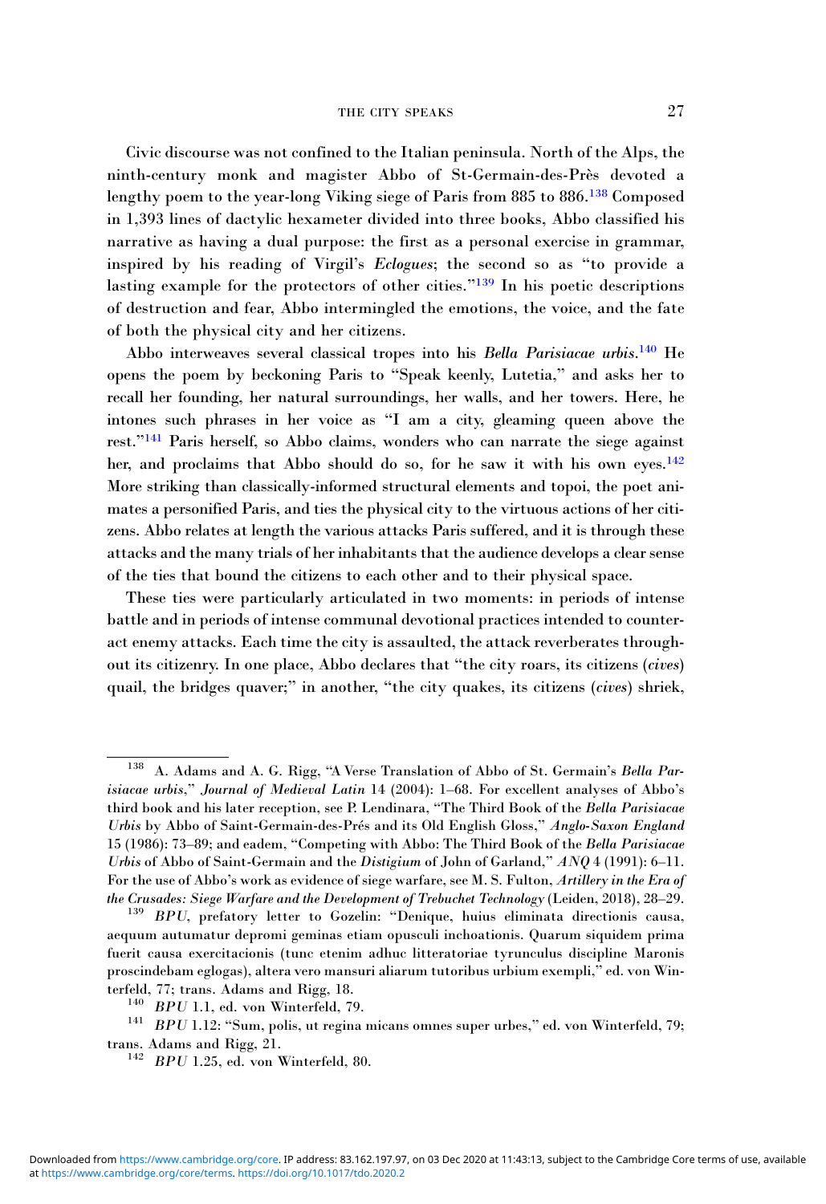Civic discourse was not confined to the Italian peninsula. North of the Alps, the ninth-century monk and magister Abbo of St-Germain-des-Près devoted a lengthy poem to the year-long Viking siege of Paris from 885 to 886.[138] Composed in 1,393 lines of dactylic hexameter divided into three books, Abbo classified his narrative as having a dual purpose: the first as a personal exercise in grammar, inspired by his reading of Virgil's *Eclogues*; the second so as "to provide a lasting example for the protectors of other cities."[139] In his poetic descriptions of destruction and fear, Abbo intermingled the emotions, the voice, and the fate of both the physical city and her citizens.

Abbo interweaves several classical tropes into his *Bella Parisiacae urbis*.[140] He opens the poem by beckoning Paris to "Speak keenly, Lutetia," and asks her to recall her founding, her natural surroundings, her walls, and her towers. Here, he intones such phrases in her voice as "I am a city, gleaming queen above the rest."[141] Paris herself, so Abbo claims, wonders who can narrate the siege against her, and proclaims that Abbo should do so, for he saw it with his own eyes.[142] More striking than classically-informed structural elements and topoi, the poet animates a personified Paris, and ties the physical city to the virtuous actions of her citizens. Abbo relates at length the various attacks Paris suffered, and it is through these attacks and the many trials of her inhabitants that the audience develops a clear sense of the ties that bound the citizens to each other and to their physical space.

These ties were particularly articulated in two moments: in periods of intense battle and in periods of intense communal devotional practices intended to counteract enemy attacks. Each time the city is assaulted, the attack reverberates throughout its citizenry. In one place, Abbo declares that "the city roars, its citizens (*cives*) quail, the bridges quaver;" in another, "the city quakes, its citizens (*cives*) shriek,

---

[138] A. Adams and A. G. Rigg, "A Verse Translation of Abbo of St. Germain's *Bella Parisiacae urbis*," *Journal of Medieval Latin* 14 (2004): 1–68. For excellent analyses of Abbo's third book and his later reception, see P. Lendinara, "The Third Book of the *Bella Parisiacae Urbis* by Abbo of Saint-Germain-des-Prés and its Old English Gloss," *Anglo-Saxon England* 15 (1986): 73–89; and eadem, "Competing with Abbo: The Third Book of the *Bella Parisiacae Urbis* of Abbo of Saint-Germain and the *Distigium* of John of Garland," *ANQ* 4 (1991): 6–11. For the use of Abbo's work as evidence of siege warfare, see M. S. Fulton, *Artillery in the Era of the Crusades: Siege Warfare and the Development of Trebuchet Technology* (Leiden, 2018), 28–29.

[139] *BPU*, prefatory letter to Gozelin: "Denique, huius eliminata directionis causa, aequum autumatur depromi geminas etiam opusculi inchoationis. Quarum siquidem prima fuerit causa exercitacionis (tunc etenim adhuc litteratoriae tyrunculus discipline Maronis proscindebam eglogas), altera vero mansuri aliarum tutoribus urbium exempli," ed. von Winterfeld, 77; trans. Adams and Rigg, 18.

[140] *BPU* 1.1, ed. von Winterfeld, 79.

[141] *BPU* 1.12: "Sum, polis, ut regina micans omnes super urbes," ed. von Winterfeld, 79; trans. Adams and Rigg, 21.

[142] *BPU* 1.25, ed. von Winterfeld, 80.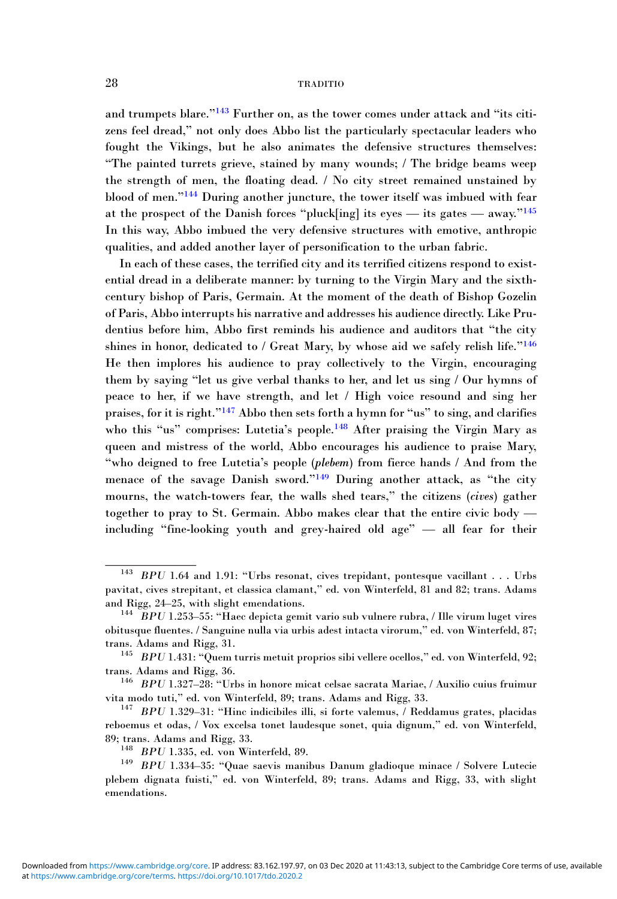and trumpets blare."[143] Further on, as the tower comes under attack and "its citizens feel dread," not only does Abbo list the particularly spectacular leaders who fought the Vikings, but he also animates the defensive structures themselves: "The painted turrets grieve, stained by many wounds; / The bridge beams weep the strength of men, the floating dead. / No city street remained unstained by blood of men."[144] During another juncture, the tower itself was imbued with fear at the prospect of the Danish forces "pluck[ing] its eyes — its gates — away."[145] In this way, Abbo imbued the very defensive structures with emotive, anthropic qualities, and added another layer of personification to the urban fabric.

In each of these cases, the terrified city and its terrified citizens respond to existential dread in a deliberate manner: by turning to the Virgin Mary and the sixth-century bishop of Paris, Germain. At the moment of the death of Bishop Gozelin of Paris, Abbo interrupts his narrative and addresses his audience directly. Like Prudentius before him, Abbo first reminds his audience and auditors that "the city shines in honor, dedicated to / Great Mary, by whose aid we safely relish life."[146] He then implores his audience to pray collectively to the Virgin, encouraging them by saying "let us give verbal thanks to her, and let us sing / Our hymns of peace to her, if we have strength, and let / High voice resound and sing her praises, for it is right."[147] Abbo then sets forth a hymn for "us" to sing, and clarifies who this "us" comprises: Lutetia's people.[148] After praising the Virgin Mary as queen and mistress of the world, Abbo encourages his audience to praise Mary, "who deigned to free Lutetia's people (*plebem*) from fierce hands / And from the menace of the savage Danish sword."[149] During another attack, as "the city mourns, the watch-towers fear, the walls shed tears," the citizens (*cives*) gather together to pray to St. Germain. Abbo makes clear that the entire civic body — including "fine-looking youth and grey-haired old age" — all fear for their

---

[143] *BPU* 1.64 and 1.91: "Urbs resonat, cives trepidant, pontesque vacillant . . . Urbs pavitat, cives strepitant, et classica clamant," ed. von Winterfeld, 81 and 82; trans. Adams and Rigg, 24–25, with slight emendations.

[144] *BPU* 1.253–55: "Haec depicta gemit vario sub vulnere rubra, / Ille virum luget vires obitusque fluentes. / Sanguine nulla via urbis adest intacta virorum," ed. von Winterfeld, 87; trans. Adams and Rigg, 31.

[145] *BPU* 1.431: "Quem turris metuit proprios sibi vellere ocellos," ed. von Winterfeld, 92; trans. Adams and Rigg, 36.

[146] *BPU* 1.327–28: "Urbs in honore micat celsae sacrata Mariae, / Auxilio cuius fruimur vita modo tuti," ed. von Winterfeld, 89; trans. Adams and Rigg, 33.

[147] *BPU* 1.329–31: "Hinc indicibiles illi, si forte valemus, / Reddamus grates, placidas reboemus et odas, / Vox excelsa tonet laudesque sonet, quia dignum," ed. von Winterfeld, 89; trans. Adams and Rigg, 33.

[148] *BPU* 1.335, ed. von Winterfeld, 89.

[149] *BPU* 1.334–35: "Quae saevis manibus Danum gladioque minace / Solvere Lutecie plebem dignata fuisti," ed. von Winterfeld, 89; trans. Adams and Rigg, 33, with slight emendations.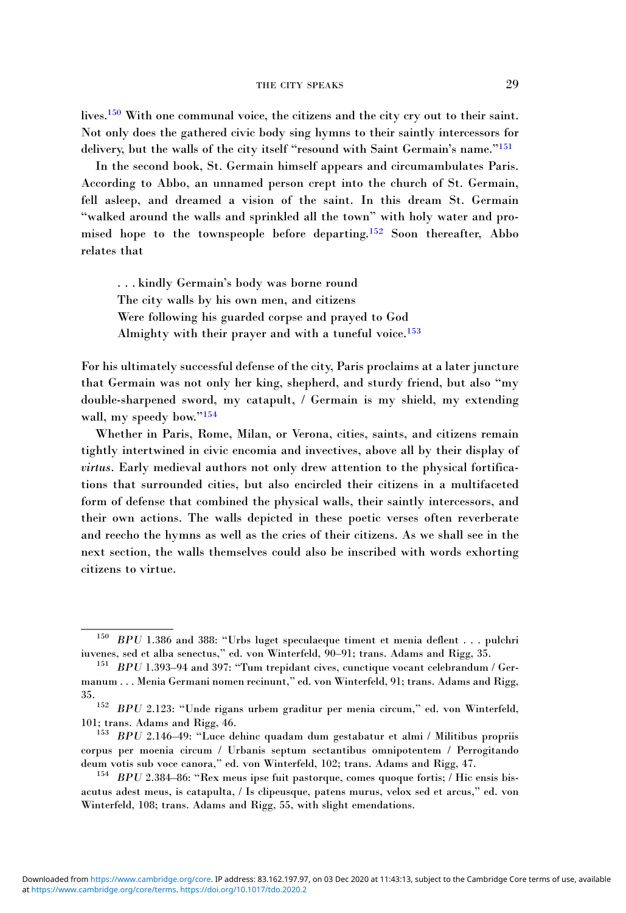lives.[150] With one communal voice, the citizens and the city cry out to their saint. Not only does the gathered civic body sing hymns to their saintly intercessors for delivery, but the walls of the city itself "resound with Saint Germain's name."[151]

In the second book, St. Germain himself appears and circumambulates Paris. According to Abbo, an unnamed person crept into the church of St. Germain, fell asleep, and dreamed a vision of the saint. In this dream St. Germain "walked around the walls and sprinkled all the town" with holy water and promised hope to the townspeople before departing.[152] Soon thereafter, Abbo relates that

> . . . kindly Germain's body was borne round
> The city walls by his own men, and citizens
> Were following his guarded corpse and prayed to God
> Almighty with their prayer and with a tuneful voice.[153]

For his ultimately successful defense of the city, Paris proclaims at a later juncture that Germain was not only her king, shepherd, and sturdy friend, but also "my double-sharpened sword, my catapult, / Germain is my shield, my extending wall, my speedy bow."[154]

Whether in Paris, Rome, Milan, or Verona, cities, saints, and citizens remain tightly intertwined in civic encomia and invectives, above all by their display of *virtus*. Early medieval authors not only drew attention to the physical fortifications that surrounded cities, but also encircled their citizens in a multifaceted form of defense that combined the physical walls, their saintly intercessors, and their own actions. The walls depicted in these poetic verses often reverberate and reecho the hymns as well as the cries of their citizens. As we shall see in the next section, the walls themselves could also be inscribed with words exhorting citizens to virtue.

---

[150] *BPU* 1.386 and 388: "Urbs luget speculaeque timent et menia deflent . . . pulchri iuvenes, sed et alba senectus," ed. von Winterfeld, 90–91; trans. Adams and Rigg, 35.

[151] *BPU* 1.393–94 and 397: "Tum trepidant cives, cunctique vocant celebrandum / Germanum . . . Menia Germani nomen recinunt," ed. von Winterfeld, 91; trans. Adams and Rigg, 35.

[152] *BPU* 2.123: "Unde rigans urbem graditur per menia circum," ed. von Winterfeld, 101; trans. Adams and Rigg, 46.

[153] *BPU* 2.146–49: "Luce dehinc quadam dum gestabatur et almi / Militibus propriis corpus per moenia circum / Urbanis septum sectantibus omnipotentem / Perrogitando deum votis sub voce canora," ed. von Winterfeld, 102; trans. Adams and Rigg, 47.

[154] *BPU* 2.384–86: "Rex meus ipse fuit pastorque, comes quoque fortis; / Hic ensis bisacutus adest meus, is catapulta, / Is clipeusque, patens murus, velox sed et arcus," ed. von Winterfeld, 108; trans. Adams and Rigg, 55, with slight emendations.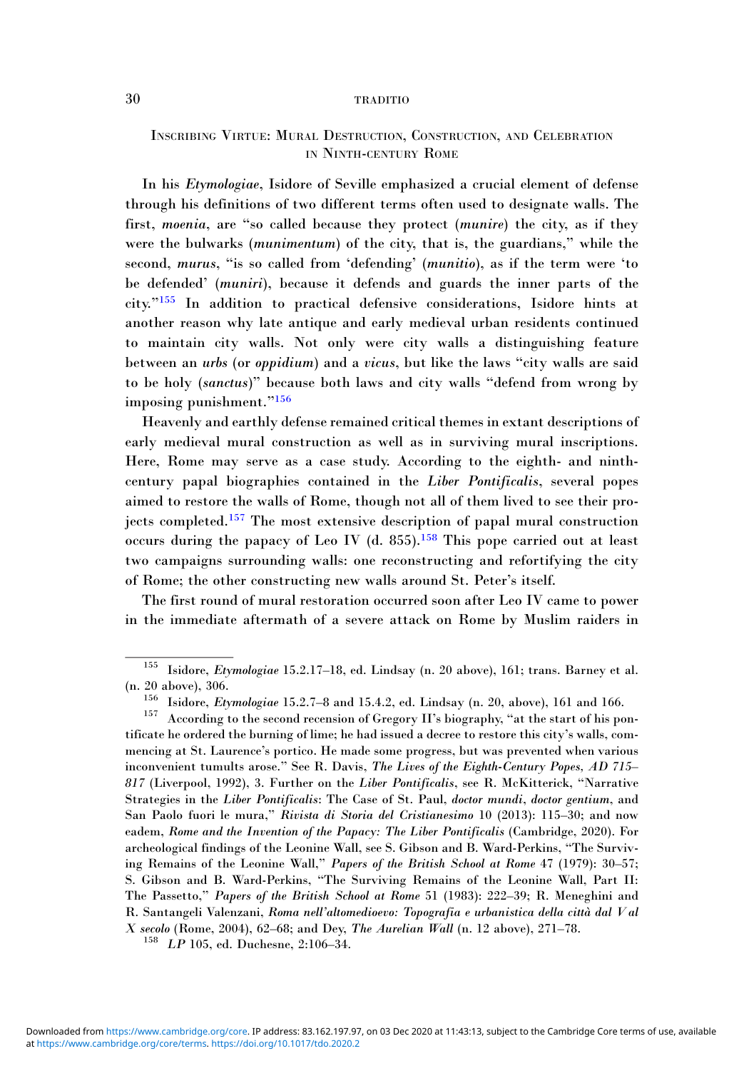## Inscribing Virtue: Mural Destruction, Construction, and Celebration in Ninth-century Rome

In his *Etymologiae*, Isidore of Seville emphasized a crucial element of defense through his definitions of two different terms often used to designate walls. The first, *moenia*, are "so called because they protect (*munire*) the city, as if they were the bulwarks (*munimentum*) of the city, that is, the guardians," while the second, *murus*, "is so called from 'defending' (*munitio*), as if the term were 'to be defended' (*muniri*), because it defends and guards the inner parts of the city."[155] In addition to practical defensive considerations, Isidore hints at another reason why late antique and early medieval urban residents continued to maintain city walls. Not only were city walls a distinguishing feature between an *urbs* (or *oppidium*) and a *vicus*, but like the laws "city walls are said to be holy (*sanctus*)" because both laws and city walls "defend from wrong by imposing punishment."[156]

Heavenly and earthly defense remained critical themes in extant descriptions of early medieval mural construction as well as in surviving mural inscriptions. Here, Rome may serve as a case study. According to the eighth- and ninth-century papal biographies contained in the *Liber Pontificalis*, several popes aimed to restore the walls of Rome, though not all of them lived to see their projects completed.[157] The most extensive description of papal mural construction occurs during the papacy of Leo IV (d. 855).[158] This pope carried out at least two campaigns surrounding walls: one reconstructing and refortifying the city of Rome; the other constructing new walls around St. Peter's itself.

The first round of mural restoration occurred soon after Leo IV came to power in the immediate aftermath of a severe attack on Rome by Muslim raiders in

---

[155] Isidore, *Etymologiae* 15.2.17–18, ed. Lindsay (n. 20 above), 161; trans. Barney et al. (n. 20 above), 306.

[156] Isidore, *Etymologiae* 15.2.7–8 and 15.4.2, ed. Lindsay (n. 20, above), 161 and 166.

[157] According to the second recension of Gregory II's biography, "at the start of his pontificate he ordered the burning of lime; he had issued a decree to restore this city's walls, commencing at St. Laurence's portico. He made some progress, but was prevented when various inconvenient tumults arose." See R. Davis, *The Lives of the Eighth-Century Popes, AD 715–817* (Liverpool, 1992), 3. Further on the *Liber Pontificalis*, see R. McKitterick, "Narrative Strategies in the *Liber Pontificalis*: The Case of St. Paul, *doctor mundi*, *doctor gentium*, and San Paolo fuori le mura," *Rivista di Storia del Cristianesimo* 10 (2013): 115–30; and now eadem, *Rome and the Invention of the Papacy: The Liber Pontificalis* (Cambridge, 2020). For archeological findings of the Leonine Wall, see S. Gibson and B. Ward-Perkins, "The Surviving Remains of the Leonine Wall," *Papers of the British School at Rome* 47 (1979): 30–57; S. Gibson and B. Ward-Perkins, "The Surviving Remains of the Leonine Wall, Part II: The Passetto," *Papers of the British School at Rome* 51 (1983): 222–39; R. Meneghini and R. Santangeli Valenzani, *Roma nell'altomedioevo: Topografia e urbanistica della città dal V al X secolo* (Rome, 2004), 62–68; and Dey, *The Aurelian Wall* (n. 12 above), 271–78.

[158] *LP* 105, ed. Duchesne, 2:106–34.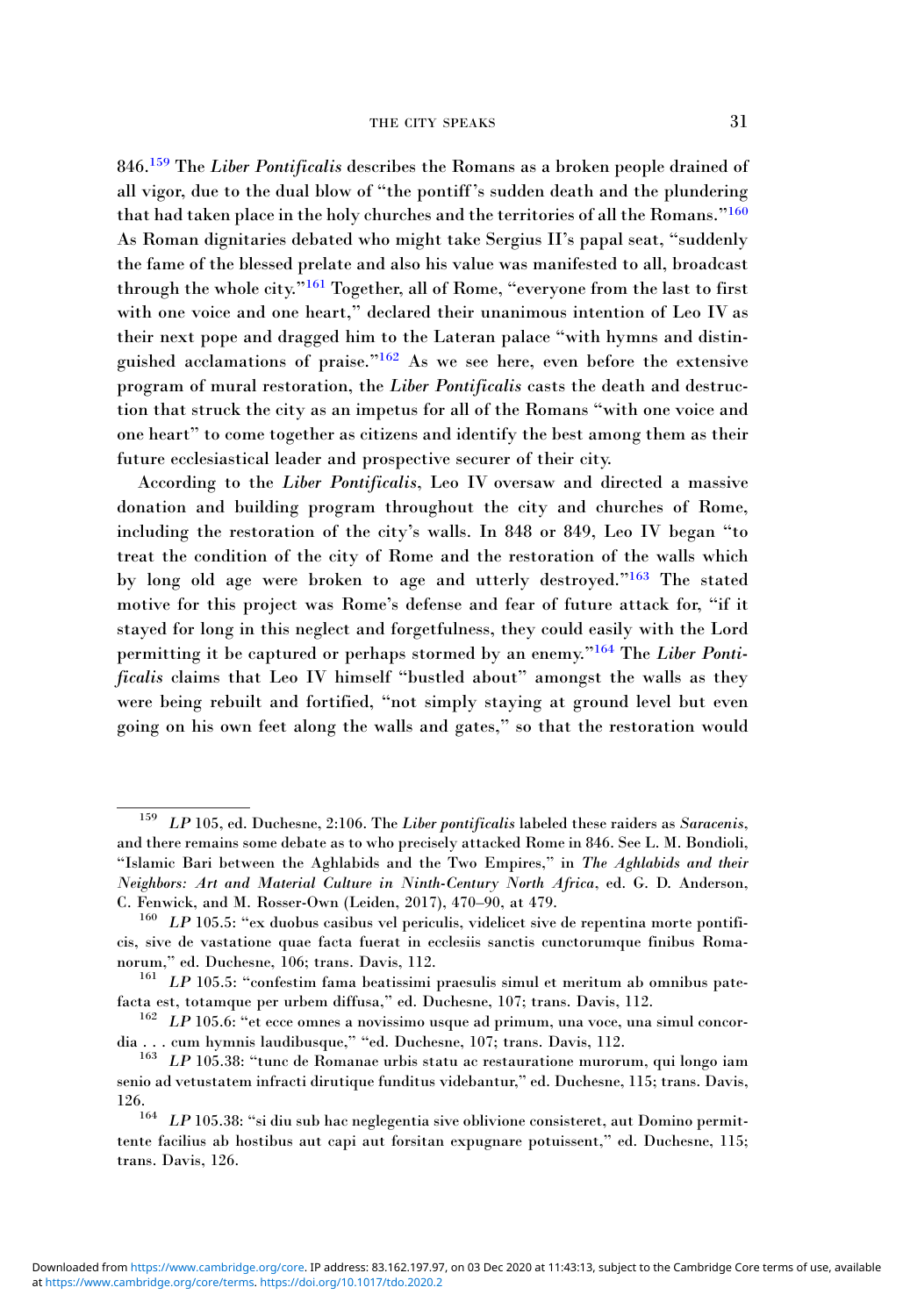846.[159] The *Liber Pontificalis* describes the Romans as a broken people drained of all vigor, due to the dual blow of "the pontiff's sudden death and the plundering that had taken place in the holy churches and the territories of all the Romans."[160] As Roman dignitaries debated who might take Sergius II's papal seat, "suddenly the fame of the blessed prelate and also his value was manifested to all, broadcast through the whole city."[161] Together, all of Rome, "everyone from the last to first with one voice and one heart," declared their unanimous intention of Leo IV as their next pope and dragged him to the Lateran palace "with hymns and distinguished acclamations of praise."[162] As we see here, even before the extensive program of mural restoration, the *Liber Pontificalis* casts the death and destruction that struck the city as an impetus for all of the Romans "with one voice and one heart" to come together as citizens and identify the best among them as their future ecclesiastical leader and prospective securer of their city.

According to the *Liber Pontificalis*, Leo IV oversaw and directed a massive donation and building program throughout the city and churches of Rome, including the restoration of the city's walls. In 848 or 849, Leo IV began "to treat the condition of the city of Rome and the restoration of the walls which by long old age were broken to age and utterly destroyed."[163] The stated motive for this project was Rome's defense and fear of future attack for, "if it stayed for long in this neglect and forgetfulness, they could easily with the Lord permitting it be captured or perhaps stormed by an enemy."[164] The *Liber Pontificalis* claims that Leo IV himself "bustled about" amongst the walls as they were being rebuilt and fortified, "not simply staying at ground level but even going on his own feet along the walls and gates," so that the restoration would

---

[159] *LP* 105, ed. Duchesne, 2:106. The *Liber pontificalis* labeled these raiders as *Saracenis*, and there remains some debate as to who precisely attacked Rome in 846. See L. M. Bondioli, "Islamic Bari between the Aghlabids and the Two Empires," in *The Aghlabids and their Neighbors: Art and Material Culture in Ninth-Century North Africa*, ed. G. D. Anderson, C. Fenwick, and M. Rosser-Own (Leiden, 2017), 470–90, at 479.

[160] *LP* 105.5: "ex duobus casibus vel periculis, videlicet sive de repentina morte pontificis, sive de vastatione quae facta fuerat in ecclesiis sanctis cunctorumque finibus Romanorum," ed. Duchesne, 106; trans. Davis, 112.

[161] *LP* 105.5: "confestim fama beatissimi praesulis simul et meritum ab omnibus patefacta est, totamque per urbem diffusa," ed. Duchesne, 107; trans. Davis, 112.

[162] *LP* 105.6: "et ecce omnes a novissimo usque ad primum, una voce, una simul concordia . . . cum hymnis laudibusque," "ed. Duchesne, 107; trans. Davis, 112.

[163] *LP* 105.38: "tunc de Romanae urbis statu ac restauratione murorum, qui longo iam senio ad vetustatem infracti dirutique funditus videbantur," ed. Duchesne, 115; trans. Davis, 126.

[164] *LP* 105.38: "si diu sub hac neglegentia sive oblivione consisteret, aut Domino permittente facilius ab hostibus aut capi aut forsitan expugnare potuissent," ed. Duchesne, 115; trans. Davis, 126.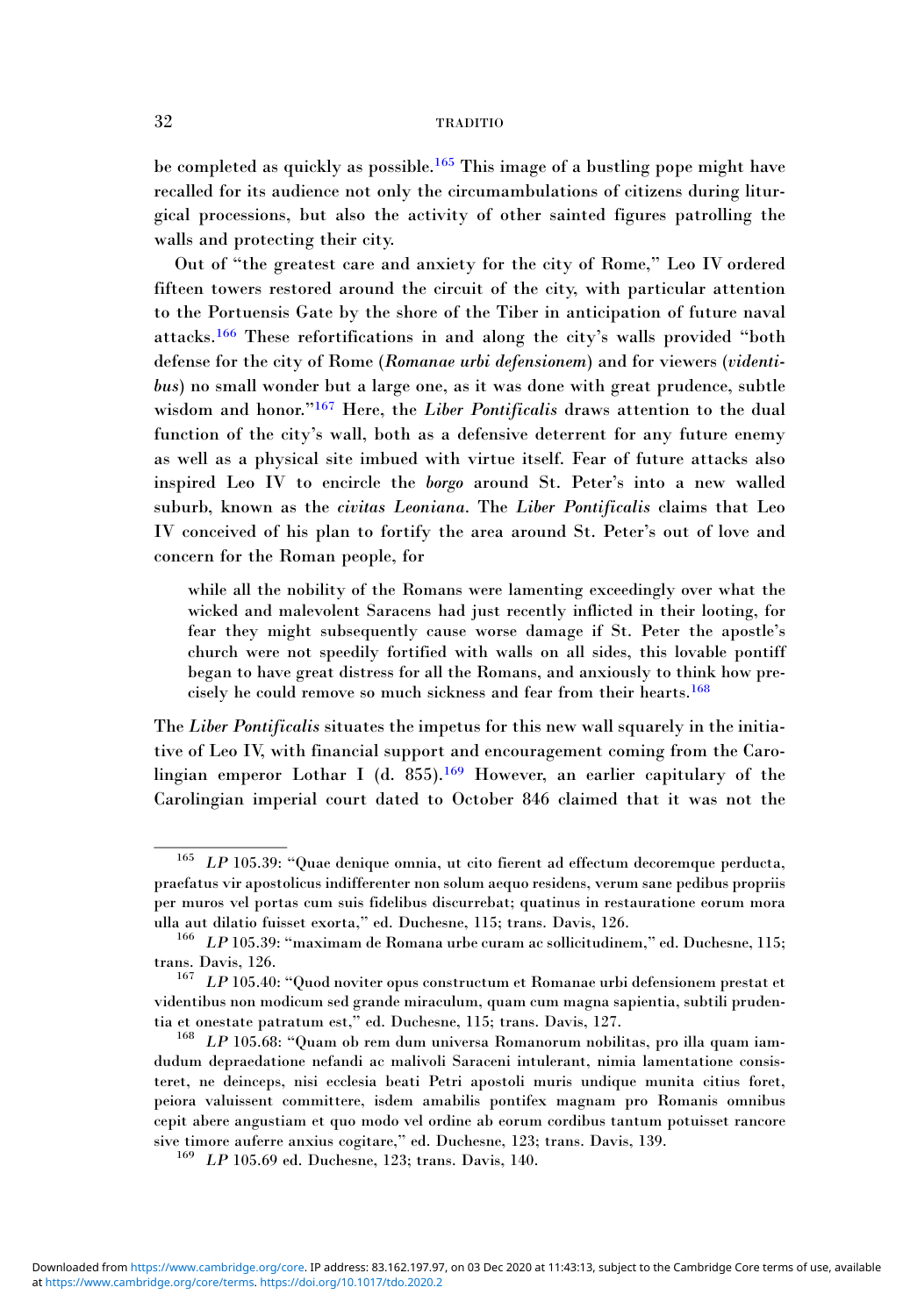be completed as quickly as possible.[165] This image of a bustling pope might have recalled for its audience not only the circumambulations of citizens during liturgical processions, but also the activity of other sainted figures patrolling the walls and protecting their city.

Out of "the greatest care and anxiety for the city of Rome," Leo IV ordered fifteen towers restored around the circuit of the city, with particular attention to the Portuensis Gate by the shore of the Tiber in anticipation of future naval attacks.[166] These refortifications in and along the city's walls provided "both defense for the city of Rome (*Romanae urbi defensionem*) and for viewers (*videntibus*) no small wonder but a large one, as it was done with great prudence, subtle wisdom and honor."[167] Here, the *Liber Pontificalis* draws attention to the dual function of the city's wall, both as a defensive deterrent for any future enemy as well as a physical site imbued with virtue itself. Fear of future attacks also inspired Leo IV to encircle the *borgo* around St. Peter's into a new walled suburb, known as the *civitas Leoniana*. The *Liber Pontificalis* claims that Leo IV conceived of his plan to fortify the area around St. Peter's out of love and concern for the Roman people, for

> while all the nobility of the Romans were lamenting exceedingly over what the wicked and malevolent Saracens had just recently inflicted in their looting, for fear they might subsequently cause worse damage if St. Peter the apostle's church were not speedily fortified with walls on all sides, this lovable pontiff began to have great distress for all the Romans, and anxiously to think how precisely he could remove so much sickness and fear from their hearts.[168]

The *Liber Pontificalis* situates the impetus for this new wall squarely in the initiative of Leo IV, with financial support and encouragement coming from the Carolingian emperor Lothar I (d. 855).[169] However, an earlier capitulary of the Carolingian imperial court dated to October 846 claimed that it was not the

---

[165] *LP* 105.39: "Quae denique omnia, ut cito fierent ad effectum decoremque perducta, praefatus vir apostolicus indifferenter non solum aequo residens, verum sane pedibus propriis per muros vel portas cum suis fidelibus discurrebat; quatinus in restauratione eorum mora ulla aut dilatio fuisset exorta," ed. Duchesne, 115; trans. Davis, 126.

[166] *LP* 105.39: "maximam de Romana urbe curam ac sollicitudinem," ed. Duchesne, 115; trans. Davis, 126.

[167] *LP* 105.40: "Quod noviter opus constructum et Romanae urbi defensionem prestat et videntibus non modicum sed grande miraculum, quam cum magna sapientia, subtili prudentia et onestate patratum est," ed. Duchesne, 115; trans. Davis, 127.

[168] *LP* 105.68: "Quam ob rem dum universa Romanorum nobilitas, pro illa quam iamdudum depraedatione nefandi ac malivoli Saraceni intulerant, nimia lamentatione consisteret, ne deinceps, nisi ecclesia beati Petri apostoli muris undique munita citius foret, peiora valuissent committere, isdem amabilis pontifex magnam pro Romanis omnibus cepit abere angustiam et quo modo vel ordine ab eorum cordibus tantum potuisset rancore sive timore auferre anxius cogitare," ed. Duchesne, 123; trans. Davis, 139.

[169] *LP* 105.69 ed. Duchesne, 123; trans. Davis, 140.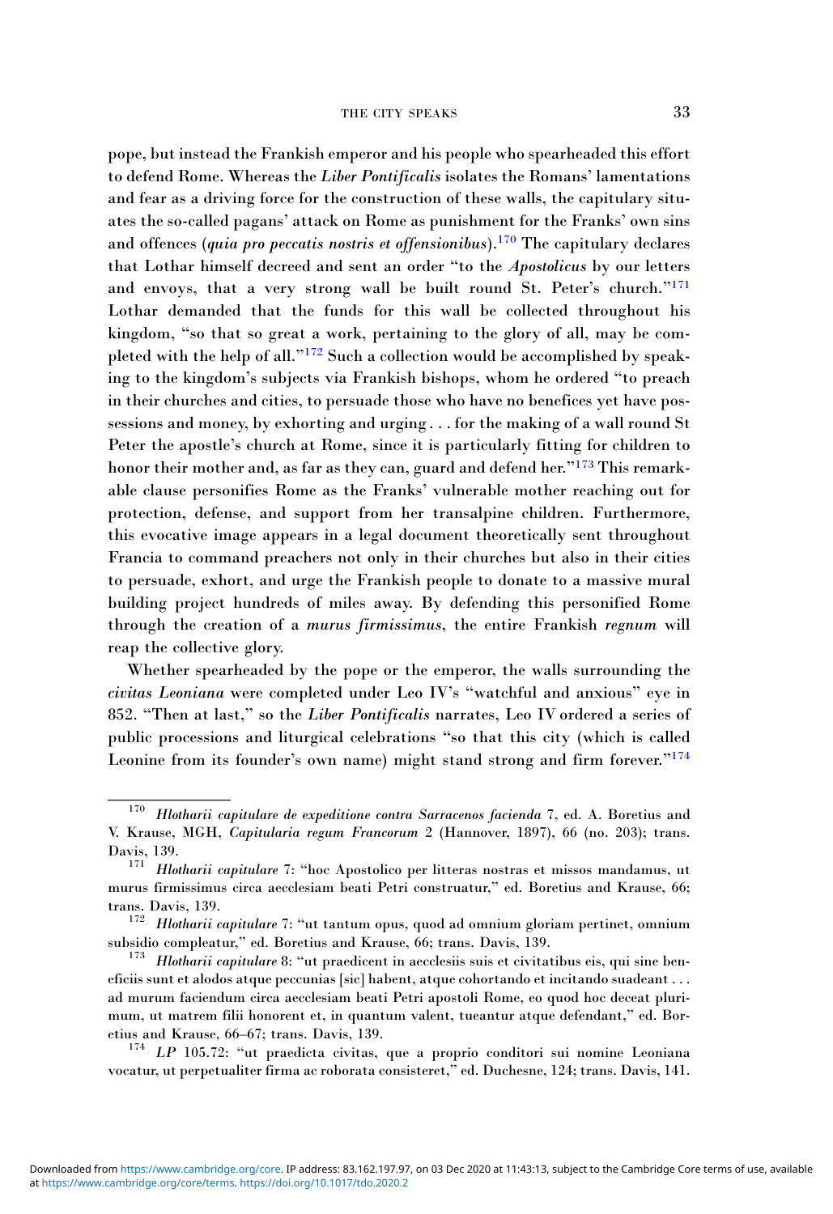pope, but instead the Frankish emperor and his people who spearheaded this effort to defend Rome. Whereas the *Liber Pontificalis* isolates the Romans' lamentations and fear as a driving force for the construction of these walls, the capitulary situates the so-called pagans' attack on Rome as punishment for the Franks' own sins and offences (*quia pro peccatis nostris et offensionibus*).[170] The capitulary declares that Lothar himself decreed and sent an order "to the *Apostolicus* by our letters and envoys, that a very strong wall be built round St. Peter's church."[171] Lothar demanded that the funds for this wall be collected throughout his kingdom, "so that so great a work, pertaining to the glory of all, may be completed with the help of all."[172] Such a collection would be accomplished by speaking to the kingdom's subjects via Frankish bishops, whom he ordered "to preach in their churches and cities, to persuade those who have no benefices yet have possessions and money, by exhorting and urging . . . for the making of a wall round St Peter the apostle's church at Rome, since it is particularly fitting for children to honor their mother and, as far as they can, guard and defend her."[173] This remarkable clause personifies Rome as the Franks' vulnerable mother reaching out for protection, defense, and support from her transalpine children. Furthermore, this evocative image appears in a legal document theoretically sent throughout Francia to command preachers not only in their churches but also in their cities to persuade, exhort, and urge the Frankish people to donate to a massive mural building project hundreds of miles away. By defending this personified Rome through the creation of a *murus firmissimus*, the entire Frankish *regnum* will reap the collective glory.

Whether spearheaded by the pope or the emperor, the walls surrounding the *civitas Leoniana* were completed under Leo IV's "watchful and anxious" eye in 852. "Then at last," so the *Liber Pontificalis* narrates, Leo IV ordered a series of public processions and liturgical celebrations "so that this city (which is called Leonine from its founder's own name) might stand strong and firm forever."[174]

---

[170] *Hlotharii capitulare de expeditione contra Sarracenos facienda* 7, ed. A. Boretius and V. Krause, MGH, *Capitularia regum Francorum* 2 (Hannover, 1897), 66 (no. 203); trans. Davis, 139.

[171] *Hlotharii capitulare* 7: "hoc Apostolico per litteras nostras et missos mandamus, ut murus firmissimus circa aecclesiam beati Petri construatur," ed. Boretius and Krause, 66; trans. Davis, 139.

[172] *Hlotharii capitulare* 7: "ut tantum opus, quod ad omnium gloriam pertinet, omnium subsidio compleatur," ed. Boretius and Krause, 66; trans. Davis, 139.

[173] *Hlotharii capitulare* 8: "ut praedicent in aecclesiis suis et civitatibus eis, qui sine beneficiis sunt et alodos atque peccunias [sic] habent, atque cohortando et incitando suadeant . . . ad murum faciendum circa aecclesiam beati Petri apostoli Rome, eo quod hoc deceat plurimum, ut matrem filii honorent et, in quantum valent, tueantur atque defendant," ed. Boretius and Krause, 66–67; trans. Davis, 139.

[174] *LP* 105.72: "ut praedicta civitas, que a proprio conditori sui nomine Leoniana vocatur, ut perpetualiter firma ac roborata consisteret," ed. Duchesne, 124; trans. Davis, 141.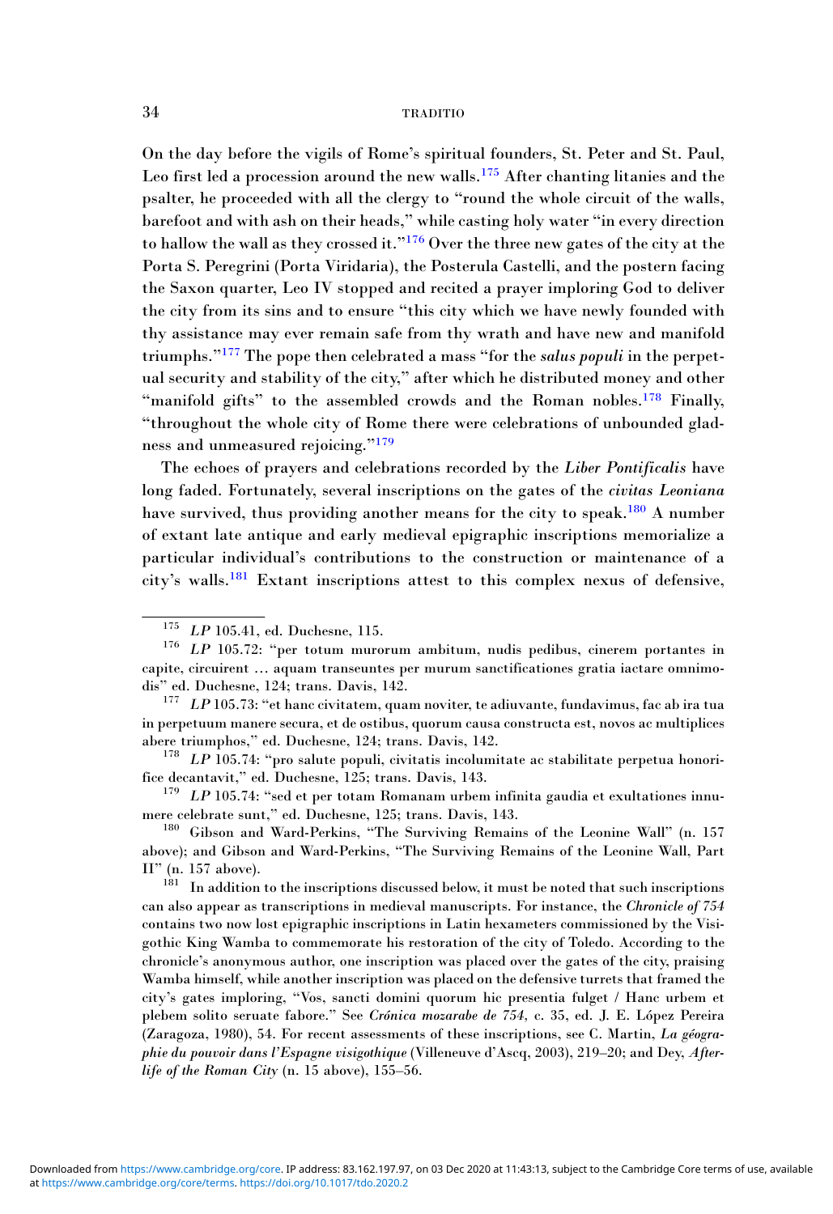On the day before the vigils of Rome's spiritual founders, St. Peter and St. Paul, Leo first led a procession around the new walls.[175] After chanting litanies and the psalter, he proceeded with all the clergy to "round the whole circuit of the walls, barefoot and with ash on their heads," while casting holy water "in every direction to hallow the wall as they crossed it."[176] Over the three new gates of the city at the Porta S. Peregrini (Porta Viridaria), the Posterula Castelli, and the postern facing the Saxon quarter, Leo IV stopped and recited a prayer imploring God to deliver the city from its sins and to ensure "this city which we have newly founded with thy assistance may ever remain safe from thy wrath and have new and manifold triumphs."[177] The pope then celebrated a mass "for the *salus populi* in the perpetual security and stability of the city," after which he distributed money and other "manifold gifts" to the assembled crowds and the Roman nobles.[178] Finally, "throughout the whole city of Rome there were celebrations of unbounded gladness and unmeasured rejoicing."[179]

The echoes of prayers and celebrations recorded by the *Liber Pontificalis* have long faded. Fortunately, several inscriptions on the gates of the *civitas Leoniana* have survived, thus providing another means for the city to speak.[180] A number of extant late antique and early medieval epigraphic inscriptions memorialize a particular individual's contributions to the construction or maintenance of a city's walls.[181] Extant inscriptions attest to this complex nexus of defensive,

---

[175] *LP* 105.41, ed. Duchesne, 115.

[176] *LP* 105.72: "per totum murorum ambitum, nudis pedibus, cinerem portantes in capite, circuirent … aquam transeuntes per murum sanctificationes gratia iactare omnimodis" ed. Duchesne, 124; trans. Davis, 142.

[177] *LP* 105.73: "et hanc civitatem, quam noviter, te adiuvante, fundavimus, fac ab ira tua in perpetuum manere secura, et de ostibus, quorum causa constructa est, novos ac multiplices abere triumphos," ed. Duchesne, 124; trans. Davis, 142.

[178] *LP* 105.74: "pro salute populi, civitatis incolumitate ac stabilitate perpetua honorifice decantavit," ed. Duchesne, 125; trans. Davis, 143.

[179] *LP* 105.74: "sed et per totam Romanam urbem infinita gaudia et exultationes innumere celebrate sunt," ed. Duchesne, 125; trans. Davis, 143.

[180] Gibson and Ward-Perkins, "The Surviving Remains of the Leonine Wall" (n. 157 above); and Gibson and Ward-Perkins, "The Surviving Remains of the Leonine Wall, Part II" (n. 157 above).

[181] In addition to the inscriptions discussed below, it must be noted that such inscriptions can also appear as transcriptions in medieval manuscripts. For instance, the *Chronicle of 754* contains two now lost epigraphic inscriptions in Latin hexameters commissioned by the Visigothic King Wamba to commemorate his restoration of the city of Toledo. According to the chronicle's anonymous author, one inscription was placed over the gates of the city, praising Wamba himself, while another inscription was placed on the defensive turrets that framed the city's gates imploring, "Vos, sancti domini quorum hic presentia fulget / Hanc urbem et plebem solito seruate fabore." See *Crónica mozarabe de 754,* c. 35, ed. J. E. López Pereira (Zaragoza, 1980), 54. For recent assessments of these inscriptions, see C. Martin, *La géographie du pouvoir dans l'Espagne visigothique* (Villeneuve d'Ascq, 2003), 219–20; and Dey, *Afterlife of the Roman City* (n. 15 above), 155–56.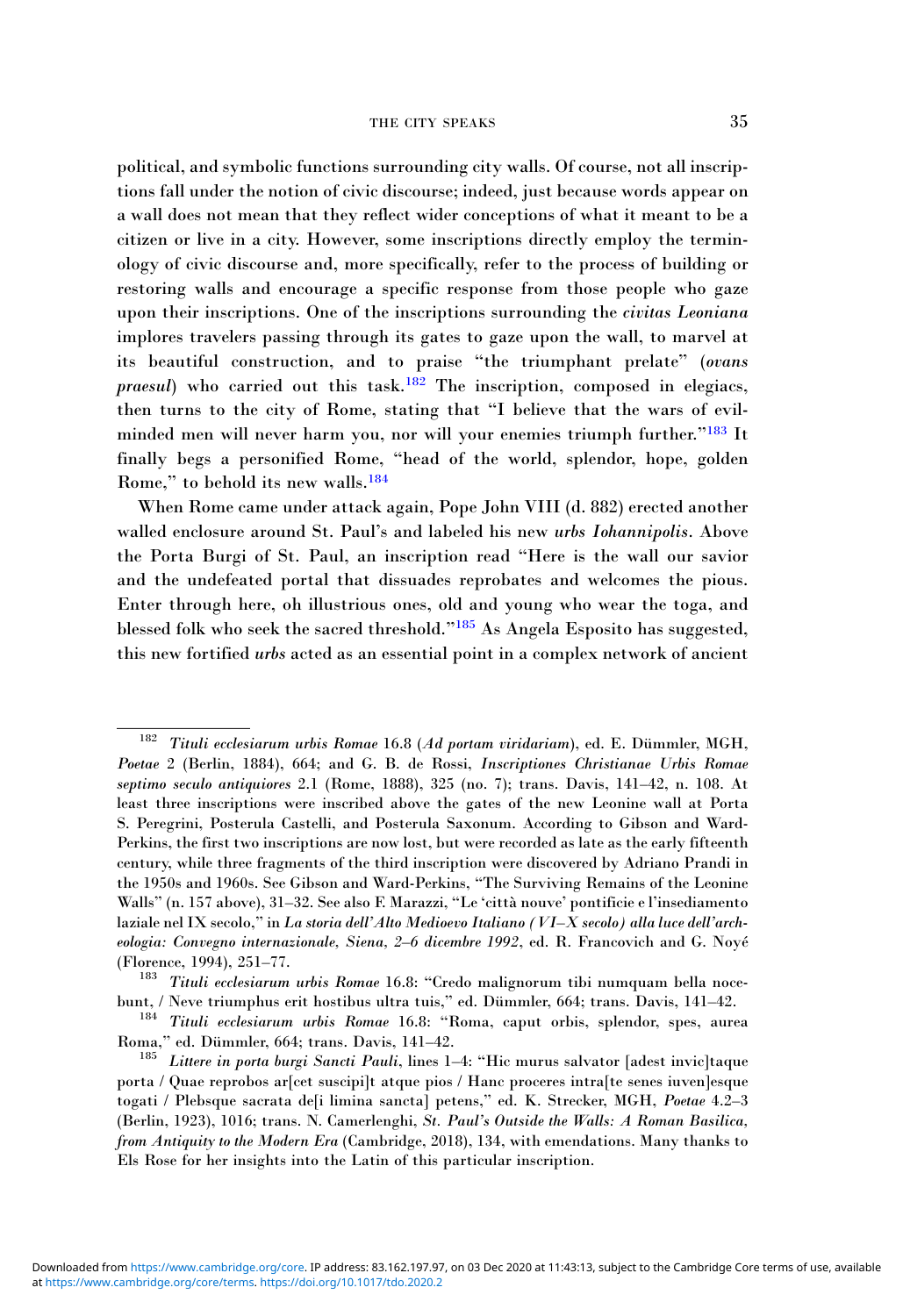political, and symbolic functions surrounding city walls. Of course, not all inscriptions fall under the notion of civic discourse; indeed, just because words appear on a wall does not mean that they reflect wider conceptions of what it meant to be a citizen or live in a city. However, some inscriptions directly employ the terminology of civic discourse and, more specifically, refer to the process of building or restoring walls and encourage a specific response from those people who gaze upon their inscriptions. One of the inscriptions surrounding the *civitas Leoniana* implores travelers passing through its gates to gaze upon the wall, to marvel at its beautiful construction, and to praise "the triumphant prelate" (*ovans praesul*) who carried out this task.[182] The inscription, composed in elegiacs, then turns to the city of Rome, stating that "I believe that the wars of evil-minded men will never harm you, nor will your enemies triumph further."[183] It finally begs a personified Rome, "head of the world, splendor, hope, golden Rome," to behold its new walls.[184]

When Rome came under attack again, Pope John VIII (d. 882) erected another walled enclosure around St. Paul's and labeled his new *urbs Iohannipolis*. Above the Porta Burgi of St. Paul, an inscription read "Here is the wall our savior and the undefeated portal that dissuades reprobates and welcomes the pious. Enter through here, oh illustrious ones, old and young who wear the toga, and blessed folk who seek the sacred threshold."[185] As Angela Esposito has suggested, this new fortified *urbs* acted as an essential point in a complex network of ancient

---

[182] *Tituli ecclesiarum urbis Romae* 16.8 (*Ad portam viridariam*), ed. E. Dümmler, MGH, *Poetae* 2 (Berlin, 1884), 664; and G. B. de Rossi, *Inscriptiones Christianae Urbis Romae septimo seculo antiquiores* 2.1 (Rome, 1888), 325 (no. 7); trans. Davis, 141–42, n. 108. At least three inscriptions were inscribed above the gates of the new Leonine wall at Porta S. Peregrini, Posterula Castelli, and Posterula Saxonum. According to Gibson and Ward-Perkins, the first two inscriptions are now lost, but were recorded as late as the early fifteenth century, while three fragments of the third inscription were discovered by Adriano Prandi in the 1950s and 1960s. See Gibson and Ward-Perkins, "The Surviving Remains of the Leonine Walls" (n. 157 above), 31–32. See also F. Marazzi, "Le 'città nouve' pontificie e l'insediamento laziale nel IX secolo," in *La storia dell'Alto Medioevo Italiano (VI–X secolo) alla luce dell'archeologia: Convegno internazionale, Siena, 2–6 dicembre 1992*, ed. R. Francovich and G. Noyé (Florence, 1994), 251–77.

[183] *Tituli ecclesiarum urbis Romae* 16.8: "Credo malignorum tibi numquam bella nocebunt, / Neve triumphus erit hostibus ultra tuis," ed. Dümmler, 664; trans. Davis, 141–42.

[184] *Tituli ecclesiarum urbis Romae* 16.8: "Roma, caput orbis, splendor, spes, aurea Roma," ed. Dümmler, 664; trans. Davis, 141–42.

[185] *Littere in porta burgi Sancti Pauli*, lines 1–4: "Hic murus salvator [adest invic]taque porta / Quae reprobos ar[cet suscipi]t atque pios / Hanc proceres intra[te senes iuven]esque togati / Plebsque sacrata de[i limina sancta] petens," ed. K. Strecker, MGH, *Poetae* 4.2–3 (Berlin, 1923), 1016; trans. N. Camerlenghi, *St. Paul's Outside the Walls: A Roman Basilica, from Antiquity to the Modern Era* (Cambridge, 2018), 134, with emendations. Many thanks to Els Rose for her insights into the Latin of this particular inscription.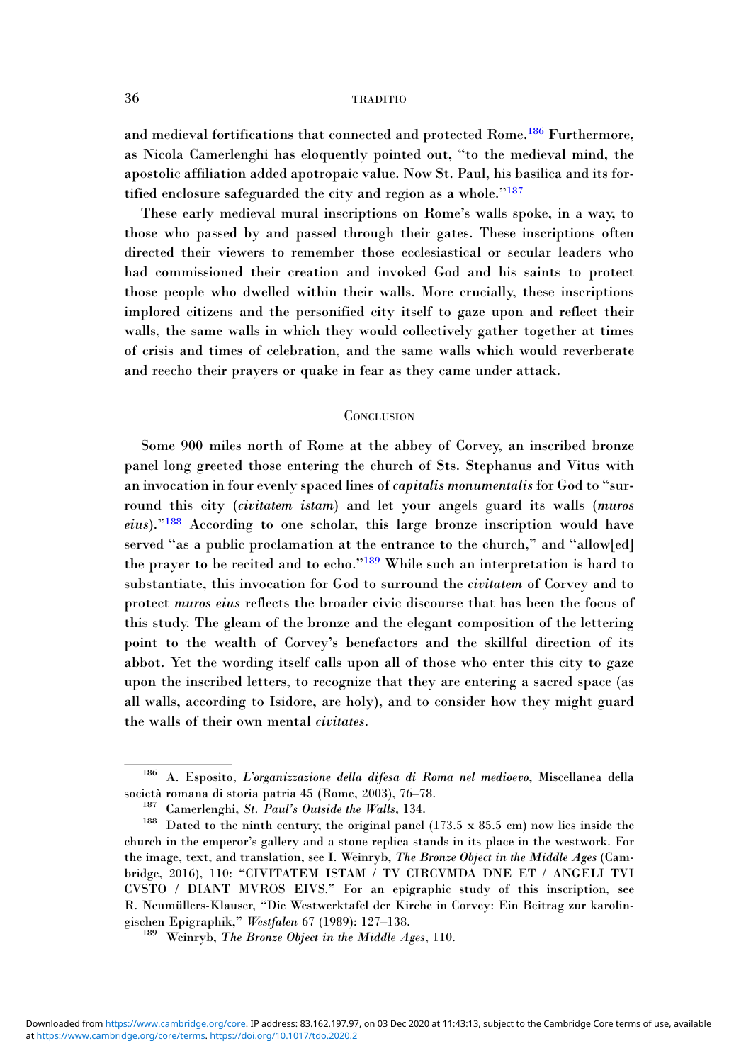and medieval fortifications that connected and protected Rome.[186] Furthermore, as Nicola Camerlenghi has eloquently pointed out, "to the medieval mind, the apostolic affiliation added apotropaic value. Now St. Paul, his basilica and its fortified enclosure safeguarded the city and region as a whole."[187]

These early medieval mural inscriptions on Rome's walls spoke, in a way, to those who passed by and passed through their gates. These inscriptions often directed their viewers to remember those ecclesiastical or secular leaders who had commissioned their creation and invoked God and his saints to protect those people who dwelled within their walls. More crucially, these inscriptions implored citizens and the personified city itself to gaze upon and reflect their walls, the same walls in which they would collectively gather together at times of crisis and times of celebration, and the same walls which would reverberate and reecho their prayers or quake in fear as they came under attack.

## Conclusion

Some 900 miles north of Rome at the abbey of Corvey, an inscribed bronze panel long greeted those entering the church of Sts. Stephanus and Vitus with an invocation in four evenly spaced lines of *capitalis monumentalis* for God to "surround this city (*civitatem istam*) and let your angels guard its walls (*muros eius*)."[188] According to one scholar, this large bronze inscription would have served "as a public proclamation at the entrance to the church," and "allow[ed] the prayer to be recited and to echo."[189] While such an interpretation is hard to substantiate, this invocation for God to surround the *civitatem* of Corvey and to protect *muros eius* reflects the broader civic discourse that has been the focus of this study. The gleam of the bronze and the elegant composition of the lettering point to the wealth of Corvey's benefactors and the skillful direction of its abbot. Yet the wording itself calls upon all of those who enter this city to gaze upon the inscribed letters, to recognize that they are entering a sacred space (as all walls, according to Isidore, are holy), and to consider how they might guard the walls of their own mental *civitates*.

---

[186] A. Esposito, *L'organizzazione della difesa di Roma nel medioevo*, Miscellanea della società romana di storia patria 45 (Rome, 2003), 76–78.

[187] Camerlenghi, *St. Paul's Outside the Walls*, 134.

[188] Dated to the ninth century, the original panel (173.5 x 85.5 cm) now lies inside the church in the emperor's gallery and a stone replica stands in its place in the westwork. For the image, text, and translation, see I. Weinryb, *The Bronze Object in the Middle Ages* (Cambridge, 2016), 110: "CIVITATEM ISTAM / TV CIRCVMDA DNE ET / ANGELI TVI CVSTO / DIANT MVROS EIVS." For an epigraphic study of this inscription, see R. Neumüllers-Klauser, "Die Westwerktafel der Kirche in Corvey: Ein Beitrag zur karolingischen Epigraphik," *Westfalen* 67 (1989): 127–138.

[189] Weinryb, *The Bronze Object in the Middle Ages*, 110.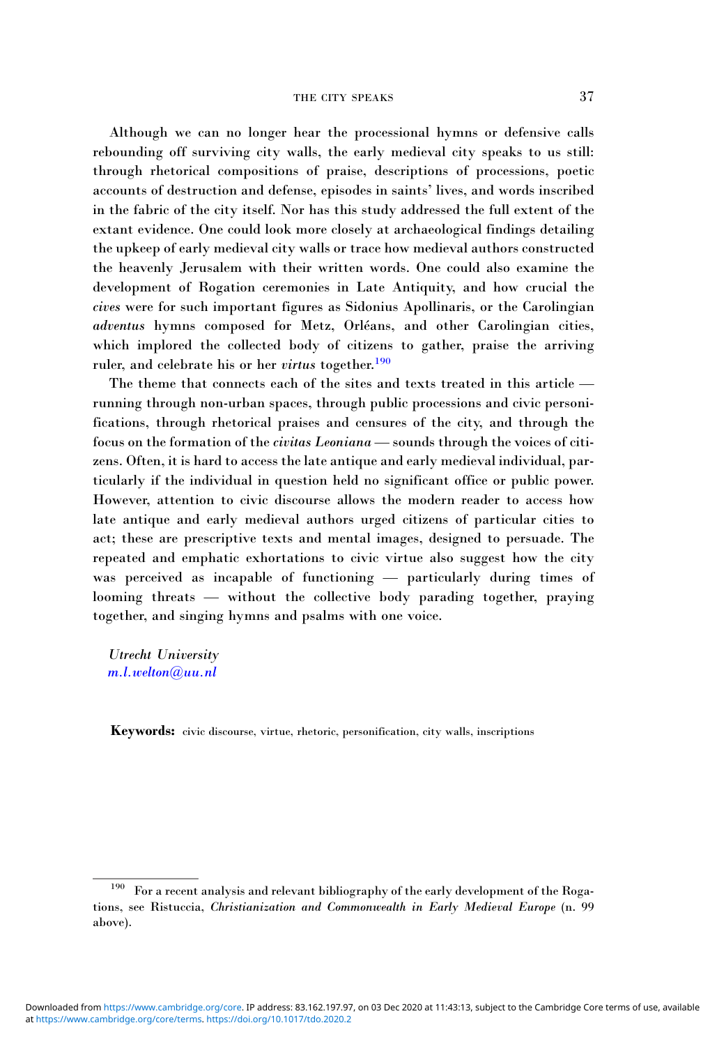Although we can no longer hear the processional hymns or defensive calls rebounding off surviving city walls, the early medieval city speaks to us still: through rhetorical compositions of praise, descriptions of processions, poetic accounts of destruction and defense, episodes in saints' lives, and words inscribed in the fabric of the city itself. Nor has this study addressed the full extent of the extant evidence. One could look more closely at archaeological findings detailing the upkeep of early medieval city walls or trace how medieval authors constructed the heavenly Jerusalem with their written words. One could also examine the development of Rogation ceremonies in Late Antiquity, and how crucial the *cives* were for such important figures as Sidonius Apollinaris, or the Carolingian *adventus* hymns composed for Metz, Orléans, and other Carolingian cities, which implored the collected body of citizens to gather, praise the arriving ruler, and celebrate his or her *virtus* together.[190]

The theme that connects each of the sites and texts treated in this article — running through non-urban spaces, through public processions and civic personifications, through rhetorical praises and censures of the city, and through the focus on the formation of the *civitas Leoniana* — sounds through the voices of citizens. Often, it is hard to access the late antique and early medieval individual, particularly if the individual in question held no significant office or public power. However, attention to civic discourse allows the modern reader to access how late antique and early medieval authors urged citizens of particular cities to act; these are prescriptive texts and mental images, designed to persuade. The repeated and emphatic exhortations to civic virtue also suggest how the city was perceived as incapable of functioning — particularly during times of looming threats — without the collective body parading together, praying together, and singing hymns and psalms with one voice.

*Utrecht University*
*m.l.welton@uu.nl*

**Keywords:** civic discourse, virtue, rhetoric, personification, city walls, inscriptions

---

[190] For a recent analysis and relevant bibliography of the early development of the Rogations, see Ristuccia, *Christianization and Commonwealth in Early Medieval Europe* (n. 99 above).